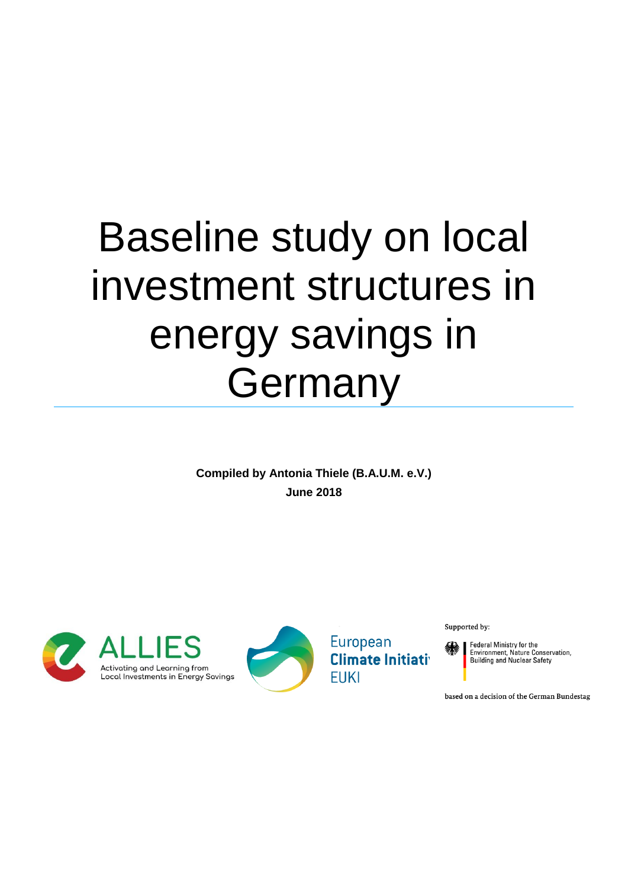# Baseline study on local investment structures in energy savings in Germany

**Compiled by Antonia Thiele (B.A.U.M. e.V.)**

**June 2018**

ALLIES

Activating and Learning from Local Investments in Energy Savings

European Climate Initiative EUKI

Supported by:

Federal Ministry for the Environment, Nature Conservation, Building and Nuclear Safety

based on a decision of the German Bundestag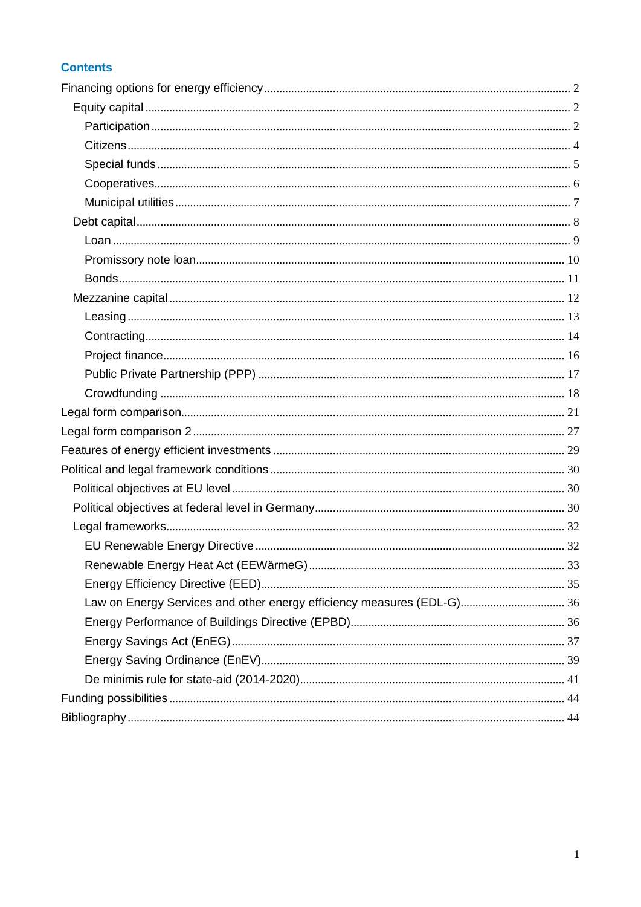## Contents

- Financing options for energy efficiency ... 2
  - Equity capital ... 2
    - Participation ... 2
    - Citizens ... 4
    - Special funds ... 5
    - Cooperatives ... 6
    - Municipal utilities ... 7
  - Debt capital ... 8
    - Loan ... 9
    - Promissory note loan ... 10
    - Bonds ... 11
  - Mezzanine capital ... 12
    - Leasing ... 13
    - Contracting ... 14
    - Project finance ... 16
    - Public Private Partnership (PPP) ... 17
    - Crowdfunding ... 18
- Legal form comparison ... 21
- Legal form comparison 2 ... 27
- Features of energy efficient investments ... 29
- Political and legal framework conditions ... 30
  - Political objectives at EU level ... 30
  - Political objectives at federal level in Germany ... 30
  - Legal frameworks ... 32
    - EU Renewable Energy Directive ... 32
    - Renewable Energy Heat Act (EEWärmeG) ... 33
    - Energy Efficiency Directive (EED) ... 35
    - Law on Energy Services and other energy efficiency measures (EDL-G) ... 36
    - Energy Performance of Buildings Directive (EPBD) ... 36
    - Energy Savings Act (EnEG) ... 37
    - Energy Saving Ordinance (EnEV) ... 39
    - De minimis rule for state-aid (2014-2020) ... 41
- Funding possibilities ... 44
- Bibliography ... 44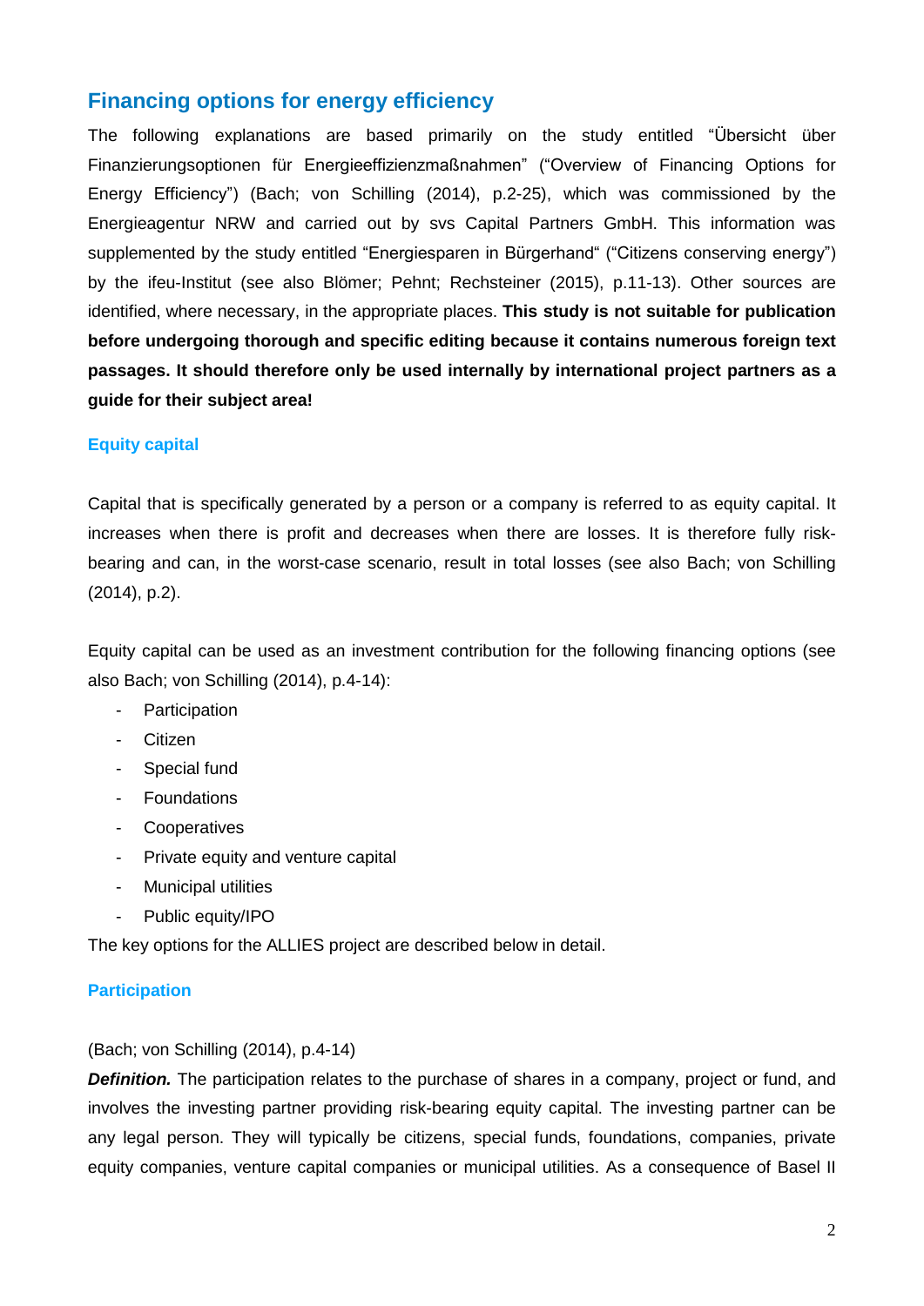## Financing options for energy efficiency

The following explanations are based primarily on the study entitled "Übersicht über Finanzierungsoptionen für Energieeffizienzmaßnahmen" ("Overview of Financing Options for Energy Efficiency") (Bach; von Schilling (2014), p.2-25), which was commissioned by the Energieagentur NRW and carried out by svs Capital Partners GmbH. This information was supplemented by the study entitled "Energiesparen in Bürgerhand" ("Citizens conserving energy") by the ifeu-Institut (see also Blömer; Pehnt; Rechsteiner (2015), p.11-13). Other sources are identified, where necessary, in the appropriate places. **This study is not suitable for publication before undergoing thorough and specific editing because it contains numerous foreign text passages. It should therefore only be used internally by international project partners as a guide for their subject area!**

### Equity capital

Capital that is specifically generated by a person or a company is referred to as equity capital. It increases when there is profit and decreases when there are losses. It is therefore fully risk-bearing and can, in the worst-case scenario, result in total losses (see also Bach; von Schilling (2014), p.2).

Equity capital can be used as an investment contribution for the following financing options (see also Bach; von Schilling (2014), p.4-14):

- Participation
- Citizen
- Special fund
- Foundations
- Cooperatives
- Private equity and venture capital
- Municipal utilities
- Public equity/IPO

The key options for the ALLIES project are described below in detail.

### Participation

(Bach; von Schilling (2014), p.4-14)

***Definition.*** The participation relates to the purchase of shares in a company, project or fund, and involves the investing partner providing risk-bearing equity capital. The investing partner can be any legal person. They will typically be citizens, special funds, foundations, companies, private equity companies, venture capital companies or municipal utilities. As a consequence of Basel II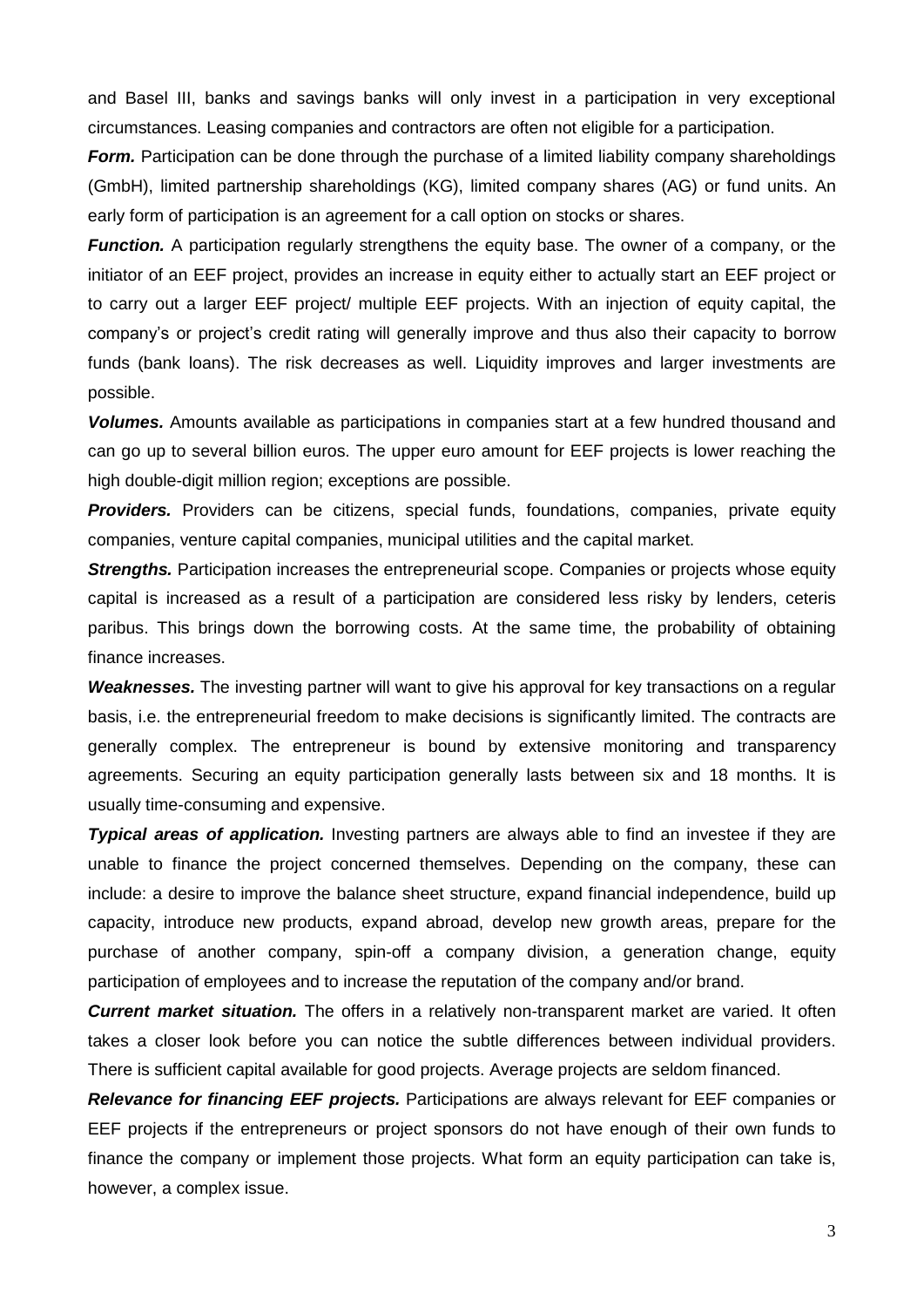and Basel III, banks and savings banks will only invest in a participation in very exceptional circumstances. Leasing companies and contractors are often not eligible for a participation.

***Form.*** Participation can be done through the purchase of a limited liability company shareholdings (GmbH), limited partnership shareholdings (KG), limited company shares (AG) or fund units. An early form of participation is an agreement for a call option on stocks or shares.

***Function.*** A participation regularly strengthens the equity base. The owner of a company, or the initiator of an EEF project, provides an increase in equity either to actually start an EEF project or to carry out a larger EEF project/ multiple EEF projects. With an injection of equity capital, the company's or project's credit rating will generally improve and thus also their capacity to borrow funds (bank loans). The risk decreases as well. Liquidity improves and larger investments are possible.

***Volumes.*** Amounts available as participations in companies start at a few hundred thousand and can go up to several billion euros. The upper euro amount for EEF projects is lower reaching the high double-digit million region; exceptions are possible.

***Providers.*** Providers can be citizens, special funds, foundations, companies, private equity companies, venture capital companies, municipal utilities and the capital market.

***Strengths.*** Participation increases the entrepreneurial scope. Companies or projects whose equity capital is increased as a result of a participation are considered less risky by lenders, ceteris paribus. This brings down the borrowing costs. At the same time, the probability of obtaining finance increases.

***Weaknesses.*** The investing partner will want to give his approval for key transactions on a regular basis, i.e. the entrepreneurial freedom to make decisions is significantly limited. The contracts are generally complex. The entrepreneur is bound by extensive monitoring and transparency agreements. Securing an equity participation generally lasts between six and 18 months. It is usually time-consuming and expensive.

***Typical areas of application.*** Investing partners are always able to find an investee if they are unable to finance the project concerned themselves. Depending on the company, these can include: a desire to improve the balance sheet structure, expand financial independence, build up capacity, introduce new products, expand abroad, develop new growth areas, prepare for the purchase of another company, spin-off a company division, a generation change, equity participation of employees and to increase the reputation of the company and/or brand.

***Current market situation.*** The offers in a relatively non-transparent market are varied. It often takes a closer look before you can notice the subtle differences between individual providers. There is sufficient capital available for good projects. Average projects are seldom financed.

***Relevance for financing EEF projects.*** Participations are always relevant for EEF companies or EEF projects if the entrepreneurs or project sponsors do not have enough of their own funds to finance the company or implement those projects. What form an equity participation can take is, however, a complex issue.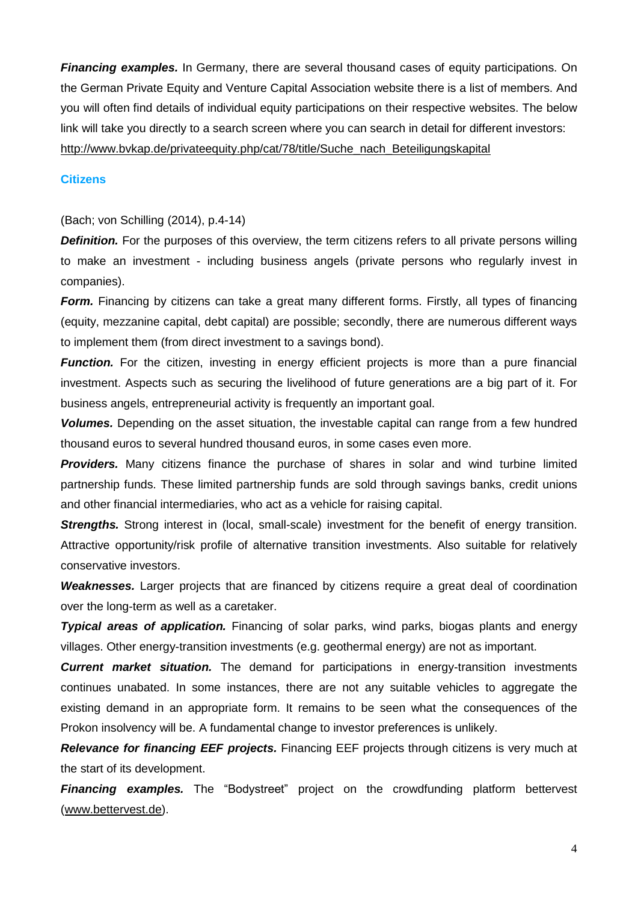***Financing examples.*** In Germany, there are several thousand cases of equity participations. On the German Private Equity and Venture Capital Association website there is a list of members. And you will often find details of individual equity participations on their respective websites. The below link will take you directly to a search screen where you can search in detail for different investors: http://www.bvkap.de/privateequity.php/cat/78/title/Suche_nach_Beteiligungskapital

### Citizens

(Bach; von Schilling (2014), p.4-14)

***Definition.*** For the purposes of this overview, the term citizens refers to all private persons willing to make an investment - including business angels (private persons who regularly invest in companies).

***Form.*** Financing by citizens can take a great many different forms. Firstly, all types of financing (equity, mezzanine capital, debt capital) are possible; secondly, there are numerous different ways to implement them (from direct investment to a savings bond).

***Function.*** For the citizen, investing in energy efficient projects is more than a pure financial investment. Aspects such as securing the livelihood of future generations are a big part of it. For business angels, entrepreneurial activity is frequently an important goal.

***Volumes.*** Depending on the asset situation, the investable capital can range from a few hundred thousand euros to several hundred thousand euros, in some cases even more.

***Providers.*** Many citizens finance the purchase of shares in solar and wind turbine limited partnership funds. These limited partnership funds are sold through savings banks, credit unions and other financial intermediaries, who act as a vehicle for raising capital.

***Strengths.*** Strong interest in (local, small-scale) investment for the benefit of energy transition. Attractive opportunity/risk profile of alternative transition investments. Also suitable for relatively conservative investors.

***Weaknesses.*** Larger projects that are financed by citizens require a great deal of coordination over the long-term as well as a caretaker.

***Typical areas of application.*** Financing of solar parks, wind parks, biogas plants and energy villages. Other energy-transition investments (e.g. geothermal energy) are not as important.

***Current market situation.*** The demand for participations in energy-transition investments continues unabated. In some instances, there are not any suitable vehicles to aggregate the existing demand in an appropriate form. It remains to be seen what the consequences of the Prokon insolvency will be. A fundamental change to investor preferences is unlikely.

***Relevance for financing EEF projects.*** Financing EEF projects through citizens is very much at the start of its development.

***Financing examples.*** The "Bodystreet" project on the crowdfunding platform bettervest (www.bettervest.de).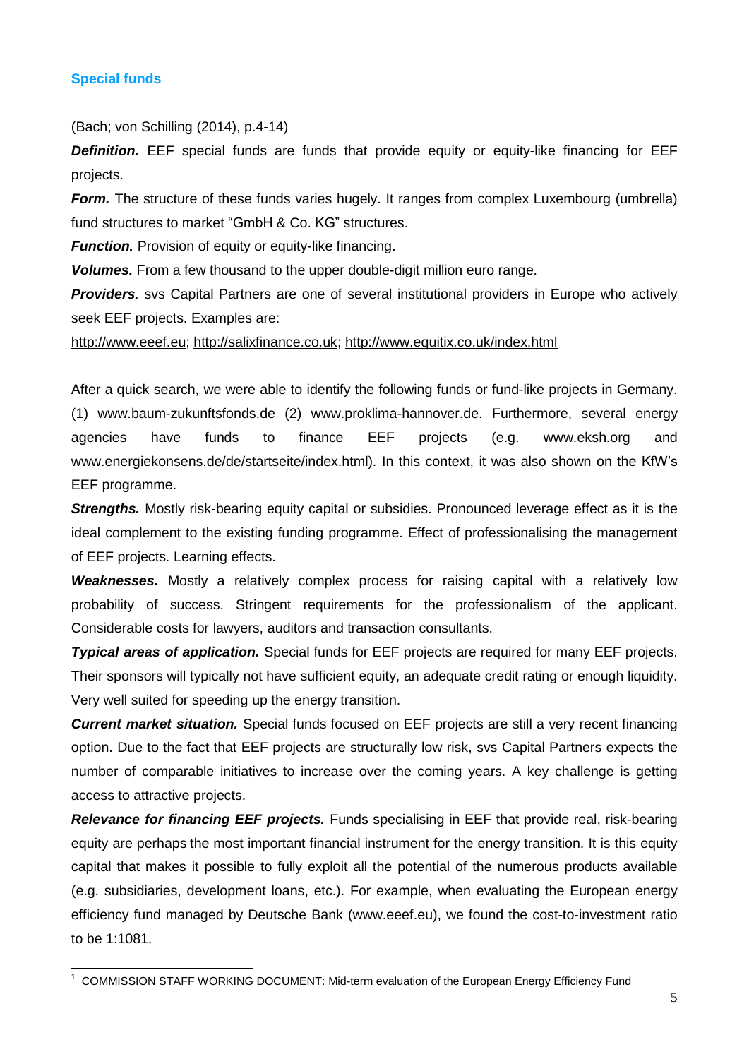## Special funds

(Bach; von Schilling (2014), p.4-14)

***Definition.*** EEF special funds are funds that provide equity or equity-like financing for EEF projects.

***Form.*** The structure of these funds varies hugely. It ranges from complex Luxembourg (umbrella) fund structures to market "GmbH & Co. KG" structures.

***Function.*** Provision of equity or equity-like financing.

***Volumes.*** From a few thousand to the upper double-digit million euro range.

***Providers.*** svs Capital Partners are one of several institutional providers in Europe who actively seek EEF projects. Examples are:

http://www.eeef.eu; http://salixfinance.co.uk; http://www.equitix.co.uk/index.html

After a quick search, we were able to identify the following funds or fund-like projects in Germany. (1) www.baum-zukunftsfonds.de (2) www.proklima-hannover.de. Furthermore, several energy agencies have funds to finance EEF projects (e.g. www.eksh.org and www.energiekonsens.de/de/startseite/index.html). In this context, it was also shown on the KfW's EEF programme.

***Strengths.*** Mostly risk-bearing equity capital or subsidies. Pronounced leverage effect as it is the ideal complement to the existing funding programme. Effect of professionalising the management of EEF projects. Learning effects.

***Weaknesses.*** Mostly a relatively complex process for raising capital with a relatively low probability of success. Stringent requirements for the professionalism of the applicant. Considerable costs for lawyers, auditors and transaction consultants.

***Typical areas of application.*** Special funds for EEF projects are required for many EEF projects. Their sponsors will typically not have sufficient equity, an adequate credit rating or enough liquidity. Very well suited for speeding up the energy transition.

***Current market situation.*** Special funds focused on EEF projects are still a very recent financing option. Due to the fact that EEF projects are structurally low risk, svs Capital Partners expects the number of comparable initiatives to increase over the coming years. A key challenge is getting access to attractive projects.

***Relevance for financing EEF projects.*** Funds specialising in EEF that provide real, risk-bearing equity are perhaps the most important financial instrument for the energy transition. It is this equity capital that makes it possible to fully exploit all the potential of the numerous products available (e.g. subsidiaries, development loans, etc.). For example, when evaluating the European energy efficiency fund managed by Deutsche Bank (www.eeef.eu), we found the cost-to-investment ratio to be 1:1081.

[1] COMMISSION STAFF WORKING DOCUMENT: Mid-term evaluation of the European Energy Efficiency Fund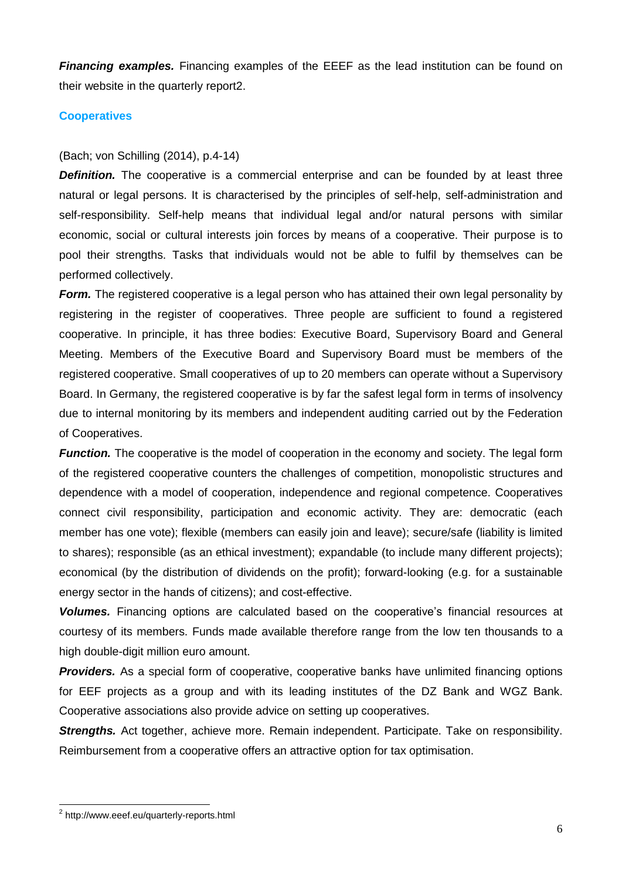***Financing examples.*** Financing examples of the EEEF as the lead institution can be found on their website in the quarterly report[2].

### Cooperatives

(Bach; von Schilling (2014), p.4-14)

***Definition.*** The cooperative is a commercial enterprise and can be founded by at least three natural or legal persons. It is characterised by the principles of self-help, self-administration and self-responsibility. Self-help means that individual legal and/or natural persons with similar economic, social or cultural interests join forces by means of a cooperative. Their purpose is to pool their strengths. Tasks that individuals would not be able to fulfil by themselves can be performed collectively.

***Form.*** The registered cooperative is a legal person who has attained their own legal personality by registering in the register of cooperatives. Three people are sufficient to found a registered cooperative. In principle, it has three bodies: Executive Board, Supervisory Board and General Meeting. Members of the Executive Board and Supervisory Board must be members of the registered cooperative. Small cooperatives of up to 20 members can operate without a Supervisory Board. In Germany, the registered cooperative is by far the safest legal form in terms of insolvency due to internal monitoring by its members and independent auditing carried out by the Federation of Cooperatives.

***Function.*** The cooperative is the model of cooperation in the economy and society. The legal form of the registered cooperative counters the challenges of competition, monopolistic structures and dependence with a model of cooperation, independence and regional competence. Cooperatives connect civil responsibility, participation and economic activity. They are: democratic (each member has one vote); flexible (members can easily join and leave); secure/safe (liability is limited to shares); responsible (as an ethical investment); expandable (to include many different projects); economical (by the distribution of dividends on the profit); forward-looking (e.g. for a sustainable energy sector in the hands of citizens); and cost-effective.

***Volumes.*** Financing options are calculated based on the cooperative's financial resources at courtesy of its members. Funds made available therefore range from the low ten thousands to a high double-digit million euro amount.

***Providers.*** As a special form of cooperative, cooperative banks have unlimited financing options for EEF projects as a group and with its leading institutes of the DZ Bank and WGZ Bank. Cooperative associations also provide advice on setting up cooperatives.

***Strengths.*** Act together, achieve more. Remain independent. Participate. Take on responsibility. Reimbursement from a cooperative offers an attractive option for tax optimisation.

---

[2] http://www.eeef.eu/quarterly-reports.html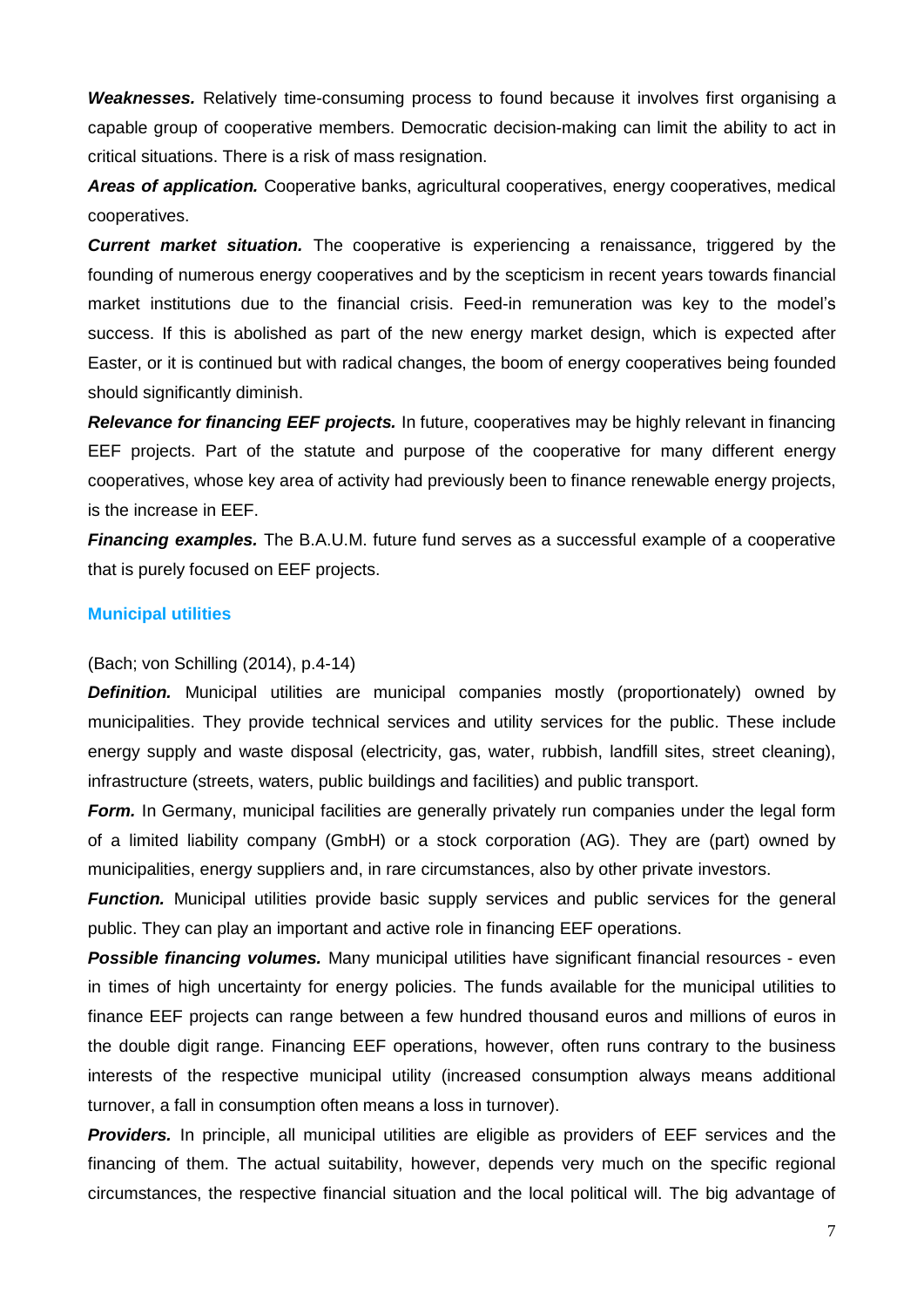***Weaknesses.*** Relatively time-consuming process to found because it involves first organising a capable group of cooperative members. Democratic decision-making can limit the ability to act in critical situations. There is a risk of mass resignation.

***Areas of application.*** Cooperative banks, agricultural cooperatives, energy cooperatives, medical cooperatives.

***Current market situation.*** The cooperative is experiencing a renaissance, triggered by the founding of numerous energy cooperatives and by the scepticism in recent years towards financial market institutions due to the financial crisis. Feed-in remuneration was key to the model's success. If this is abolished as part of the new energy market design, which is expected after Easter, or it is continued but with radical changes, the boom of energy cooperatives being founded should significantly diminish.

***Relevance for financing EEF projects.*** In future, cooperatives may be highly relevant in financing EEF projects. Part of the statute and purpose of the cooperative for many different energy cooperatives, whose key area of activity had previously been to finance renewable energy projects, is the increase in EEF.

***Financing examples.*** The B.A.U.M. future fund serves as a successful example of a cooperative that is purely focused on EEF projects.

### Municipal utilities

(Bach; von Schilling (2014), p.4-14)

***Definition.*** Municipal utilities are municipal companies mostly (proportionately) owned by municipalities. They provide technical services and utility services for the public. These include energy supply and waste disposal (electricity, gas, water, rubbish, landfill sites, street cleaning), infrastructure (streets, waters, public buildings and facilities) and public transport.

***Form.*** In Germany, municipal facilities are generally privately run companies under the legal form of a limited liability company (GmbH) or a stock corporation (AG). They are (part) owned by municipalities, energy suppliers and, in rare circumstances, also by other private investors.

***Function.*** Municipal utilities provide basic supply services and public services for the general public. They can play an important and active role in financing EEF operations.

***Possible financing volumes.*** Many municipal utilities have significant financial resources - even in times of high uncertainty for energy policies. The funds available for the municipal utilities to finance EEF projects can range between a few hundred thousand euros and millions of euros in the double digit range. Financing EEF operations, however, often runs contrary to the business interests of the respective municipal utility (increased consumption always means additional turnover, a fall in consumption often means a loss in turnover).

***Providers.*** In principle, all municipal utilities are eligible as providers of EEF services and the financing of them. The actual suitability, however, depends very much on the specific regional circumstances, the respective financial situation and the local political will. The big advantage of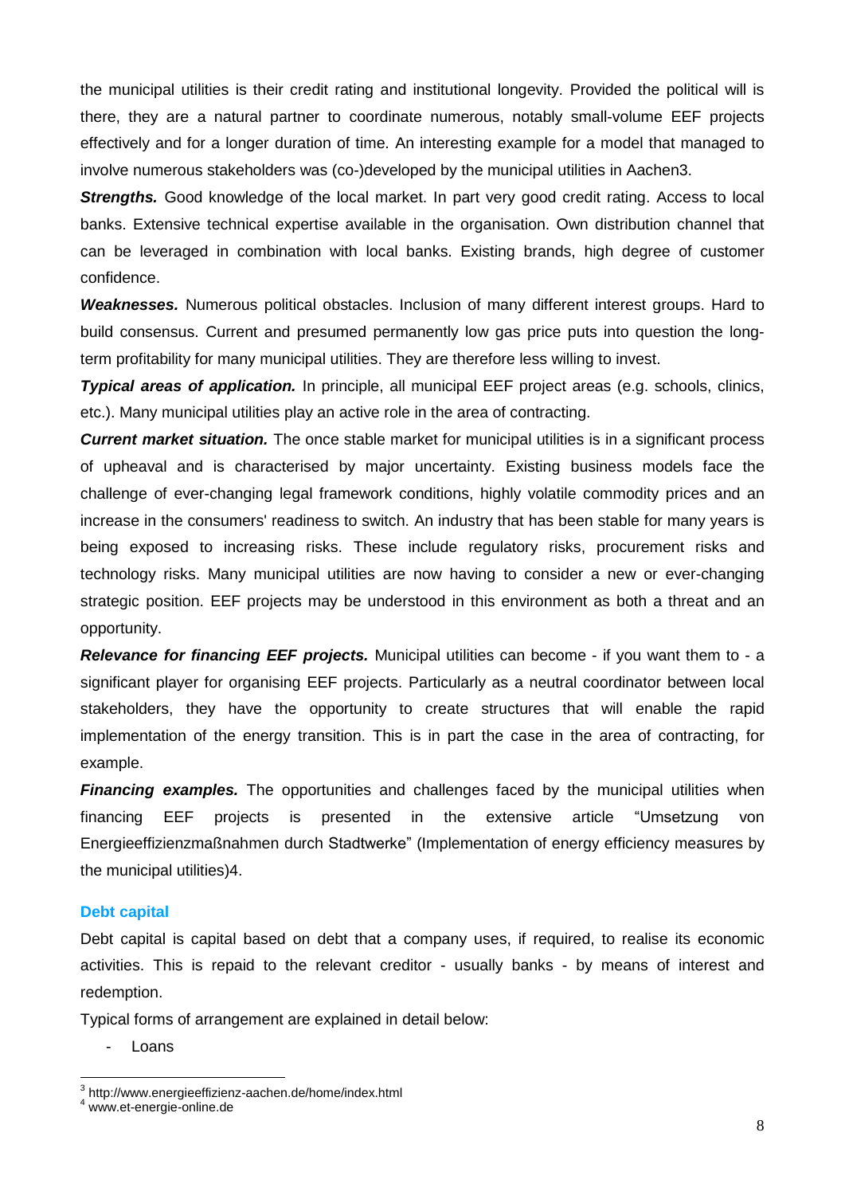the municipal utilities is their credit rating and institutional longevity. Provided the political will is there, they are a natural partner to coordinate numerous, notably small-volume EEF projects effectively and for a longer duration of time. An interesting example for a model that managed to involve numerous stakeholders was (co-)developed by the municipal utilities in Aachen[3].

***Strengths.*** Good knowledge of the local market. In part very good credit rating. Access to local banks. Extensive technical expertise available in the organisation. Own distribution channel that can be leveraged in combination with local banks. Existing brands, high degree of customer confidence.

***Weaknesses.*** Numerous political obstacles. Inclusion of many different interest groups. Hard to build consensus. Current and presumed permanently low gas price puts into question the long-term profitability for many municipal utilities. They are therefore less willing to invest.

***Typical areas of application.*** In principle, all municipal EEF project areas (e.g. schools, clinics, etc.). Many municipal utilities play an active role in the area of contracting.

***Current market situation.*** The once stable market for municipal utilities is in a significant process of upheaval and is characterised by major uncertainty. Existing business models face the challenge of ever-changing legal framework conditions, highly volatile commodity prices and an increase in the consumers' readiness to switch. An industry that has been stable for many years is being exposed to increasing risks. These include regulatory risks, procurement risks and technology risks. Many municipal utilities are now having to consider a new or ever-changing strategic position. EEF projects may be understood in this environment as both a threat and an opportunity.

***Relevance for financing EEF projects.*** Municipal utilities can become - if you want them to - a significant player for organising EEF projects. Particularly as a neutral coordinator between local stakeholders, they have the opportunity to create structures that will enable the rapid implementation of the energy transition. This is in part the case in the area of contracting, for example.

***Financing examples.*** The opportunities and challenges faced by the municipal utilities when financing EEF projects is presented in the extensive article "Umsetzung von Energieeffizienzmaßnahmen durch Stadtwerke" (Implementation of energy efficiency measures by the municipal utilities)[4].

### Debt capital

Debt capital is capital based on debt that a company uses, if required, to realise its economic activities. This is repaid to the relevant creditor - usually banks - by means of interest and redemption.

Typical forms of arrangement are explained in detail below:

- Loans

[3] http://www.energieeffizienz-aachen.de/home/index.html

[4] www.et-energie-online.de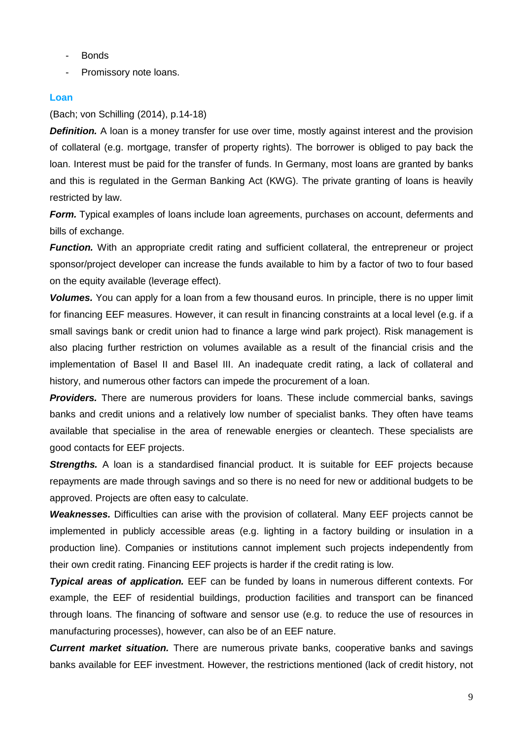- Bonds
- Promissory note loans.

### Loan

(Bach; von Schilling (2014), p.14-18)

***Definition.*** A loan is a money transfer for use over time, mostly against interest and the provision of collateral (e.g. mortgage, transfer of property rights). The borrower is obliged to pay back the loan. Interest must be paid for the transfer of funds. In Germany, most loans are granted by banks and this is regulated in the German Banking Act (KWG). The private granting of loans is heavily restricted by law.

***Form.*** Typical examples of loans include loan agreements, purchases on account, deferments and bills of exchange.

***Function.*** With an appropriate credit rating and sufficient collateral, the entrepreneur or project sponsor/project developer can increase the funds available to him by a factor of two to four based on the equity available (leverage effect).

***Volumes.*** You can apply for a loan from a few thousand euros. In principle, there is no upper limit for financing EEF measures. However, it can result in financing constraints at a local level (e.g. if a small savings bank or credit union had to finance a large wind park project). Risk management is also placing further restriction on volumes available as a result of the financial crisis and the implementation of Basel II and Basel III. An inadequate credit rating, a lack of collateral and history, and numerous other factors can impede the procurement of a loan.

***Providers.*** There are numerous providers for loans. These include commercial banks, savings banks and credit unions and a relatively low number of specialist banks. They often have teams available that specialise in the area of renewable energies or cleantech. These specialists are good contacts for EEF projects.

***Strengths.*** A loan is a standardised financial product. It is suitable for EEF projects because repayments are made through savings and so there is no need for new or additional budgets to be approved. Projects are often easy to calculate.

***Weaknesses.*** Difficulties can arise with the provision of collateral. Many EEF projects cannot be implemented in publicly accessible areas (e.g. lighting in a factory building or insulation in a production line). Companies or institutions cannot implement such projects independently from their own credit rating. Financing EEF projects is harder if the credit rating is low.

***Typical areas of application.*** EEF can be funded by loans in numerous different contexts. For example, the EEF of residential buildings, production facilities and transport can be financed through loans. The financing of software and sensor use (e.g. to reduce the use of resources in manufacturing processes), however, can also be of an EEF nature.

***Current market situation.*** There are numerous private banks, cooperative banks and savings banks available for EEF investment. However, the restrictions mentioned (lack of credit history, not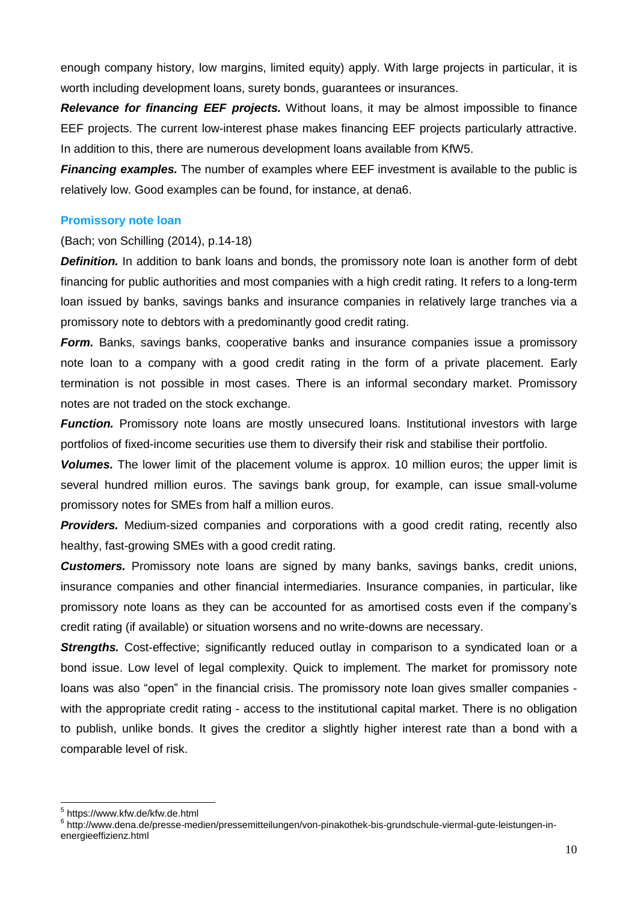enough company history, low margins, limited equity) apply. With large projects in particular, it is worth including development loans, surety bonds, guarantees or insurances.

***Relevance for financing EEF projects.*** Without loans, it may be almost impossible to finance EEF projects. The current low-interest phase makes financing EEF projects particularly attractive. In addition to this, there are numerous development loans available from KfW[5].

***Financing examples.*** The number of examples where EEF investment is available to the public is relatively low. Good examples can be found, for instance, at dena[6].

### Promissory note loan

(Bach; von Schilling (2014), p.14-18)

***Definition.*** In addition to bank loans and bonds, the promissory note loan is another form of debt financing for public authorities and most companies with a high credit rating. It refers to a long-term loan issued by banks, savings banks and insurance companies in relatively large tranches via a promissory note to debtors with a predominantly good credit rating.

***Form.*** Banks, savings banks, cooperative banks and insurance companies issue a promissory note loan to a company with a good credit rating in the form of a private placement. Early termination is not possible in most cases. There is an informal secondary market. Promissory notes are not traded on the stock exchange.

***Function.*** Promissory note loans are mostly unsecured loans. Institutional investors with large portfolios of fixed-income securities use them to diversify their risk and stabilise their portfolio.

***Volumes.*** The lower limit of the placement volume is approx. 10 million euros; the upper limit is several hundred million euros. The savings bank group, for example, can issue small-volume promissory notes for SMEs from half a million euros.

***Providers.*** Medium-sized companies and corporations with a good credit rating, recently also healthy, fast-growing SMEs with a good credit rating.

***Customers.*** Promissory note loans are signed by many banks, savings banks, credit unions, insurance companies and other financial intermediaries. Insurance companies, in particular, like promissory note loans as they can be accounted for as amortised costs even if the company's credit rating (if available) or situation worsens and no write-downs are necessary.

***Strengths.*** Cost-effective; significantly reduced outlay in comparison to a syndicated loan or a bond issue. Low level of legal complexity. Quick to implement. The market for promissory note loans was also "open" in the financial crisis. The promissory note loan gives smaller companies - with the appropriate credit rating - access to the institutional capital market. There is no obligation to publish, unlike bonds. It gives the creditor a slightly higher interest rate than a bond with a comparable level of risk.

---

[5] https://www.kfw.de/kfw.de.html

[6] http://www.dena.de/presse-medien/pressemitteilungen/von-pinakothek-bis-grundschule-viermal-gute-leistungen-in-energieeffizienz.html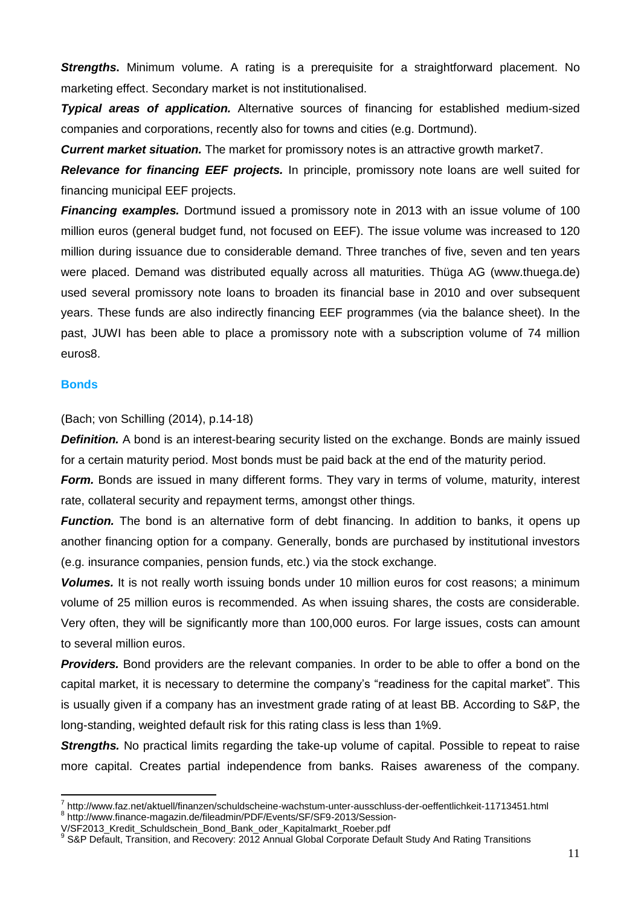***Strengths.*** Minimum volume. A rating is a prerequisite for a straightforward placement. No marketing effect. Secondary market is not institutionalised.

***Typical areas of application.*** Alternative sources of financing for established medium-sized companies and corporations, recently also for towns and cities (e.g. Dortmund).

***Current market situation.*** The market for promissory notes is an attractive growth market[7].

***Relevance for financing EEF projects.*** In principle, promissory note loans are well suited for financing municipal EEF projects.

***Financing examples.*** Dortmund issued a promissory note in 2013 with an issue volume of 100 million euros (general budget fund, not focused on EEF). The issue volume was increased to 120 million during issuance due to considerable demand. Three tranches of five, seven and ten years were placed. Demand was distributed equally across all maturities. Thüga AG (www.thuega.de) used several promissory note loans to broaden its financial base in 2010 and over subsequent years. These funds are also indirectly financing EEF programmes (via the balance sheet). In the past, JUWI has been able to place a promissory note with a subscription volume of 74 million euros[8].

## Bonds

(Bach; von Schilling (2014), p.14-18)

***Definition.*** A bond is an interest-bearing security listed on the exchange. Bonds are mainly issued for a certain maturity period. Most bonds must be paid back at the end of the maturity period.

***Form.*** Bonds are issued in many different forms. They vary in terms of volume, maturity, interest rate, collateral security and repayment terms, amongst other things.

***Function.*** The bond is an alternative form of debt financing. In addition to banks, it opens up another financing option for a company. Generally, bonds are purchased by institutional investors (e.g. insurance companies, pension funds, etc.) via the stock exchange.

***Volumes.*** It is not really worth issuing bonds under 10 million euros for cost reasons; a minimum volume of 25 million euros is recommended. As when issuing shares, the costs are considerable. Very often, they will be significantly more than 100,000 euros. For large issues, costs can amount to several million euros.

***Providers.*** Bond providers are the relevant companies. In order to be able to offer a bond on the capital market, it is necessary to determine the company's "readiness for the capital market". This is usually given if a company has an investment grade rating of at least BB. According to S&P, the long-standing, weighted default risk for this rating class is less than 1%[9].

***Strengths.*** No practical limits regarding the take-up volume of capital. Possible to repeat to raise more capital. Creates partial independence from banks. Raises awareness of the company.

---

[7] http://www.faz.net/aktuell/finanzen/schuldscheine-wachstum-unter-ausschluss-der-oeffentlichkeit-11713451.html

[8] http://www.finance-magazin.de/fileadmin/PDF/Events/SF/SF9-2013/Session-V/SF2013_Kredit_Schuldschein_Bond_Bank_oder_Kapitalmarkt_Roeber.pdf

[9] S&P Default, Transition, and Recovery: 2012 Annual Global Corporate Default Study And Rating Transitions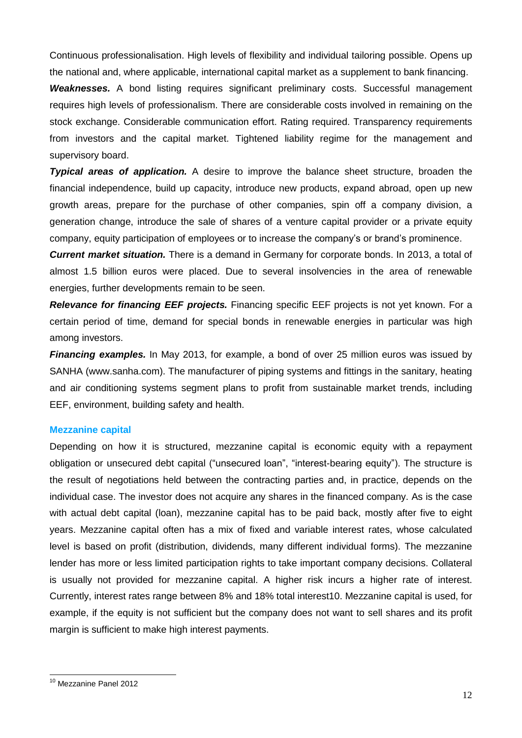Continuous professionalisation. High levels of flexibility and individual tailoring possible. Opens up the national and, where applicable, international capital market as a supplement to bank financing.

***Weaknesses.*** A bond listing requires significant preliminary costs. Successful management requires high levels of professionalism. There are considerable costs involved in remaining on the stock exchange. Considerable communication effort. Rating required. Transparency requirements from investors and the capital market. Tightened liability regime for the management and supervisory board.

***Typical areas of application.*** A desire to improve the balance sheet structure, broaden the financial independence, build up capacity, introduce new products, expand abroad, open up new growth areas, prepare for the purchase of other companies, spin off a company division, a generation change, introduce the sale of shares of a venture capital provider or a private equity company, equity participation of employees or to increase the company's or brand's prominence.

***Current market situation.*** There is a demand in Germany for corporate bonds. In 2013, a total of almost 1.5 billion euros were placed. Due to several insolvencies in the area of renewable energies, further developments remain to be seen.

***Relevance for financing EEF projects.*** Financing specific EEF projects is not yet known. For a certain period of time, demand for special bonds in renewable energies in particular was high among investors.

***Financing examples.*** In May 2013, for example, a bond of over 25 million euros was issued by SANHA (www.sanha.com). The manufacturer of piping systems and fittings in the sanitary, heating and air conditioning systems segment plans to profit from sustainable market trends, including EEF, environment, building safety and health.

### Mezzanine capital

Depending on how it is structured, mezzanine capital is economic equity with a repayment obligation or unsecured debt capital ("unsecured loan", "interest-bearing equity"). The structure is the result of negotiations held between the contracting parties and, in practice, depends on the individual case. The investor does not acquire any shares in the financed company. As is the case with actual debt capital (loan), mezzanine capital has to be paid back, mostly after five to eight years. Mezzanine capital often has a mix of fixed and variable interest rates, whose calculated level is based on profit (distribution, dividends, many different individual forms). The mezzanine lender has more or less limited participation rights to take important company decisions. Collateral is usually not provided for mezzanine capital. A higher risk incurs a higher rate of interest. Currently, interest rates range between 8% and 18% total interest[10]. Mezzanine capital is used, for example, if the equity is not sufficient but the company does not want to sell shares and its profit margin is sufficient to make high interest payments.

---

[10] Mezzanine Panel 2012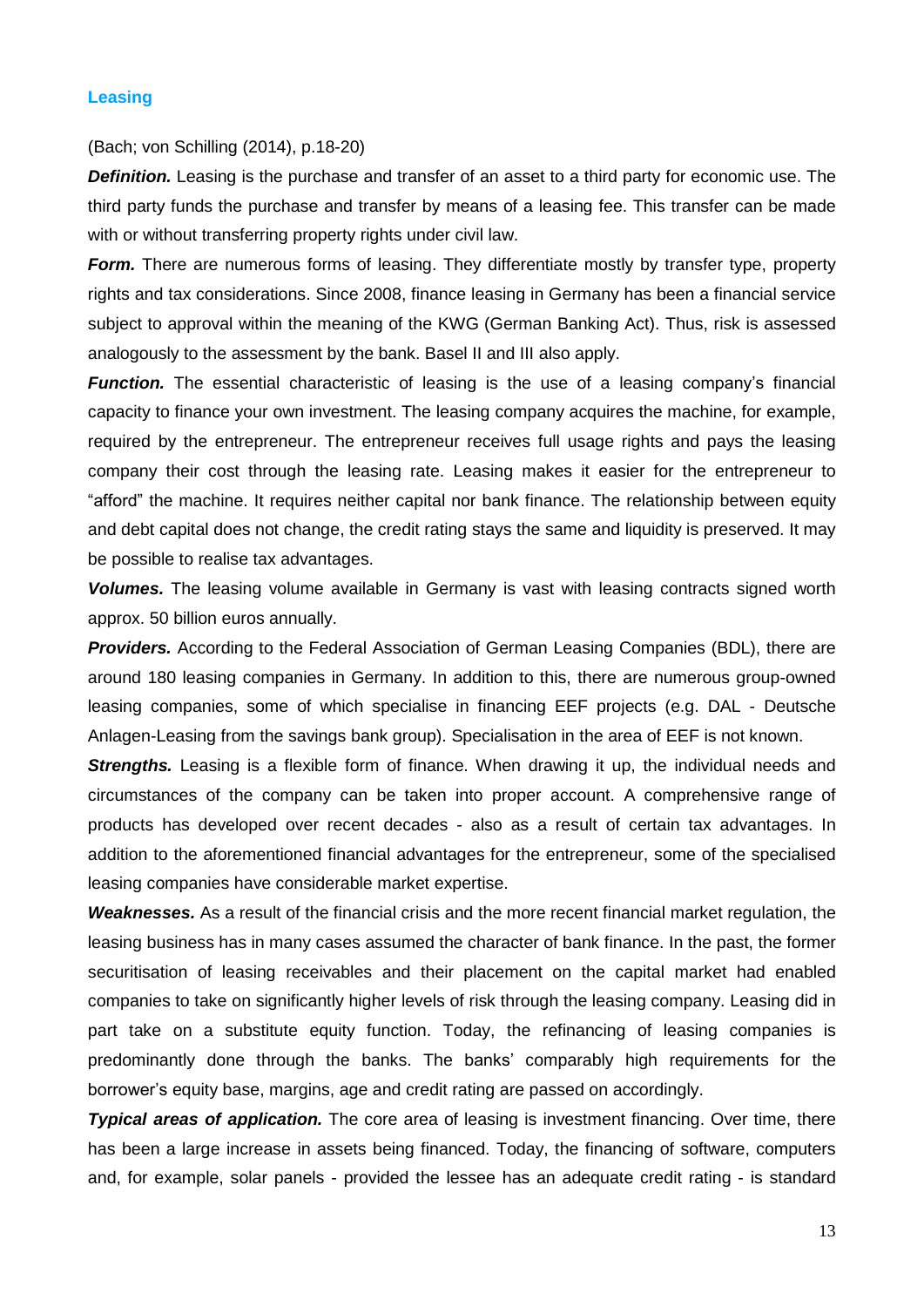## Leasing

(Bach; von Schilling (2014), p.18-20)

***Definition.*** Leasing is the purchase and transfer of an asset to a third party for economic use. The third party funds the purchase and transfer by means of a leasing fee. This transfer can be made with or without transferring property rights under civil law.

***Form.*** There are numerous forms of leasing. They differentiate mostly by transfer type, property rights and tax considerations. Since 2008, finance leasing in Germany has been a financial service subject to approval within the meaning of the KWG (German Banking Act). Thus, risk is assessed analogously to the assessment by the bank. Basel II and III also apply.

***Function.*** The essential characteristic of leasing is the use of a leasing company's financial capacity to finance your own investment. The leasing company acquires the machine, for example, required by the entrepreneur. The entrepreneur receives full usage rights and pays the leasing company their cost through the leasing rate. Leasing makes it easier for the entrepreneur to "afford" the machine. It requires neither capital nor bank finance. The relationship between equity and debt capital does not change, the credit rating stays the same and liquidity is preserved. It may be possible to realise tax advantages.

***Volumes.*** The leasing volume available in Germany is vast with leasing contracts signed worth approx. 50 billion euros annually.

***Providers.*** According to the Federal Association of German Leasing Companies (BDL), there are around 180 leasing companies in Germany. In addition to this, there are numerous group-owned leasing companies, some of which specialise in financing EEF projects (e.g. DAL - Deutsche Anlagen-Leasing from the savings bank group). Specialisation in the area of EEF is not known.

***Strengths.*** Leasing is a flexible form of finance. When drawing it up, the individual needs and circumstances of the company can be taken into proper account. A comprehensive range of products has developed over recent decades - also as a result of certain tax advantages. In addition to the aforementioned financial advantages for the entrepreneur, some of the specialised leasing companies have considerable market expertise.

***Weaknesses.*** As a result of the financial crisis and the more recent financial market regulation, the leasing business has in many cases assumed the character of bank finance. In the past, the former securitisation of leasing receivables and their placement on the capital market had enabled companies to take on significantly higher levels of risk through the leasing company. Leasing did in part take on a substitute equity function. Today, the refinancing of leasing companies is predominantly done through the banks. The banks' comparably high requirements for the borrower's equity base, margins, age and credit rating are passed on accordingly.

***Typical areas of application.*** The core area of leasing is investment financing. Over time, there has been a large increase in assets being financed. Today, the financing of software, computers and, for example, solar panels - provided the lessee has an adequate credit rating - is standard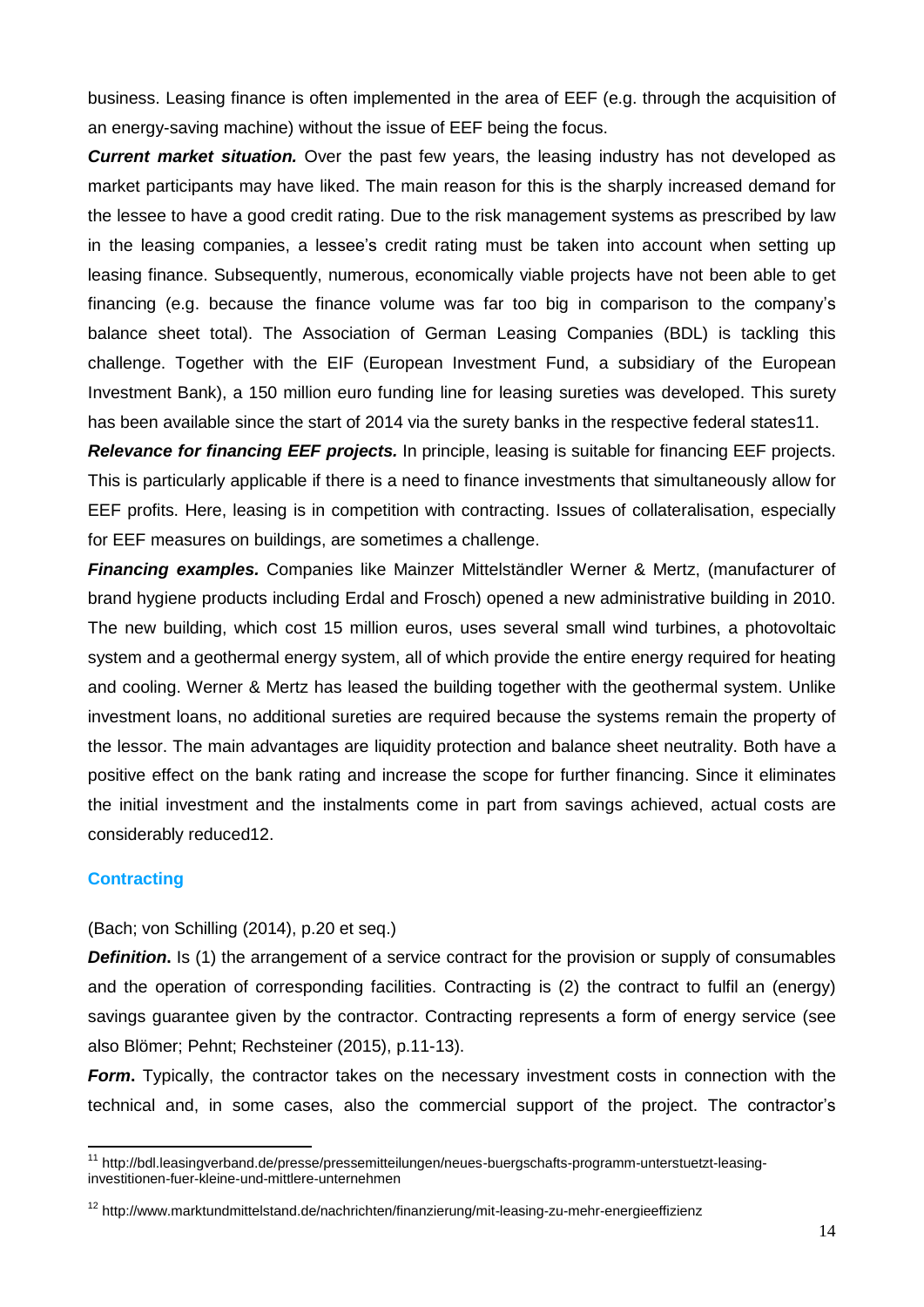business. Leasing finance is often implemented in the area of EEF (e.g. through the acquisition of an energy-saving machine) without the issue of EEF being the focus.

***Current market situation.*** Over the past few years, the leasing industry has not developed as market participants may have liked. The main reason for this is the sharply increased demand for the lessee to have a good credit rating. Due to the risk management systems as prescribed by law in the leasing companies, a lessee's credit rating must be taken into account when setting up leasing finance. Subsequently, numerous, economically viable projects have not been able to get financing (e.g. because the finance volume was far too big in comparison to the company's balance sheet total). The Association of German Leasing Companies (BDL) is tackling this challenge. Together with the EIF (European Investment Fund, a subsidiary of the European Investment Bank), a 150 million euro funding line for leasing sureties was developed. This surety has been available since the start of 2014 via the surety banks in the respective federal states[11].

***Relevance for financing EEF projects.*** In principle, leasing is suitable for financing EEF projects. This is particularly applicable if there is a need to finance investments that simultaneously allow for EEF profits. Here, leasing is in competition with contracting. Issues of collateralisation, especially for EEF measures on buildings, are sometimes a challenge.

***Financing examples.*** Companies like Mainzer Mittelständler Werner & Mertz, (manufacturer of brand hygiene products including Erdal and Frosch) opened a new administrative building in 2010. The new building, which cost 15 million euros, uses several small wind turbines, a photovoltaic system and a geothermal energy system, all of which provide the entire energy required for heating and cooling. Werner & Mertz has leased the building together with the geothermal system. Unlike investment loans, no additional sureties are required because the systems remain the property of the lessor. The main advantages are liquidity protection and balance sheet neutrality. Both have a positive effect on the bank rating and increase the scope for further financing. Since it eliminates the initial investment and the instalments come in part from savings achieved, actual costs are considerably reduced[12].

### Contracting

(Bach; von Schilling (2014), p.20 et seq.)

***Definition.*** Is (1) the arrangement of a service contract for the provision or supply of consumables and the operation of corresponding facilities. Contracting is (2) the contract to fulfil an (energy) savings guarantee given by the contractor. Contracting represents a form of energy service (see also Blömer; Pehnt; Rechsteiner (2015), p.11-13).

***Form.*** Typically, the contractor takes on the necessary investment costs in connection with the technical and, in some cases, also the commercial support of the project. The contractor's

---

[11] http://bdl.leasingverband.de/presse/pressemitteilungen/neues-buergschafts-programm-unterstuetzt-leasing-investitionen-fuer-kleine-und-mittlere-unternehmen

[12] http://www.marktundmittelstand.de/nachrichten/finanzierung/mit-leasing-zu-mehr-energieeffizienz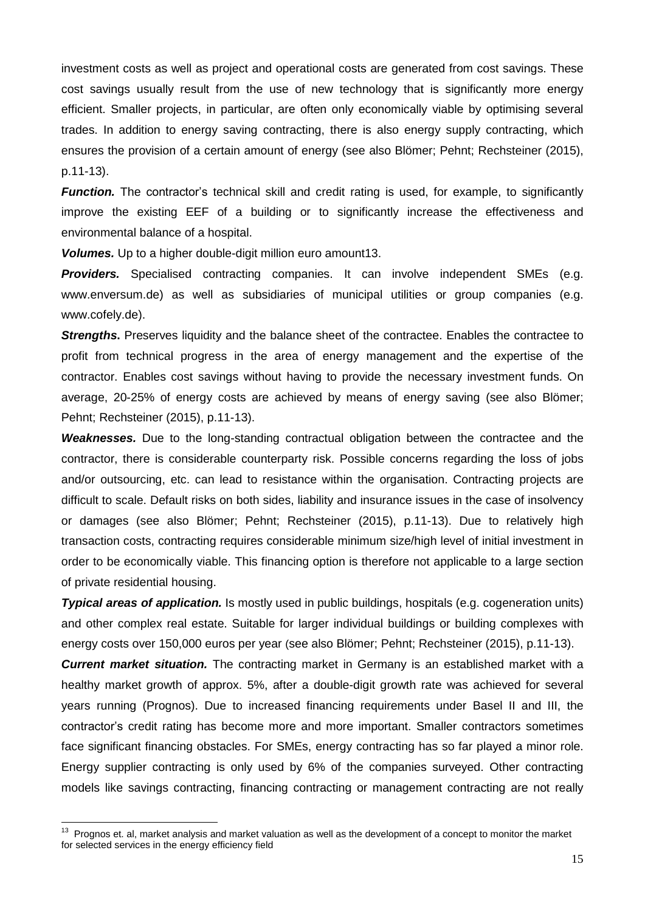investment costs as well as project and operational costs are generated from cost savings. These cost savings usually result from the use of new technology that is significantly more energy efficient. Smaller projects, in particular, are often only economically viable by optimising several trades. In addition to energy saving contracting, there is also energy supply contracting, which ensures the provision of a certain amount of energy (see also Blömer; Pehnt; Rechsteiner (2015), p.11-13).

***Function.*** The contractor's technical skill and credit rating is used, for example, to significantly improve the existing EEF of a building or to significantly increase the effectiveness and environmental balance of a hospital.

***Volumes.*** Up to a higher double-digit million euro amount13.

***Providers.*** Specialised contracting companies. It can involve independent SMEs (e.g. www.enversum.de) as well as subsidiaries of municipal utilities or group companies (e.g. www.cofely.de).

***Strengths.*** Preserves liquidity and the balance sheet of the contractee. Enables the contractee to profit from technical progress in the area of energy management and the expertise of the contractor. Enables cost savings without having to provide the necessary investment funds. On average, 20-25% of energy costs are achieved by means of energy saving (see also Blömer; Pehnt; Rechsteiner (2015), p.11-13).

***Weaknesses.*** Due to the long-standing contractual obligation between the contractee and the contractor, there is considerable counterparty risk. Possible concerns regarding the loss of jobs and/or outsourcing, etc. can lead to resistance within the organisation. Contracting projects are difficult to scale. Default risks on both sides, liability and insurance issues in the case of insolvency or damages (see also Blömer; Pehnt; Rechsteiner (2015), p.11-13). Due to relatively high transaction costs, contracting requires considerable minimum size/high level of initial investment in order to be economically viable. This financing option is therefore not applicable to a large section of private residential housing.

***Typical areas of application.*** Is mostly used in public buildings, hospitals (e.g. cogeneration units) and other complex real estate. Suitable for larger individual buildings or building complexes with energy costs over 150,000 euros per year (see also Blömer; Pehnt; Rechsteiner (2015), p.11-13).

***Current market situation.*** The contracting market in Germany is an established market with a healthy market growth of approx. 5%, after a double-digit growth rate was achieved for several years running (Prognos). Due to increased financing requirements under Basel II and III, the contractor's credit rating has become more and more important. Smaller contractors sometimes face significant financing obstacles. For SMEs, energy contracting has so far played a minor role. Energy supplier contracting is only used by 6% of the companies surveyed. Other contracting models like savings contracting, financing contracting or management contracting are not really

[13] Prognos et. al, market analysis and market valuation as well as the development of a concept to monitor the market for selected services in the energy efficiency field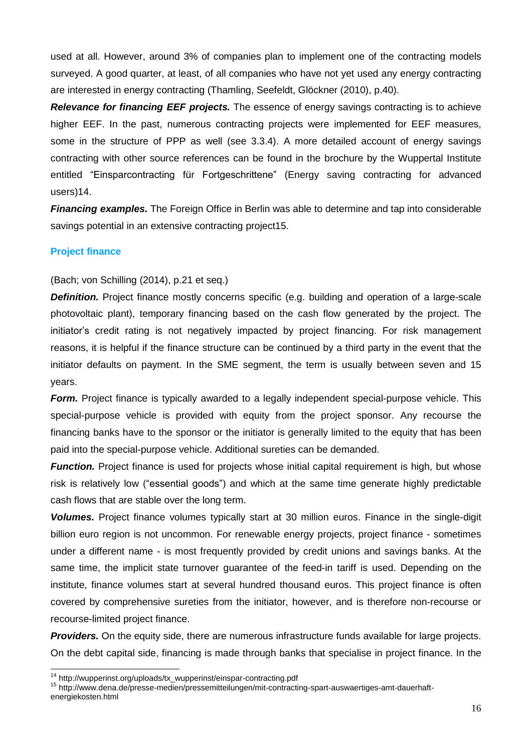used at all. However, around 3% of companies plan to implement one of the contracting models surveyed. A good quarter, at least, of all companies who have not yet used any energy contracting are interested in energy contracting (Thamling, Seefeldt, Glöckner (2010), p.40).

***Relevance for financing EEF projects.*** The essence of energy savings contracting is to achieve higher EEF. In the past, numerous contracting projects were implemented for EEF measures, some in the structure of PPP as well (see 3.3.4). A more detailed account of energy savings contracting with other source references can be found in the brochure by the Wuppertal Institute entitled "Einsparcontracting für Fortgeschrittene" (Energy saving contracting for advanced users)[14].

***Financing examples.*** The Foreign Office in Berlin was able to determine and tap into considerable savings potential in an extensive contracting project[15].

### Project finance

(Bach; von Schilling (2014), p.21 et seq.)

***Definition.*** Project finance mostly concerns specific (e.g. building and operation of a large-scale photovoltaic plant), temporary financing based on the cash flow generated by the project. The initiator's credit rating is not negatively impacted by project financing. For risk management reasons, it is helpful if the finance structure can be continued by a third party in the event that the initiator defaults on payment. In the SME segment, the term is usually between seven and 15 years.

***Form.*** Project finance is typically awarded to a legally independent special-purpose vehicle. This special-purpose vehicle is provided with equity from the project sponsor. Any recourse the financing banks have to the sponsor or the initiator is generally limited to the equity that has been paid into the special-purpose vehicle. Additional sureties can be demanded.

***Function.*** Project finance is used for projects whose initial capital requirement is high, but whose risk is relatively low ("essential goods") and which at the same time generate highly predictable cash flows that are stable over the long term.

***Volumes.*** Project finance volumes typically start at 30 million euros. Finance in the single-digit billion euro region is not uncommon. For renewable energy projects, project finance - sometimes under a different name - is most frequently provided by credit unions and savings banks. At the same time, the implicit state turnover guarantee of the feed-in tariff is used. Depending on the institute, finance volumes start at several hundred thousand euros. This project finance is often covered by comprehensive sureties from the initiator, however, and is therefore non-recourse or recourse-limited project finance.

***Providers.*** On the equity side, there are numerous infrastructure funds available for large projects. On the debt capital side, financing is made through banks that specialise in project finance. In the

---

[14] http://wupperinst.org/uploads/tx_wupperinst/einspar-contracting.pdf

[15] http://www.dena.de/presse-medien/pressemitteilungen/mit-contracting-spart-auswaertiges-amt-dauerhaft-energiekosten.html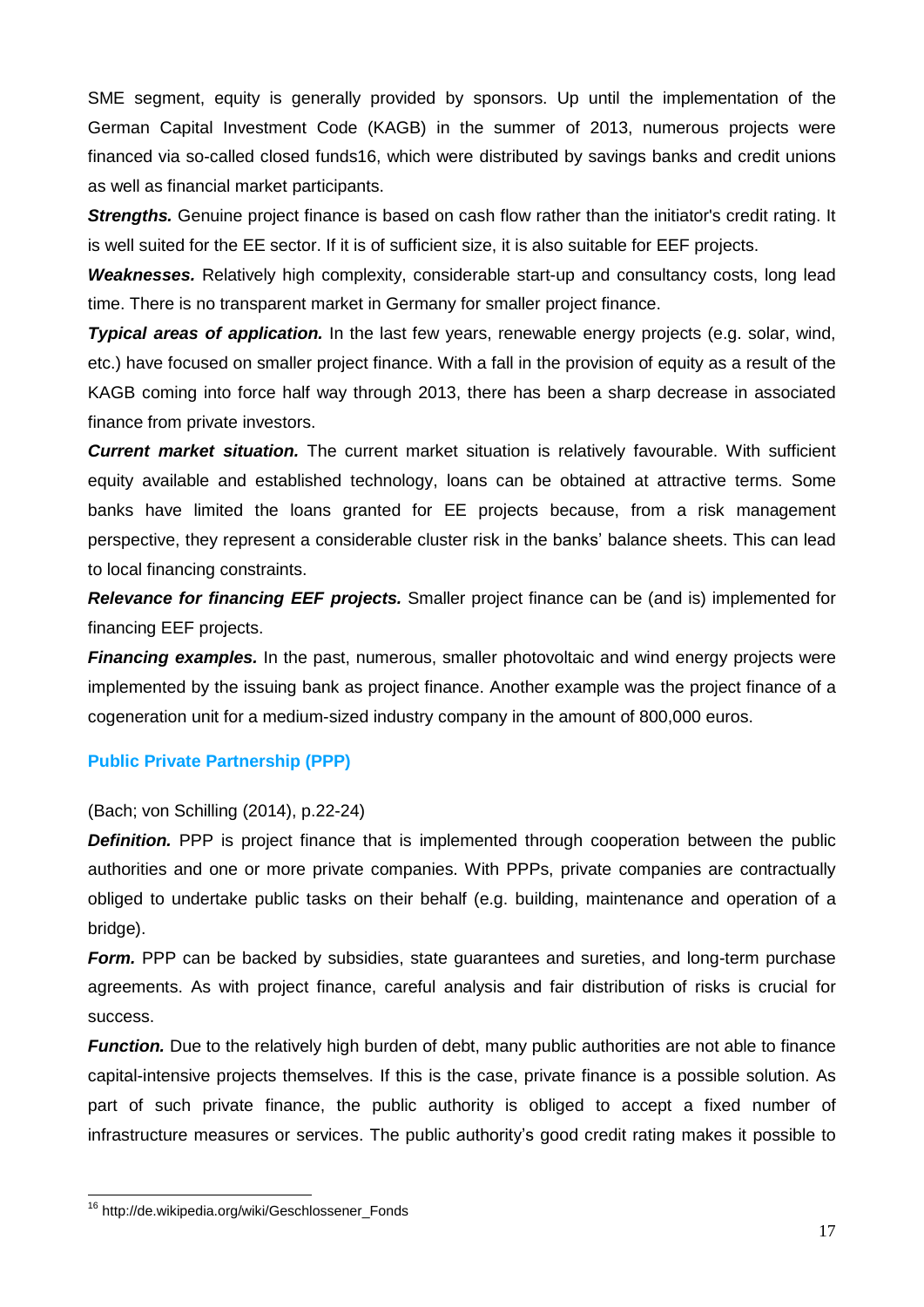SME segment, equity is generally provided by sponsors. Up until the implementation of the German Capital Investment Code (KAGB) in the summer of 2013, numerous projects were financed via so-called closed funds[16], which were distributed by savings banks and credit unions as well as financial market participants.

***Strengths.*** Genuine project finance is based on cash flow rather than the initiator's credit rating. It is well suited for the EE sector. If it is of sufficient size, it is also suitable for EEF projects.

***Weaknesses.*** Relatively high complexity, considerable start-up and consultancy costs, long lead time. There is no transparent market in Germany for smaller project finance.

***Typical areas of application.*** In the last few years, renewable energy projects (e.g. solar, wind, etc.) have focused on smaller project finance. With a fall in the provision of equity as a result of the KAGB coming into force half way through 2013, there has been a sharp decrease in associated finance from private investors.

***Current market situation.*** The current market situation is relatively favourable. With sufficient equity available and established technology, loans can be obtained at attractive terms. Some banks have limited the loans granted for EE projects because, from a risk management perspective, they represent a considerable cluster risk in the banks' balance sheets. This can lead to local financing constraints.

***Relevance for financing EEF projects.*** Smaller project finance can be (and is) implemented for financing EEF projects.

***Financing examples.*** In the past, numerous, smaller photovoltaic and wind energy projects were implemented by the issuing bank as project finance. Another example was the project finance of a cogeneration unit for a medium-sized industry company in the amount of 800,000 euros.

### Public Private Partnership (PPP)

(Bach; von Schilling (2014), p.22-24)

***Definition.*** PPP is project finance that is implemented through cooperation between the public authorities and one or more private companies. With PPPs, private companies are contractually obliged to undertake public tasks on their behalf (e.g. building, maintenance and operation of a bridge).

***Form.*** PPP can be backed by subsidies, state guarantees and sureties, and long-term purchase agreements. As with project finance, careful analysis and fair distribution of risks is crucial for success.

***Function.*** Due to the relatively high burden of debt, many public authorities are not able to finance capital-intensive projects themselves. If this is the case, private finance is a possible solution. As part of such private finance, the public authority is obliged to accept a fixed number of infrastructure measures or services. The public authority's good credit rating makes it possible to

---

[16] http://de.wikipedia.org/wiki/Geschlossener_Fonds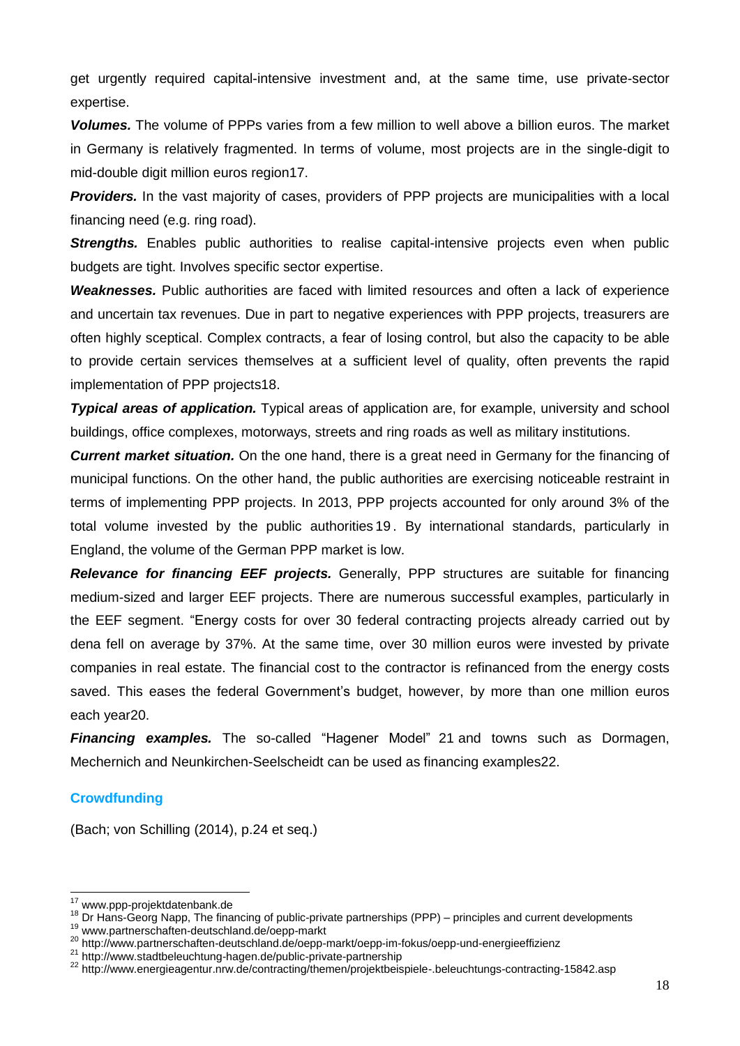get urgently required capital-intensive investment and, at the same time, use private-sector expertise.

***Volumes.*** The volume of PPPs varies from a few million to well above a billion euros. The market in Germany is relatively fragmented. In terms of volume, most projects are in the single-digit to mid-double digit million euros region[17].

***Providers.*** In the vast majority of cases, providers of PPP projects are municipalities with a local financing need (e.g. ring road).

***Strengths.*** Enables public authorities to realise capital-intensive projects even when public budgets are tight. Involves specific sector expertise.

***Weaknesses.*** Public authorities are faced with limited resources and often a lack of experience and uncertain tax revenues. Due in part to negative experiences with PPP projects, treasurers are often highly sceptical. Complex contracts, a fear of losing control, but also the capacity to be able to provide certain services themselves at a sufficient level of quality, often prevents the rapid implementation of PPP projects[18].

***Typical areas of application.*** Typical areas of application are, for example, university and school buildings, office complexes, motorways, streets and ring roads as well as military institutions.

***Current market situation.*** On the one hand, there is a great need in Germany for the financing of municipal functions. On the other hand, the public authorities are exercising noticeable restraint in terms of implementing PPP projects. In 2013, PPP projects accounted for only around 3% of the total volume invested by the public authorities[19]. By international standards, particularly in England, the volume of the German PPP market is low.

***Relevance for financing EEF projects.*** Generally, PPP structures are suitable for financing medium-sized and larger EEF projects. There are numerous successful examples, particularly in the EEF segment. "Energy costs for over 30 federal contracting projects already carried out by dena fell on average by 37%. At the same time, over 30 million euros were invested by private companies in real estate. The financial cost to the contractor is refinanced from the energy costs saved. This eases the federal Government's budget, however, by more than one million euros each year[20].

***Financing examples.*** The so-called "Hagener Model"[21] and towns such as Dormagen, Mechernich and Neunkirchen-Seelscheidt can be used as financing examples[22].

### Crowdfunding

(Bach; von Schilling (2014), p.24 et seq.)

---

[17] www.ppp-projektdatenbank.de

[18] Dr Hans-Georg Napp, The financing of public-private partnerships (PPP) – principles and current developments

[19] www.partnerschaften-deutschland.de/oepp-markt

[20] http://www.partnerschaften-deutschland.de/oepp-markt/oepp-im-fokus/oepp-und-energieeffizienz

[21] http://www.stadtbeleuchtung-hagen.de/public-private-partnership

[22] http://www.energieagentur.nrw.de/contracting/themen/projektbeispiele-.beleuchtungs-contracting-15842.asp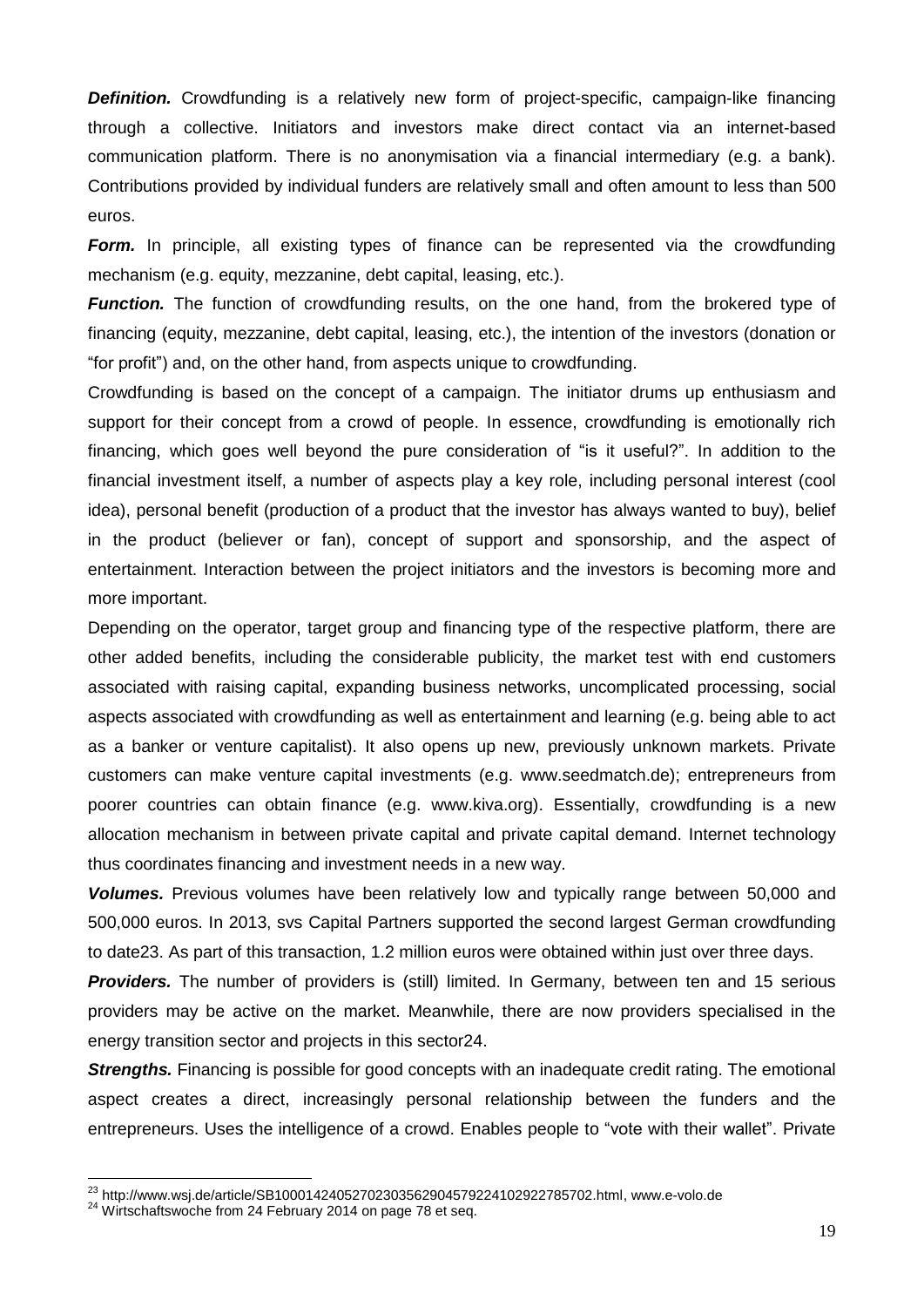***Definition.*** Crowdfunding is a relatively new form of project-specific, campaign-like financing through a collective. Initiators and investors make direct contact via an internet-based communication platform. There is no anonymisation via a financial intermediary (e.g. a bank). Contributions provided by individual funders are relatively small and often amount to less than 500 euros.

***Form.*** In principle, all existing types of finance can be represented via the crowdfunding mechanism (e.g. equity, mezzanine, debt capital, leasing, etc.).

***Function.*** The function of crowdfunding results, on the one hand, from the brokered type of financing (equity, mezzanine, debt capital, leasing, etc.), the intention of the investors (donation or "for profit") and, on the other hand, from aspects unique to crowdfunding.

Crowdfunding is based on the concept of a campaign. The initiator drums up enthusiasm and support for their concept from a crowd of people. In essence, crowdfunding is emotionally rich financing, which goes well beyond the pure consideration of "is it useful?". In addition to the financial investment itself, a number of aspects play a key role, including personal interest (cool idea), personal benefit (production of a product that the investor has always wanted to buy), belief in the product (believer or fan), concept of support and sponsorship, and the aspect of entertainment. Interaction between the project initiators and the investors is becoming more and more important.

Depending on the operator, target group and financing type of the respective platform, there are other added benefits, including the considerable publicity, the market test with end customers associated with raising capital, expanding business networks, uncomplicated processing, social aspects associated with crowdfunding as well as entertainment and learning (e.g. being able to act as a banker or venture capitalist). It also opens up new, previously unknown markets. Private customers can make venture capital investments (e.g. www.seedmatch.de); entrepreneurs from poorer countries can obtain finance (e.g. www.kiva.org). Essentially, crowdfunding is a new allocation mechanism in between private capital and private capital demand. Internet technology thus coordinates financing and investment needs in a new way.

***Volumes.*** Previous volumes have been relatively low and typically range between 50,000 and 500,000 euros. In 2013, svs Capital Partners supported the second largest German crowdfunding to date[23]. As part of this transaction, 1.2 million euros were obtained within just over three days.

***Providers.*** The number of providers is (still) limited. In Germany, between ten and 15 serious providers may be active on the market. Meanwhile, there are now providers specialised in the energy transition sector and projects in this sector[24].

***Strengths.*** Financing is possible for good concepts with an inadequate credit rating. The emotional aspect creates a direct, increasingly personal relationship between the funders and the entrepreneurs. Uses the intelligence of a crowd. Enables people to "vote with their wallet". Private

---

[23] http://www.wsj.de/article/SB10001424052702303562904579224102922785702.html, www.e-volo.de

[24] Wirtschaftswoche from 24 February 2014 on page 78 et seq.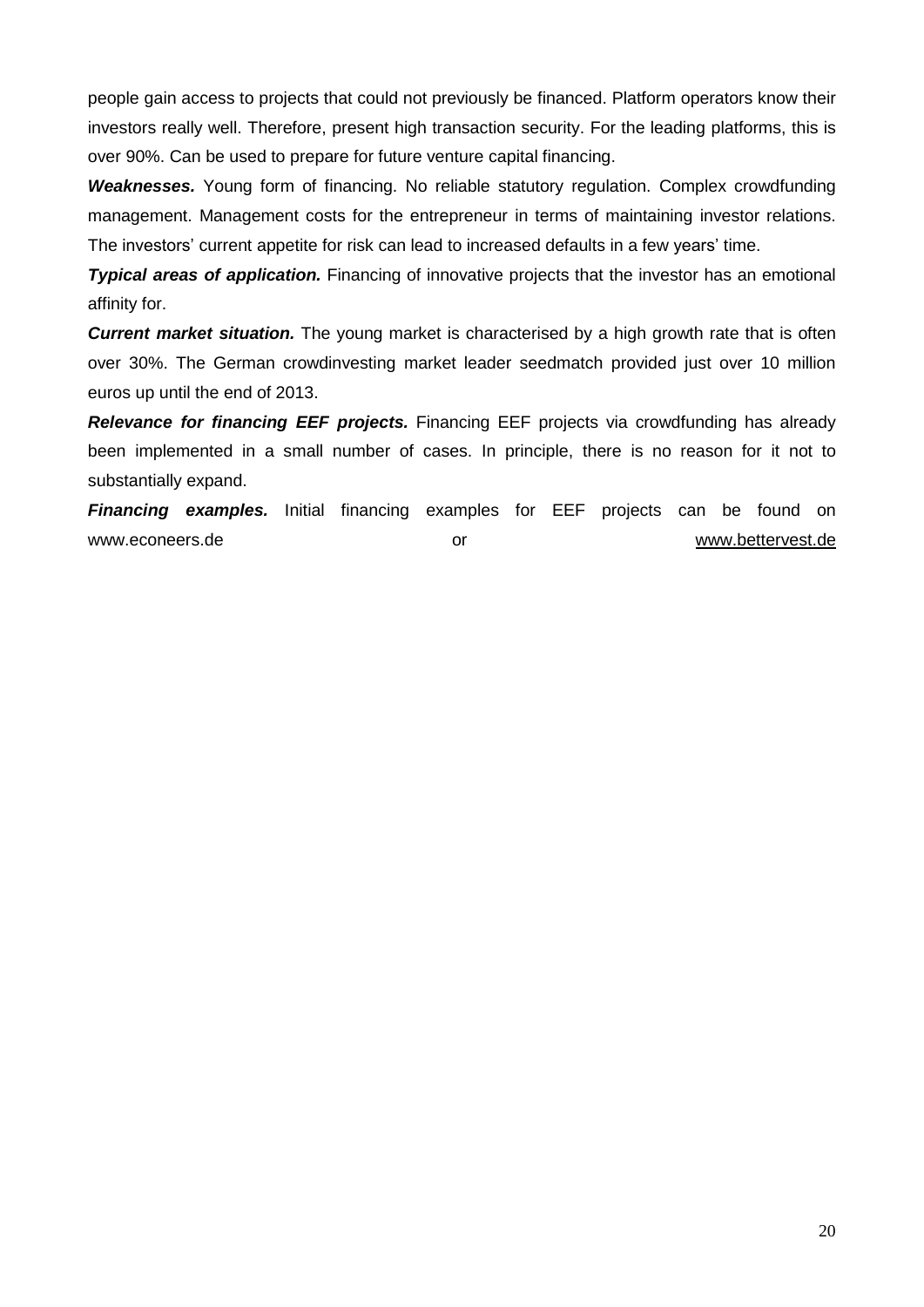people gain access to projects that could not previously be financed. Platform operators know their investors really well. Therefore, present high transaction security. For the leading platforms, this is over 90%. Can be used to prepare for future venture capital financing.

***Weaknesses.*** Young form of financing. No reliable statutory regulation. Complex crowdfunding management. Management costs for the entrepreneur in terms of maintaining investor relations. The investors' current appetite for risk can lead to increased defaults in a few years' time.

***Typical areas of application.*** Financing of innovative projects that the investor has an emotional affinity for.

***Current market situation.*** The young market is characterised by a high growth rate that is often over 30%. The German crowdinvesting market leader seedmatch provided just over 10 million euros up until the end of 2013.

***Relevance for financing EEF projects.*** Financing EEF projects via crowdfunding has already been implemented in a small number of cases. In principle, there is no reason for it not to substantially expand.

***Financing examples.*** Initial financing examples for EEF projects can be found on www.econeers.de or www.bettervest.de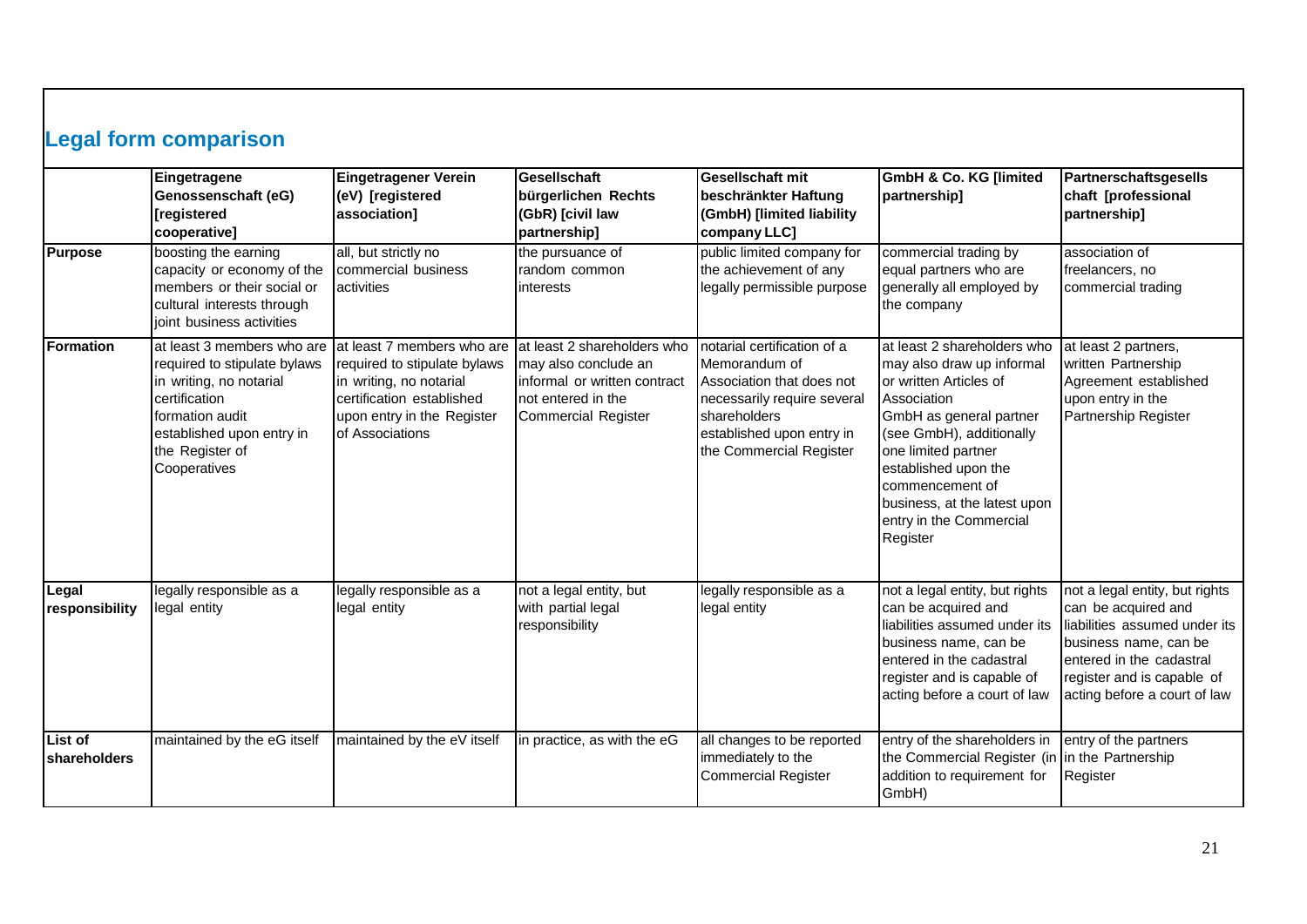## Legal form comparison

| | Eingetragene Genossenschaft (eG) [registered cooperative] | Eingetragener Verein (eV) [registered association] | Gesellschaft bürgerlichen Rechts (GbR) [civil law partnership] | Gesellschaft mit beschränkter Haftung (GmbH) [limited liability company LLC] | GmbH & Co. KG [limited partnership] | Partnerschaftsgesellschaft [professional partnership] |
|---|---|---|---|---|---|---|
| **Purpose** | boosting the earning capacity or economy of the members or their social or cultural interests through joint business activities | all, but strictly no commercial business activities | the pursuance of random common interests | public limited company for the achievement of any legally permissible purpose | commercial trading by equal partners who are generally all employed by the company | association of freelancers, no commercial trading |
| **Formation** | at least 3 members who are required to stipulate bylaws in writing, no notarial certification formation audit established upon entry in the Register of Cooperatives | at least 7 members who are required to stipulate bylaws in writing, no notarial certification established upon entry in the Register of Associations | at least 2 shareholders who may also conclude an informal or written contract not entered in the Commercial Register | notarial certification of a Memorandum of Association that does not necessarily require several shareholders established upon entry in the Commercial Register | at least 2 shareholders who may also draw up informal or written Articles of Association GmbH as general partner (see GmbH), additionally one limited partner established upon the commencement of business, at the latest upon entry in the Commercial Register | at least 2 partners, written Partnership Agreement established upon entry in the Partnership Register |
| **Legal responsibility** | legally responsible as a legal entity | legally responsible as a legal entity | not a legal entity, but with partial legal responsibility | legally responsible as a legal entity | not a legal entity, but rights can be acquired and liabilities assumed under its business name, can be entered in the cadastral register and is capable of acting before a court of law | not a legal entity, but rights can be acquired and liabilities assumed under its business name, can be entered in the cadastral register and is capable of acting before a court of law |
| **List of shareholders** | maintained by the eG itself | maintained by the eV itself | in practice, as with the eG | all changes to be reported immediately to the Commercial Register | entry of the shareholders in the Commercial Register (in addition to requirement for GmbH) | entry of the partners in the Partnership Register |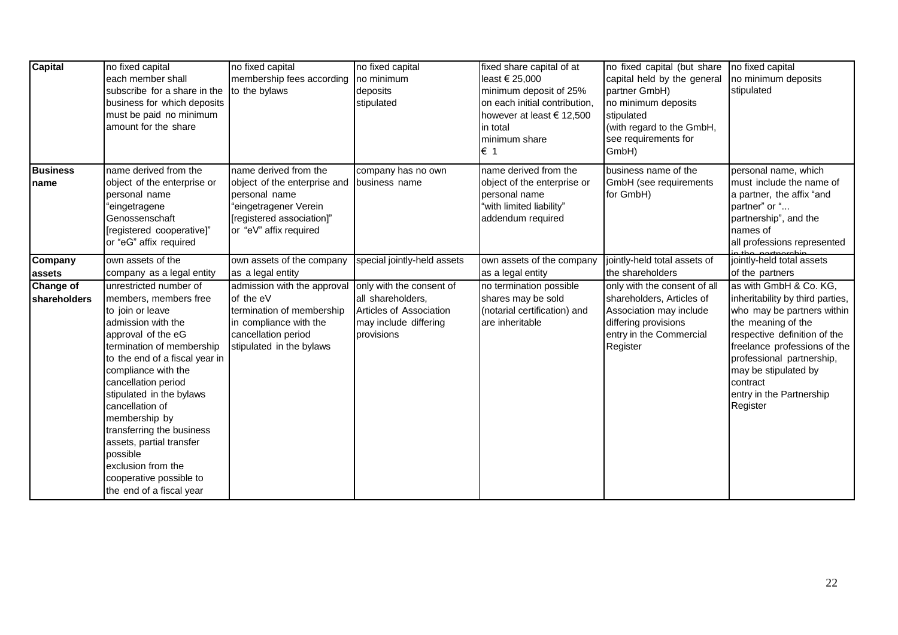| **Capital** | no fixed capital each member shall subscribe for a share in the business for which deposits must be paid no minimum amount for the share | no fixed capital membership fees according to the bylaws | no fixed capital no minimum deposits stipulated | fixed share capital of at least € 25,000 minimum deposit of 25% on each initial contribution, however at least € 12,500 in total minimum share € 1 | no fixed capital (but share capital held by the general partner GmbH) no minimum deposits stipulated (with regard to the GmbH, see requirements for GmbH) | no fixed capital no minimum deposits stipulated |
|---|---|---|---|---|---|---|
| **Business name** | name derived from the object of the enterprise or personal name "eingetragene Genossenschaft [registered cooperative]" or "eG" affix required | name derived from the object of the enterprise and personal name "eingetragener Verein [registered association]" or "eV" affix required | company has no own business name | name derived from the object of the enterprise or personal name "with limited liability" addendum required | business name of the GmbH (see requirements for GmbH) | personal name, which must include the name of a partner, the affix "and partner" or "... partnership", and the names of all professions represented in the partnership |
| **Company assets** | own assets of the company as a legal entity | own assets of the company as a legal entity | special jointly-held assets | own assets of the company as a legal entity | jointly-held total assets of the shareholders | jointly-held total assets of the partners |
| **Change of shareholders** | unrestricted number of members, members free to join or leave admission with the approval of the eG termination of membership to the end of a fiscal year in compliance with the cancellation period stipulated in the bylaws cancellation of membership by transferring the business assets, partial transfer possible exclusion from the cooperative possible to the end of a fiscal year | admission with the approval of the eV termination of membership in compliance with the cancellation period stipulated in the bylaws | only with the consent of all shareholders, Articles of Association may include differing provisions | no termination possible shares may be sold (notarial certification) and are inheritable | only with the consent of all shareholders, Articles of Association may include differing provisions entry in the Commercial Register | as with GmbH & Co. KG, inheritability by third parties, who may be partners within the meaning of the respective definition of the freelance professions of the professional partnership, may be stipulated by contract entry in the Partnership Register |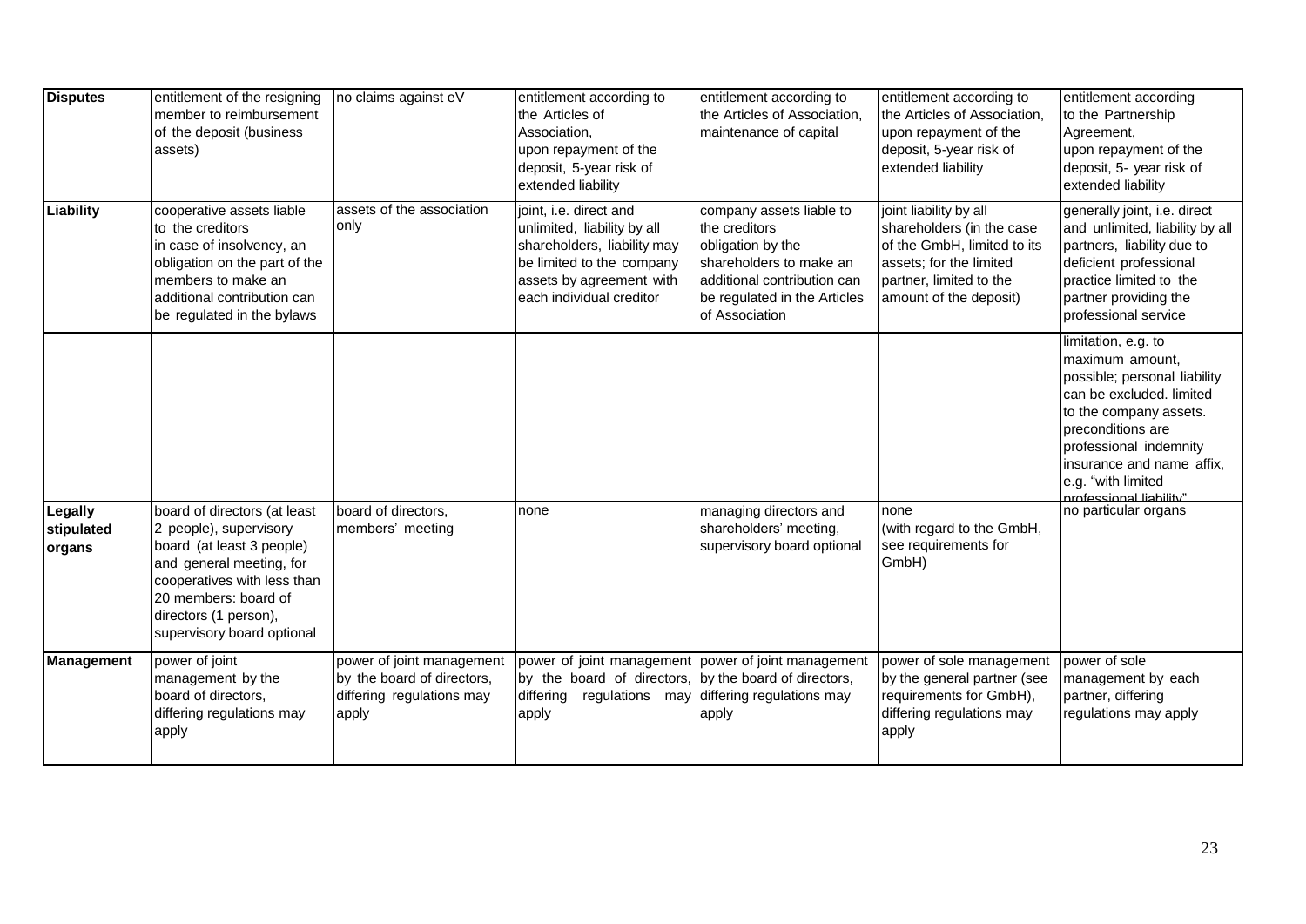| | | | | | | |
|---|---|---|---|---|---|---|
| **Disputes** | entitlement of the resigning member to reimbursement of the deposit (business assets) | no claims against eV | entitlement according to the Articles of Association, upon repayment of the deposit, 5-year risk of extended liability | entitlement according to the Articles of Association, maintenance of capital | entitlement according to the Articles of Association, upon repayment of the deposit, 5-year risk of extended liability | entitlement according to the Partnership Agreement, upon repayment of the deposit, 5- year risk of extended liability |
| **Liability** | cooperative assets liable to the creditors in case of insolvency, an obligation on the part of the members to make an additional contribution can be regulated in the bylaws | assets of the association only | joint, i.e. direct and unlimited, liability by all shareholders, liability may be limited to the company assets by agreement with each individual creditor | company assets liable to the creditors obligation by the shareholders to make an additional contribution can be regulated in the Articles of Association | joint liability by all shareholders (in the case of the GmbH, limited to its assets; for the limited partner, limited to the amount of the deposit) | generally joint, i.e. direct and unlimited, liability by all partners, liability due to deficient professional practice limited to the partner providing the professional service |
| | | | | | | limitation, e.g. to maximum amount, possible; personal liability can be excluded. limited to the company assets. preconditions are professional indemnity insurance and name affix, e.g. "with limited professional liability" |
| **Legally stipulated organs** | board of directors (at least 2 people), supervisory board (at least 3 people) and general meeting, for cooperatives with less than 20 members: board of directors (1 person), supervisory board optional | board of directors, members' meeting | none | managing directors and shareholders' meeting, supervisory board optional | none (with regard to the GmbH, see requirements for GmbH) | no particular organs |
| **Management** | power of joint management by the board of directors, differing regulations may apply | power of joint management by the board of directors, differing regulations may apply | power of joint management by the board of directors, differing regulations may apply | power of joint management by the board of directors, differing regulations may apply | power of sole management by the general partner (see requirements for GmbH), differing regulations may apply | power of sole management by each partner, differing regulations may apply |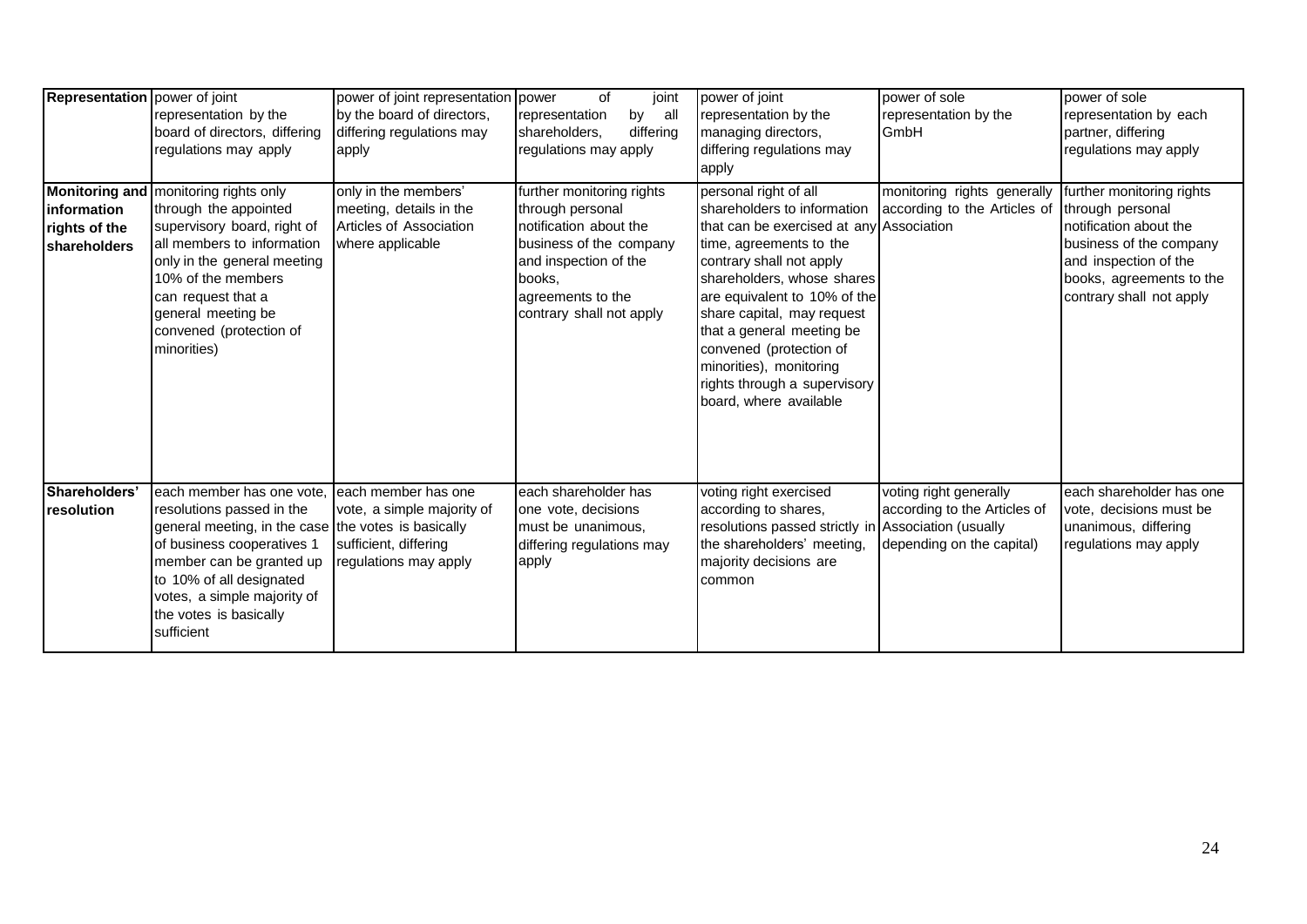| Representation | power of joint representation by the board of directors, differing regulations may apply | power of joint representation by the board of directors, differing regulations may apply | power of joint representation by all shareholders, differing regulations may apply | power of joint representation by the managing directors, differing regulations may apply | power of sole representation by the GmbH | power of sole representation by each partner, differing regulations may apply |
|---|---|---|---|---|---|---|
| Monitoring and information rights of the shareholders | monitoring rights only through the appointed supervisory board, right of all members to information only in the general meeting 10% of the members can request that a general meeting be convened (protection of minorities) | only in the members' meeting, details in the Articles of Association where applicable | further monitoring rights through personal notification about the business of the company and inspection of the books, agreements to the contrary shall not apply | personal right of all shareholders to information that can be exercised at any time, agreements to the contrary shall not apply shareholders, whose shares are equivalent to 10% of the share capital, may request that a general meeting be convened (protection of minorities), monitoring rights through a supervisory board, where available | monitoring rights generally according to the Articles of Association | further monitoring rights through personal notification about the business of the company and inspection of the books, agreements to the contrary shall not apply |
| Shareholders' resolution | each member has one vote, resolutions passed in the general meeting, in the case of business cooperatives 1 member can be granted up to 10% of all designated votes, a simple majority of the votes is basically sufficient | each member has one vote, a simple majority of the votes is basically sufficient, differing regulations may apply | each shareholder has one vote, decisions must be unanimous, differing regulations may apply | voting right exercised according to shares, resolutions passed strictly in the shareholders' meeting, majority decisions are common | voting right generally according to the Articles of Association (usually depending on the capital) | each shareholder has one vote, decisions must be unanimous, differing regulations may apply |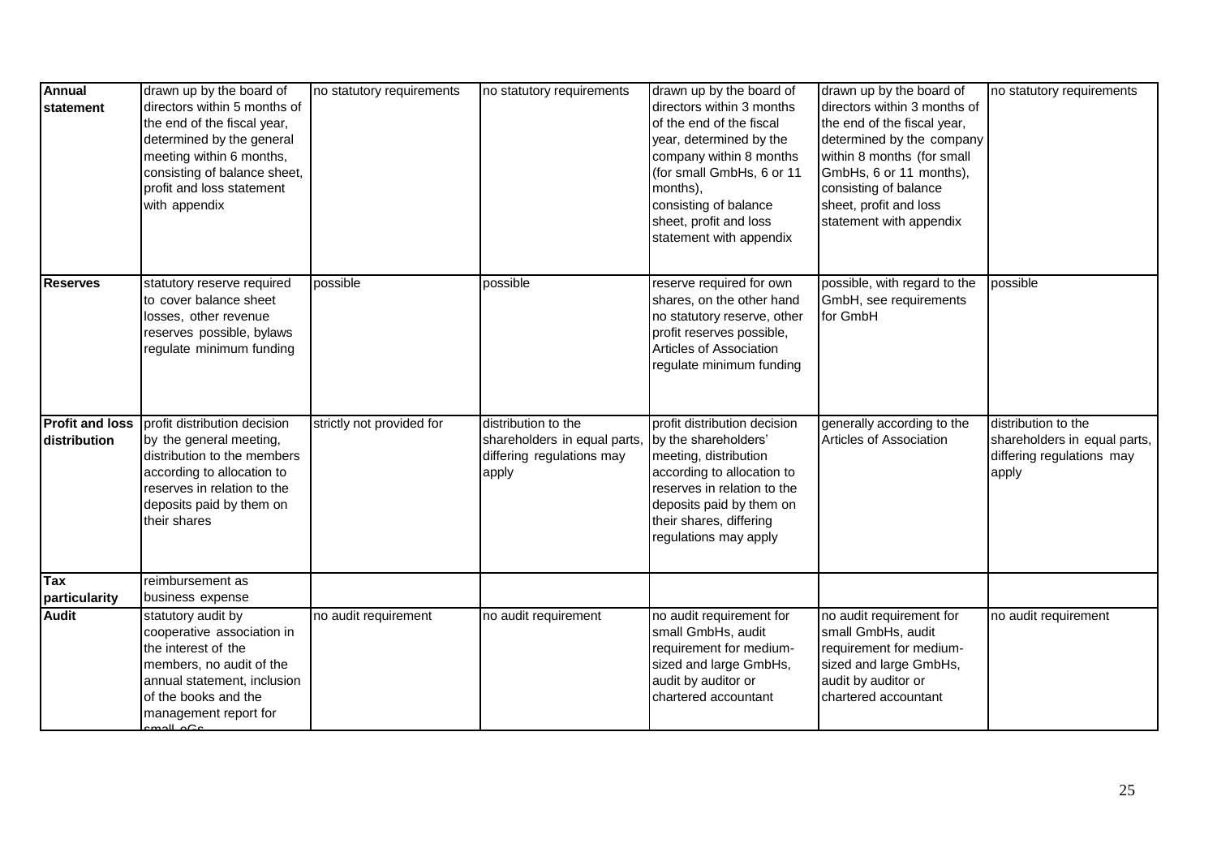| | | | | | | |
|---|---|---|---|---|---|---|
| **Annual statement** | drawn up by the board of directors within 5 months of the end of the fiscal year, determined by the general meeting within 6 months, consisting of balance sheet, profit and loss statement with appendix | no statutory requirements | no statutory requirements | drawn up by the board of directors within 3 months of the end of the fiscal year, determined by the company within 8 months (for small GmbHs, 6 or 11 months), consisting of balance sheet, profit and loss statement with appendix | drawn up by the board of directors within 3 months of the end of the fiscal year, determined by the company within 8 months (for small GmbHs, 6 or 11 months), consisting of balance sheet, profit and loss statement with appendix | no statutory requirements |
| **Reserves** | statutory reserve required to cover balance sheet losses, other revenue reserves possible, bylaws regulate minimum funding | possible | possible | reserve required for own shares, on the other hand no statutory reserve, other profit reserves possible, Articles of Association regulate minimum funding | possible, with regard to the GmbH, see requirements for GmbH | possible |
| **Profit and loss distribution** | profit distribution decision by the general meeting, distribution to the members according to allocation to reserves in relation to the deposits paid by them on their shares | strictly not provided for | distribution to the shareholders in equal parts, differing regulations may apply | profit distribution decision by the shareholders' meeting, distribution according to allocation to reserves in relation to the deposits paid by them on their shares, differing regulations may apply | generally according to the Articles of Association | distribution to the shareholders in equal parts, differing regulations may apply |
| **Tax particularity** | reimbursement as business expense | | | | | |
| **Audit** | statutory audit by cooperative association in the interest of the members, no audit of the annual statement, inclusion of the books and the management report for small eGs | no audit requirement | no audit requirement | no audit requirement for small GmbHs, audit requirement for medium-sized and large GmbHs, audit by auditor or chartered accountant | no audit requirement for small GmbHs, audit requirement for medium-sized and large GmbHs, audit by auditor or chartered accountant | no audit requirement |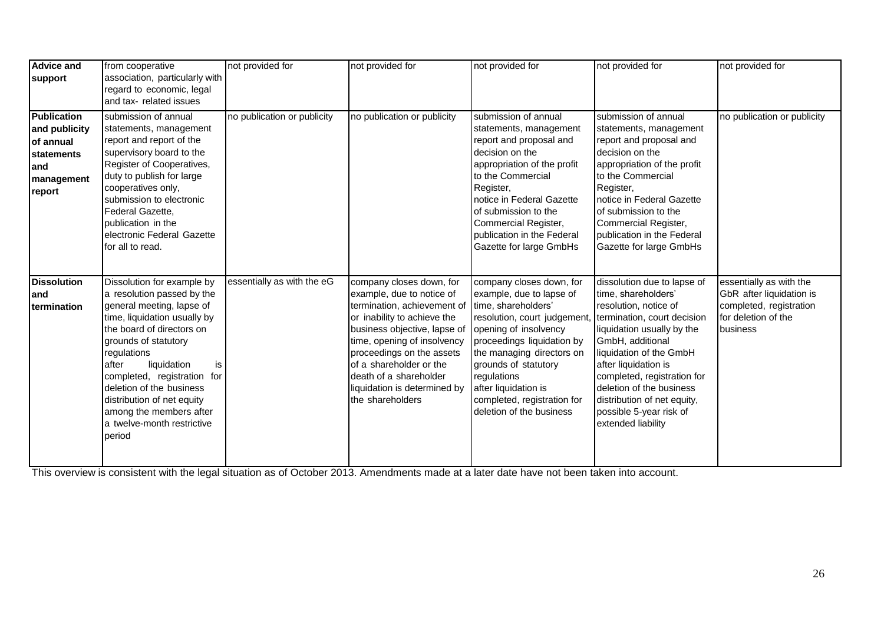| | | | | | | |
|---|---|---|---|---|---|---|
| **Advice and support** | from cooperative association, particularly with regard to economic, legal and tax- related issues | not provided for | not provided for | not provided for | not provided for | not provided for |
| **Publication and publicity of annual statements and management report** | submission of annual statements, management report and report of the supervisory board to the Register of Cooperatives, duty to publish for large cooperatives only, submission to electronic Federal Gazette, publication in the electronic Federal Gazette for all to read. | no publication or publicity | no publication or publicity | submission of annual statements, management report and proposal and decision on the appropriation of the profit to the Commercial Register, notice in Federal Gazette of submission to the Commercial Register, publication in the Federal Gazette for large GmbHs | submission of annual statements, management report and proposal and decision on the appropriation of the profit to the Commercial Register, notice in Federal Gazette of submission to the Commercial Register, publication in the Federal Gazette for large GmbHs | no publication or publicity |
| **Dissolution and termination** | Dissolution for example by a resolution passed by the general meeting, lapse of time, liquidation usually by the board of directors on grounds of statutory regulations after liquidation is completed, registration for deletion of the business distribution of net equity among the members after a twelve-month restrictive period | essentially as with the eG | company closes down, for example, due to notice of termination, achievement of or inability to achieve the business objective, lapse of time, opening of insolvency proceedings on the assets of a shareholder or the death of a shareholder liquidation is determined by the shareholders | company closes down, for example, due to lapse of time, shareholders' resolution, court judgement, opening of insolvency proceedings liquidation by the managing directors on grounds of statutory regulations after liquidation is completed, registration for deletion of the business | dissolution due to lapse of time, shareholders' resolution, notice of termination, court decision liquidation usually by the GmbH, additional liquidation of the GmbH after liquidation is completed, registration for deletion of the business distribution of net equity, possible 5-year risk of extended liability | essentially as with the GbR after liquidation is completed, registration for deletion of the business |

This overview is consistent with the legal situation as of October 2013. Amendments made at a later date have not been taken into account.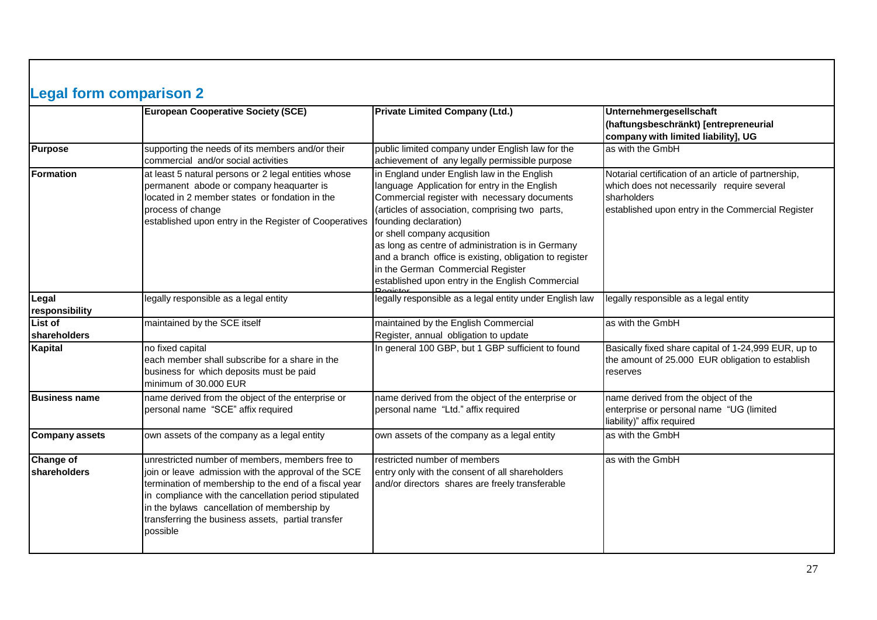## Legal form comparison 2

| | European Cooperative Society (SCE) | Private Limited Company (Ltd.) | Unternehmergesellschaft (haftungsbeschränkt) [entrepreneurial company with limited liability], UG |
|---|---|---|---|
| **Purpose** | supporting the needs of its members and/or their commercial and/or social activities | public limited company under English law for the achievement of any legally permissible purpose | as with the GmbH |
| **Formation** | at least 5 natural persons or 2 legal entities whose permanent abode or company heaquarter is located in 2 member states or fondation in the process of change<br>established upon entry in the Register of Cooperatives | in England under English law in the English language Application for entry in the English Commercial register with necessary documents (articles of association, comprising two parts, founding declaration)<br>or shell company acqusition<br>as long as centre of administration is in Germany and a branch office is existing, obligation to register in the German Commercial Register<br>established upon entry in the English Commercial Register | Notarial certification of an article of partnership, which does not necessarily require several sharholders<br>established upon entry in the Commercial Register |
| **Legal responsibility** | legally responsible as a legal entity | legally responsible as a legal entity under English law | legally responsible as a legal entity |
| **List of shareholders** | maintained by the SCE itself | maintained by the English Commercial Register, annual obligation to update | as with the GmbH |
| **Kapital** | no fixed capital<br>each member shall subscribe for a share in the business for which deposits must be paid<br>minimum of 30.000 EUR | In general 100 GBP, but 1 GBP sufficient to found | Basically fixed share capital of 1-24,999 EUR, up to the amount of 25.000 EUR obligation to establish reserves |
| **Business name** | name derived from the object of the enterprise or personal name "SCE" affix required | name derived from the object of the enterprise or personal name "Ltd." affix required | name derived from the object of the enterprise or personal name "UG (limited liability)" affix required |
| **Company assets** | own assets of the company as a legal entity | own assets of the company as a legal entity | as with the GmbH |
| **Change of shareholders** | unrestricted number of members, members free to join or leave admission with the approval of the SCE termination of membership to the end of a fiscal year in compliance with the cancellation period stipulated in the bylaws cancellation of membership by transferring the business assets, partial transfer possible | restricted number of members<br>entry only with the consent of all shareholders and/or directors shares are freely transferable | as with the GmbH |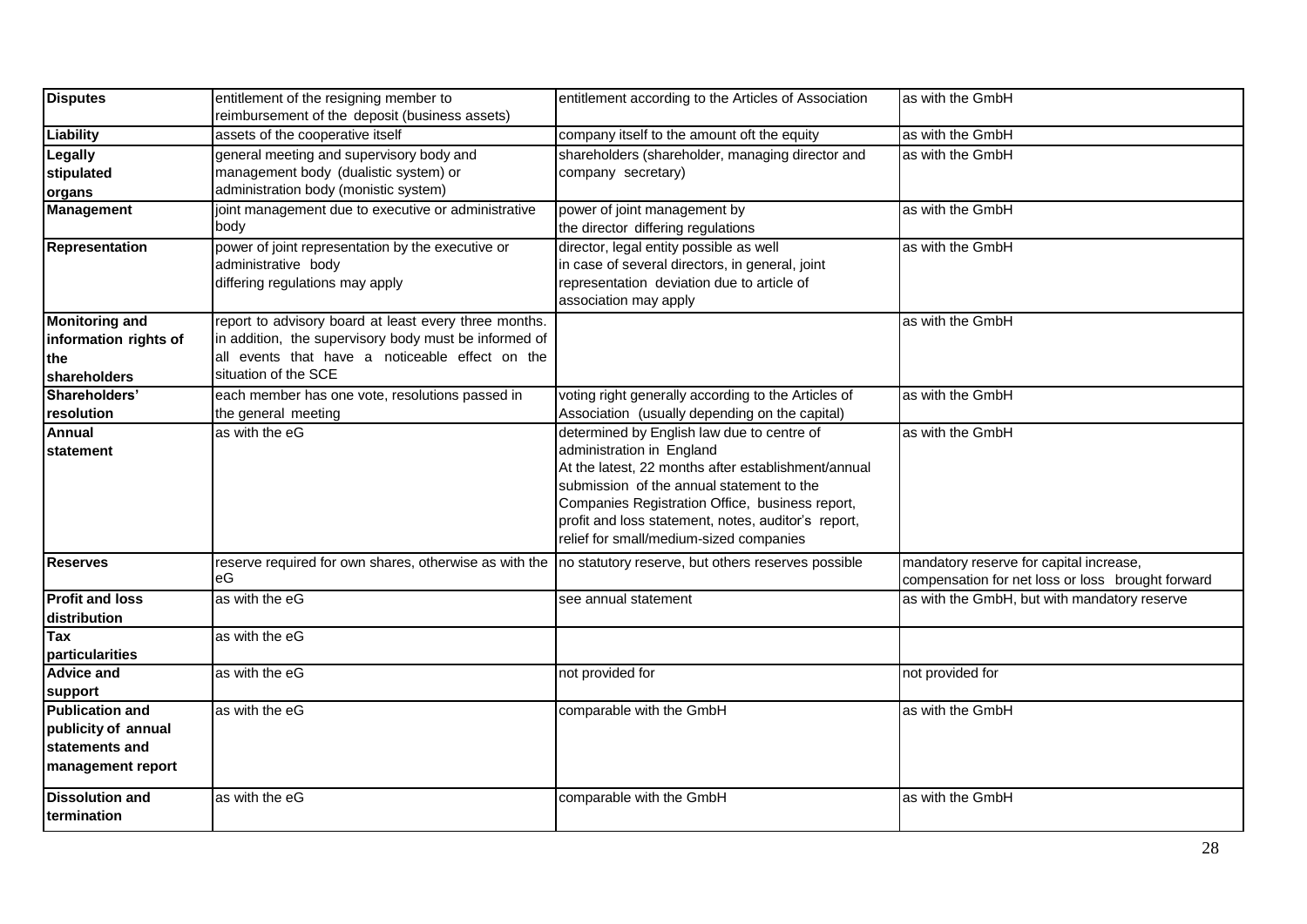| Disputes | entitlement of the resigning member to reimbursement of the deposit (business assets) | entitlement according to the Articles of Association | as with the GmbH |
|---|---|---|---|
| **Liability** | assets of the cooperative itself | company itself to the amount oft the equity | as with the GmbH |
| **Legally stipulated organs** | general meeting and supervisory body and management body (dualistic system) or administration body (monistic system) | shareholders (shareholder, managing director and company secretary) | as with the GmbH |
| **Management** | joint management due to executive or administrative body | power of joint management by the director differing regulations | as with the GmbH |
| **Representation** | power of joint representation by the executive or administrative body differing regulations may apply | director, legal entity possible as well in case of several directors, in general, joint representation deviation due to article of association may apply | as with the GmbH |
| **Monitoring and information rights of the shareholders** | report to advisory board at least every three months. in addition, the supervisory body must be informed of all events that have a noticeable effect on the situation of the SCE | | as with the GmbH |
| **Shareholders' resolution** | each member has one vote, resolutions passed in the general meeting | voting right generally according to the Articles of Association (usually depending on the capital) | as with the GmbH |
| **Annual statement** | as with the eG | determined by English law due to centre of administration in England At the latest, 22 months after establishment/annual submission of the annual statement to the Companies Registration Office, business report, profit and loss statement, notes, auditor's report, relief for small/medium-sized companies | as with the GmbH |
| **Reserves** | reserve required for own shares, otherwise as with the eG | no statutory reserve, but others reserves possible | mandatory reserve for capital increase, compensation for net loss or loss brought forward |
| **Profit and loss distribution** | as with the eG | see annual statement | as with the GmbH, but with mandatory reserve |
| **Tax particularities** | as with the eG | | |
| **Advice and support** | as with the eG | not provided for | not provided for |
| **Publication and publicity of annual statements and management report** | as with the eG | comparable with the GmbH | as with the GmbH |
| **Dissolution and termination** | as with the eG | comparable with the GmbH | as with the GmbH |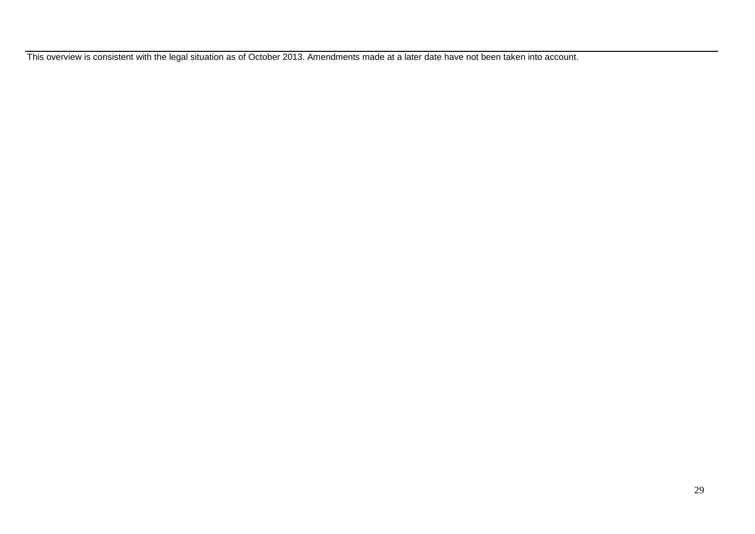This overview is consistent with the legal situation as of October 2013. Amendments made at a later date have not been taken into account.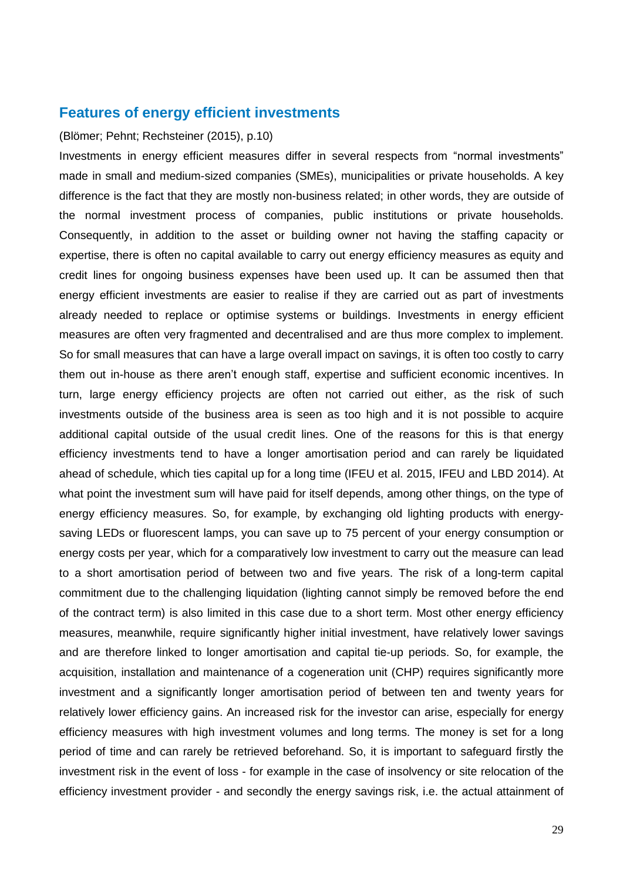## Features of energy efficient investments

(Blömer; Pehnt; Rechsteiner (2015), p.10)

Investments in energy efficient measures differ in several respects from "normal investments" made in small and medium-sized companies (SMEs), municipalities or private households. A key difference is the fact that they are mostly non-business related; in other words, they are outside of the normal investment process of companies, public institutions or private households. Consequently, in addition to the asset or building owner not having the staffing capacity or expertise, there is often no capital available to carry out energy efficiency measures as equity and credit lines for ongoing business expenses have been used up. It can be assumed then that energy efficient investments are easier to realise if they are carried out as part of investments already needed to replace or optimise systems or buildings. Investments in energy efficient measures are often very fragmented and decentralised and are thus more complex to implement. So for small measures that can have a large overall impact on savings, it is often too costly to carry them out in-house as there aren't enough staff, expertise and sufficient economic incentives. In turn, large energy efficiency projects are often not carried out either, as the risk of such investments outside of the business area is seen as too high and it is not possible to acquire additional capital outside of the usual credit lines. One of the reasons for this is that energy efficiency investments tend to have a longer amortisation period and can rarely be liquidated ahead of schedule, which ties capital up for a long time (IFEU et al. 2015, IFEU and LBD 2014). At what point the investment sum will have paid for itself depends, among other things, on the type of energy efficiency measures. So, for example, by exchanging old lighting products with energy-saving LEDs or fluorescent lamps, you can save up to 75 percent of your energy consumption or energy costs per year, which for a comparatively low investment to carry out the measure can lead to a short amortisation period of between two and five years. The risk of a long-term capital commitment due to the challenging liquidation (lighting cannot simply be removed before the end of the contract term) is also limited in this case due to a short term. Most other energy efficiency measures, meanwhile, require significantly higher initial investment, have relatively lower savings and are therefore linked to longer amortisation and capital tie-up periods. So, for example, the acquisition, installation and maintenance of a cogeneration unit (CHP) requires significantly more investment and a significantly longer amortisation period of between ten and twenty years for relatively lower efficiency gains. An increased risk for the investor can arise, especially for energy efficiency measures with high investment volumes and long terms. The money is set for a long period of time and can rarely be retrieved beforehand. So, it is important to safeguard firstly the investment risk in the event of loss - for example in the case of insolvency or site relocation of the efficiency investment provider - and secondly the energy savings risk, i.e. the actual attainment of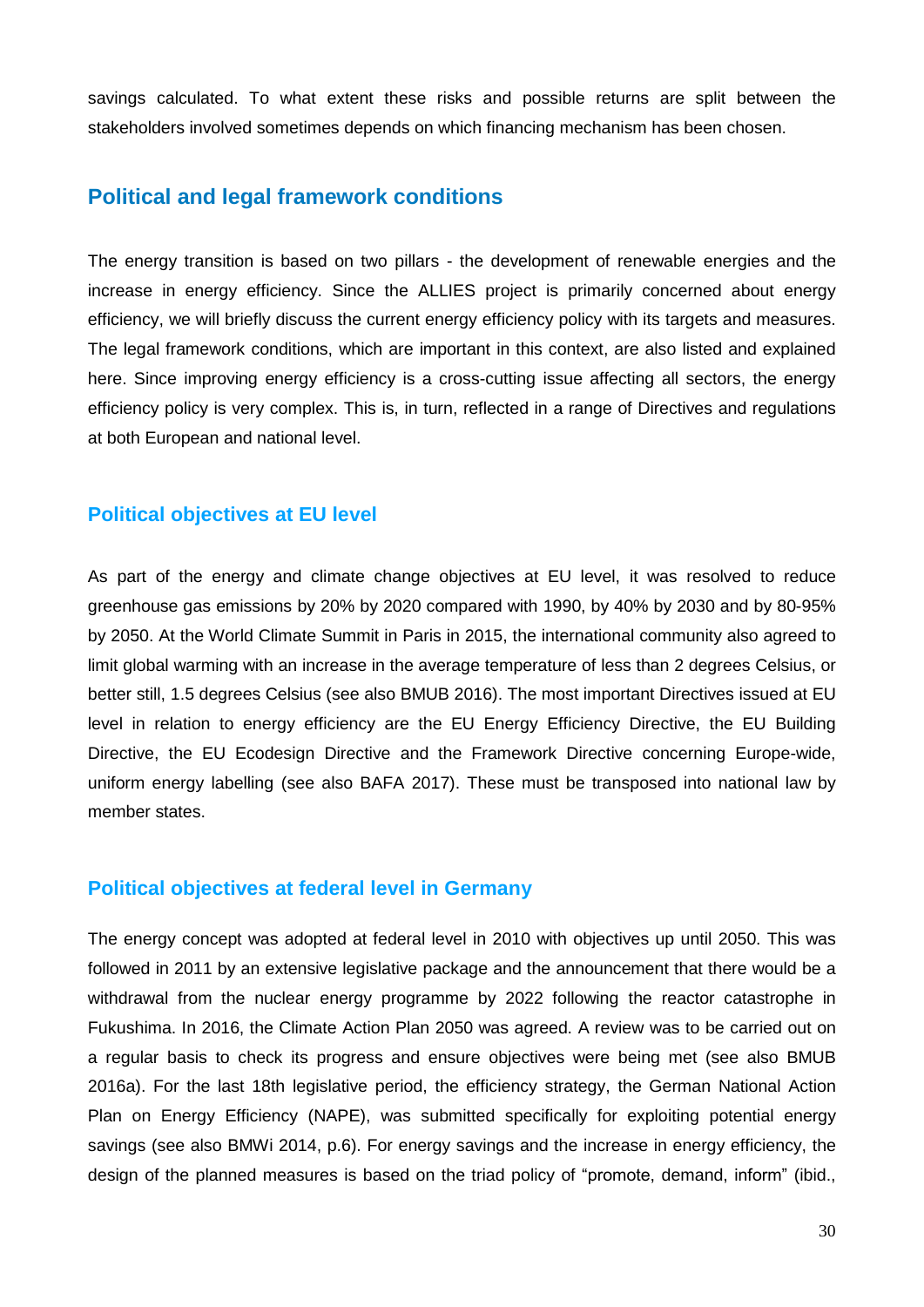savings calculated. To what extent these risks and possible returns are split between the stakeholders involved sometimes depends on which financing mechanism has been chosen.

## Political and legal framework conditions

The energy transition is based on two pillars - the development of renewable energies and the increase in energy efficiency. Since the ALLIES project is primarily concerned about energy efficiency, we will briefly discuss the current energy efficiency policy with its targets and measures. The legal framework conditions, which are important in this context, are also listed and explained here. Since improving energy efficiency is a cross-cutting issue affecting all sectors, the energy efficiency policy is very complex. This is, in turn, reflected in a range of Directives and regulations at both European and national level.

### Political objectives at EU level

As part of the energy and climate change objectives at EU level, it was resolved to reduce greenhouse gas emissions by 20% by 2020 compared with 1990, by 40% by 2030 and by 80-95% by 2050. At the World Climate Summit in Paris in 2015, the international community also agreed to limit global warming with an increase in the average temperature of less than 2 degrees Celsius, or better still, 1.5 degrees Celsius (see also BMUB 2016). The most important Directives issued at EU level in relation to energy efficiency are the EU Energy Efficiency Directive, the EU Building Directive, the EU Ecodesign Directive and the Framework Directive concerning Europe-wide, uniform energy labelling (see also BAFA 2017). These must be transposed into national law by member states.

### Political objectives at federal level in Germany

The energy concept was adopted at federal level in 2010 with objectives up until 2050. This was followed in 2011 by an extensive legislative package and the announcement that there would be a withdrawal from the nuclear energy programme by 2022 following the reactor catastrophe in Fukushima. In 2016, the Climate Action Plan 2050 was agreed. A review was to be carried out on a regular basis to check its progress and ensure objectives were being met (see also BMUB 2016a). For the last 18th legislative period, the efficiency strategy, the German National Action Plan on Energy Efficiency (NAPE), was submitted specifically for exploiting potential energy savings (see also BMWi 2014, p.6). For energy savings and the increase in energy efficiency, the design of the planned measures is based on the triad policy of "promote, demand, inform" (ibid.,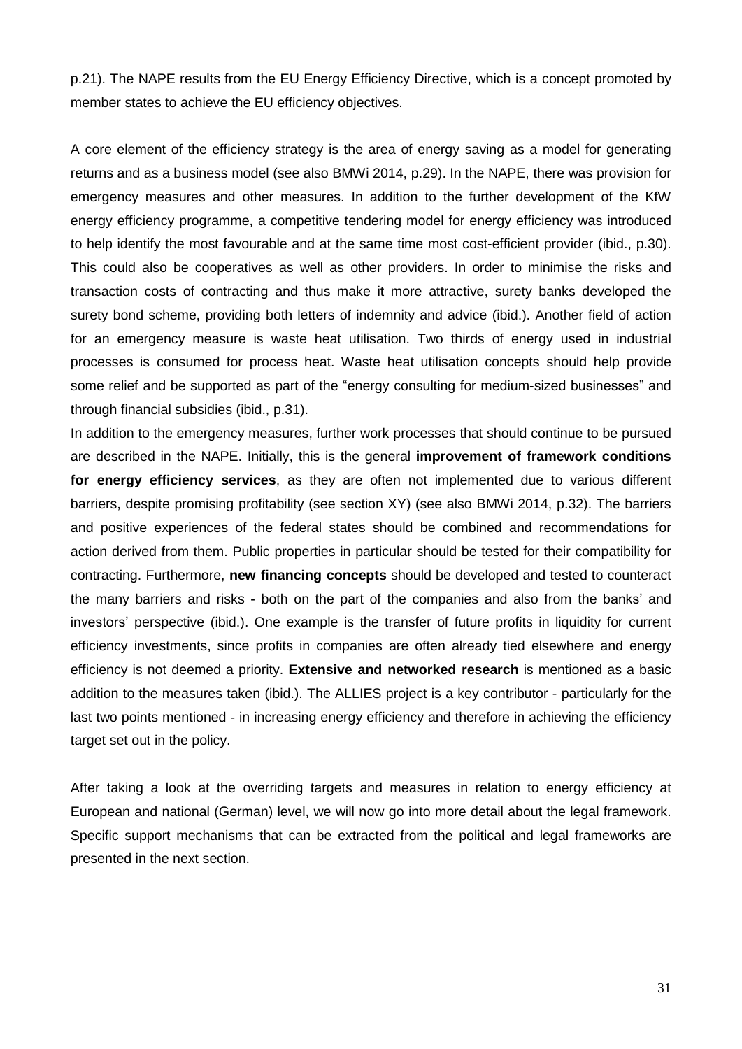p.21). The NAPE results from the EU Energy Efficiency Directive, which is a concept promoted by member states to achieve the EU efficiency objectives.

A core element of the efficiency strategy is the area of energy saving as a model for generating returns and as a business model (see also BMWi 2014, p.29). In the NAPE, there was provision for emergency measures and other measures. In addition to the further development of the KfW energy efficiency programme, a competitive tendering model for energy efficiency was introduced to help identify the most favourable and at the same time most cost-efficient provider (ibid., p.30). This could also be cooperatives as well as other providers. In order to minimise the risks and transaction costs of contracting and thus make it more attractive, surety banks developed the surety bond scheme, providing both letters of indemnity and advice (ibid.). Another field of action for an emergency measure is waste heat utilisation. Two thirds of energy used in industrial processes is consumed for process heat. Waste heat utilisation concepts should help provide some relief and be supported as part of the "energy consulting for medium-sized businesses" and through financial subsidies (ibid., p.31).

In addition to the emergency measures, further work processes that should continue to be pursued are described in the NAPE. Initially, this is the general **improvement of framework conditions for energy efficiency services**, as they are often not implemented due to various different barriers, despite promising profitability (see section XY) (see also BMWi 2014, p.32). The barriers and positive experiences of the federal states should be combined and recommendations for action derived from them. Public properties in particular should be tested for their compatibility for contracting. Furthermore, **new financing concepts** should be developed and tested to counteract the many barriers and risks - both on the part of the companies and also from the banks' and investors' perspective (ibid.). One example is the transfer of future profits in liquidity for current efficiency investments, since profits in companies are often already tied elsewhere and energy efficiency is not deemed a priority. **Extensive and networked research** is mentioned as a basic addition to the measures taken (ibid.). The ALLIES project is a key contributor - particularly for the last two points mentioned - in increasing energy efficiency and therefore in achieving the efficiency target set out in the policy.

After taking a look at the overriding targets and measures in relation to energy efficiency at European and national (German) level, we will now go into more detail about the legal framework. Specific support mechanisms that can be extracted from the political and legal frameworks are presented in the next section.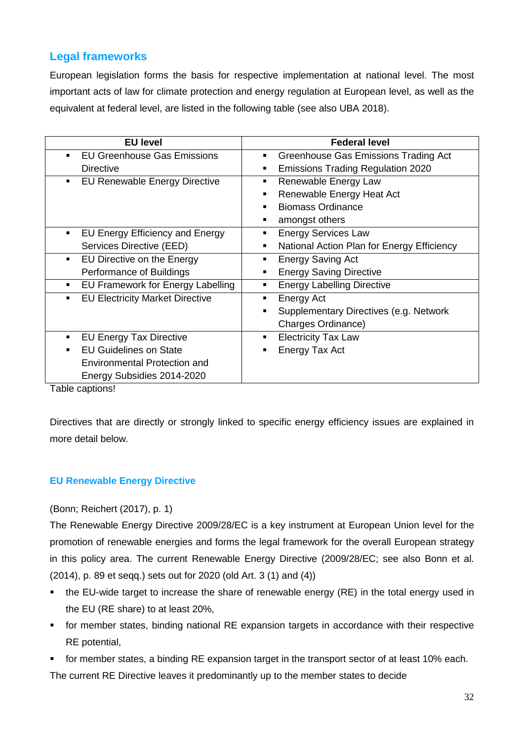## Legal frameworks

European legislation forms the basis for respective implementation at national level. The most important acts of law for climate protection and energy regulation at European level, as well as the equivalent at federal level, are listed in the following table (see also UBA 2018).

| EU level | Federal level |
|---|---|
| ▪ EU Greenhouse Gas Emissions Directive | ▪ Greenhouse Gas Emissions Trading Act<br>▪ Emissions Trading Regulation 2020 |
| ▪ EU Renewable Energy Directive | ▪ Renewable Energy Law<br>▪ Renewable Energy Heat Act<br>▪ Biomass Ordinance<br>▪ amongst others |
| ▪ EU Energy Efficiency and Energy Services Directive (EED) | ▪ Energy Services Law<br>▪ National Action Plan for Energy Efficiency |
| ▪ EU Directive on the Energy Performance of Buildings | ▪ Energy Saving Act<br>▪ Energy Saving Directive |
| ▪ EU Framework for Energy Labelling | ▪ Energy Labelling Directive |
| ▪ EU Electricity Market Directive | ▪ Energy Act<br>▪ Supplementary Directives (e.g. Network Charges Ordinance) |
| ▪ EU Energy Tax Directive<br>▪ EU Guidelines on State Environmental Protection and Energy Subsidies 2014-2020 | ▪ Electricity Tax Law<br>▪ Energy Tax Act |

Table captions!

Directives that are directly or strongly linked to specific energy efficiency issues are explained in more detail below.

### EU Renewable Energy Directive

(Bonn; Reichert (2017), p. 1)

The Renewable Energy Directive 2009/28/EC is a key instrument at European Union level for the promotion of renewable energies and forms the legal framework for the overall European strategy in this policy area. The current Renewable Energy Directive (2009/28/EC; see also Bonn et al. (2014), p. 89 et seqq.) sets out for 2020 (old Art. 3 (1) and (4))

- the EU-wide target to increase the share of renewable energy (RE) in the total energy used in the EU (RE share) to at least 20%,
- for member states, binding national RE expansion targets in accordance with their respective RE potential,
- for member states, a binding RE expansion target in the transport sector of at least 10% each.

The current RE Directive leaves it predominantly up to the member states to decide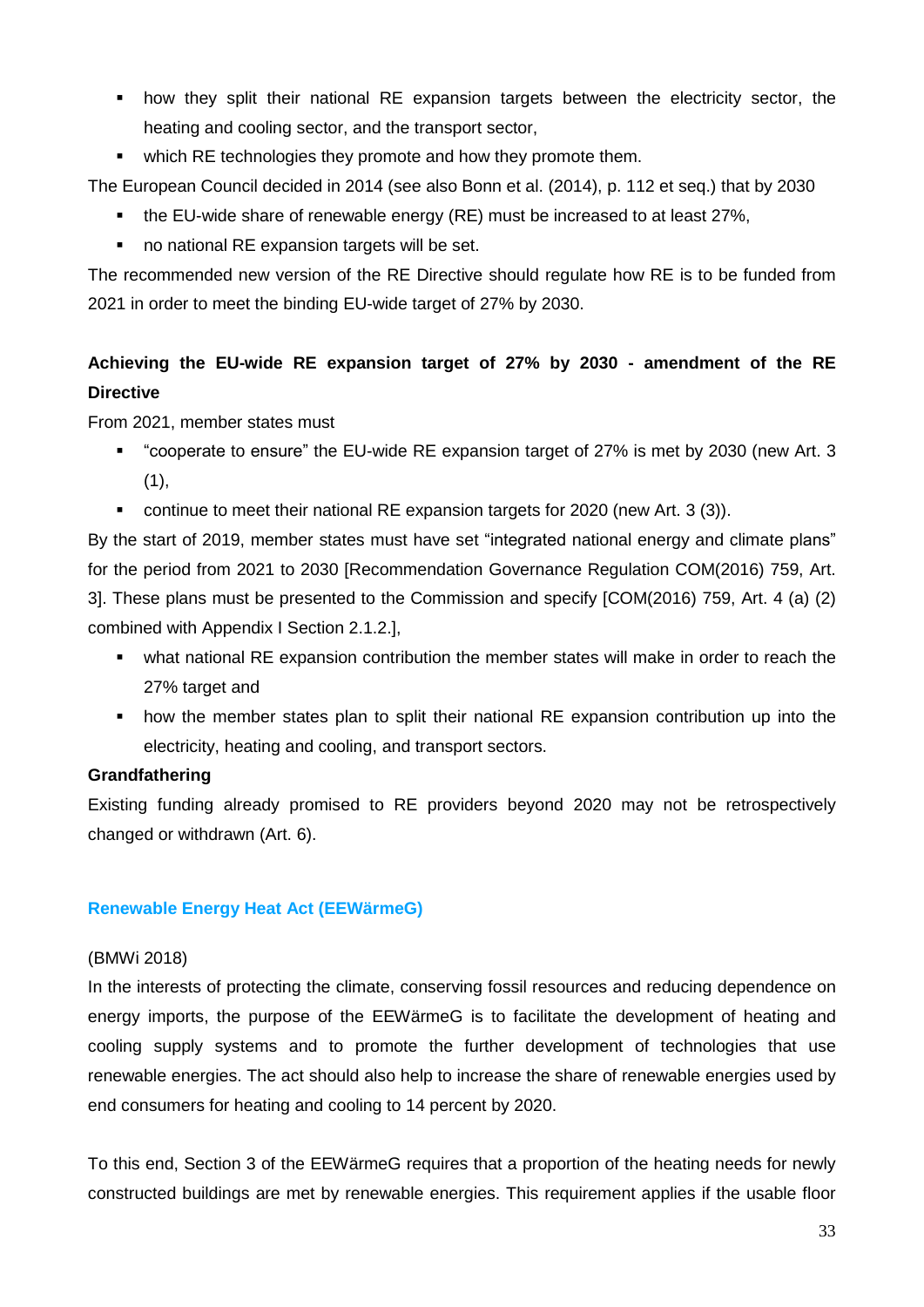- how they split their national RE expansion targets between the electricity sector, the heating and cooling sector, and the transport sector,
- which RE technologies they promote and how they promote them.

The European Council decided in 2014 (see also Bonn et al. (2014), p. 112 et seq.) that by 2030

- the EU-wide share of renewable energy (RE) must be increased to at least 27%,
- no national RE expansion targets will be set.

The recommended new version of the RE Directive should regulate how RE is to be funded from 2021 in order to meet the binding EU-wide target of 27% by 2030.

**Achieving the EU-wide RE expansion target of 27% by 2030 - amendment of the RE Directive**

From 2021, member states must

- "cooperate to ensure" the EU-wide RE expansion target of 27% is met by 2030 (new Art. 3 (1),
- continue to meet their national RE expansion targets for 2020 (new Art. 3 (3)).

By the start of 2019, member states must have set "integrated national energy and climate plans" for the period from 2021 to 2030 [Recommendation Governance Regulation COM(2016) 759, Art. 3]. These plans must be presented to the Commission and specify [COM(2016) 759, Art. 4 (a) (2) combined with Appendix I Section 2.1.2.],

- what national RE expansion contribution the member states will make in order to reach the 27% target and
- how the member states plan to split their national RE expansion contribution up into the electricity, heating and cooling, and transport sectors.

**Grandfathering**

Existing funding already promised to RE providers beyond 2020 may not be retrospectively changed or withdrawn (Art. 6).

## Renewable Energy Heat Act (EEWärmeG)

(BMWi 2018)

In the interests of protecting the climate, conserving fossil resources and reducing dependence on energy imports, the purpose of the EEWärmeG is to facilitate the development of heating and cooling supply systems and to promote the further development of technologies that use renewable energies. The act should also help to increase the share of renewable energies used by end consumers for heating and cooling to 14 percent by 2020.

To this end, Section 3 of the EEWärmeG requires that a proportion of the heating needs for newly constructed buildings are met by renewable energies. This requirement applies if the usable floor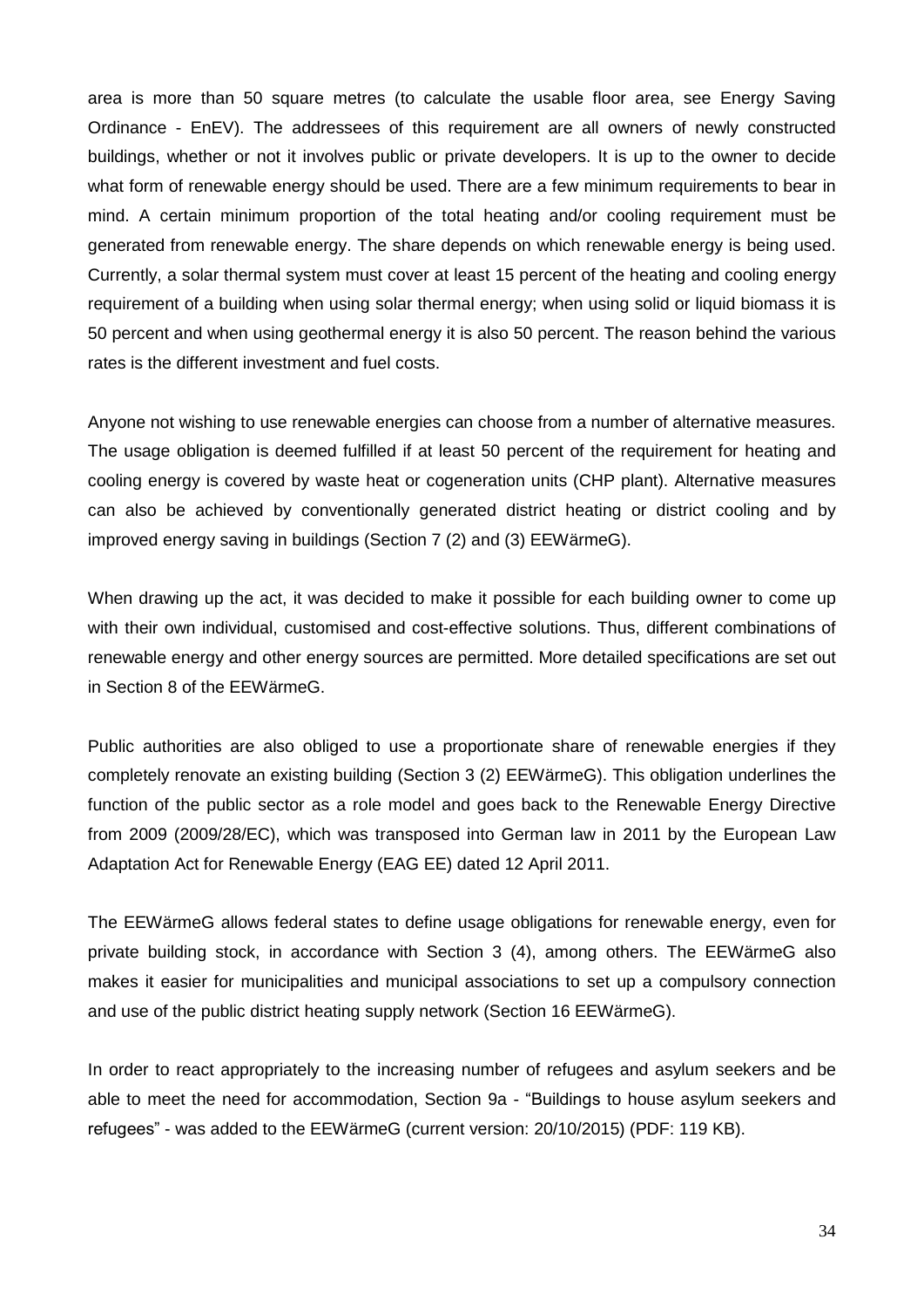area is more than 50 square metres (to calculate the usable floor area, see Energy Saving Ordinance - EnEV). The addressees of this requirement are all owners of newly constructed buildings, whether or not it involves public or private developers. It is up to the owner to decide what form of renewable energy should be used. There are a few minimum requirements to bear in mind. A certain minimum proportion of the total heating and/or cooling requirement must be generated from renewable energy. The share depends on which renewable energy is being used. Currently, a solar thermal system must cover at least 15 percent of the heating and cooling energy requirement of a building when using solar thermal energy; when using solid or liquid biomass it is 50 percent and when using geothermal energy it is also 50 percent. The reason behind the various rates is the different investment and fuel costs.

Anyone not wishing to use renewable energies can choose from a number of alternative measures. The usage obligation is deemed fulfilled if at least 50 percent of the requirement for heating and cooling energy is covered by waste heat or cogeneration units (CHP plant). Alternative measures can also be achieved by conventionally generated district heating or district cooling and by improved energy saving in buildings (Section 7 (2) and (3) EEWärmeG).

When drawing up the act, it was decided to make it possible for each building owner to come up with their own individual, customised and cost-effective solutions. Thus, different combinations of renewable energy and other energy sources are permitted. More detailed specifications are set out in Section 8 of the EEWärmeG.

Public authorities are also obliged to use a proportionate share of renewable energies if they completely renovate an existing building (Section 3 (2) EEWärmeG). This obligation underlines the function of the public sector as a role model and goes back to the Renewable Energy Directive from 2009 (2009/28/EC), which was transposed into German law in 2011 by the European Law Adaptation Act for Renewable Energy (EAG EE) dated 12 April 2011.

The EEWärmeG allows federal states to define usage obligations for renewable energy, even for private building stock, in accordance with Section 3 (4), among others. The EEWärmeG also makes it easier for municipalities and municipal associations to set up a compulsory connection and use of the public district heating supply network (Section 16 EEWärmeG).

In order to react appropriately to the increasing number of refugees and asylum seekers and be able to meet the need for accommodation, Section 9a - “Buildings to house asylum seekers and refugees” - was added to the EEWärmeG (current version: 20/10/2015) (PDF: 119 KB).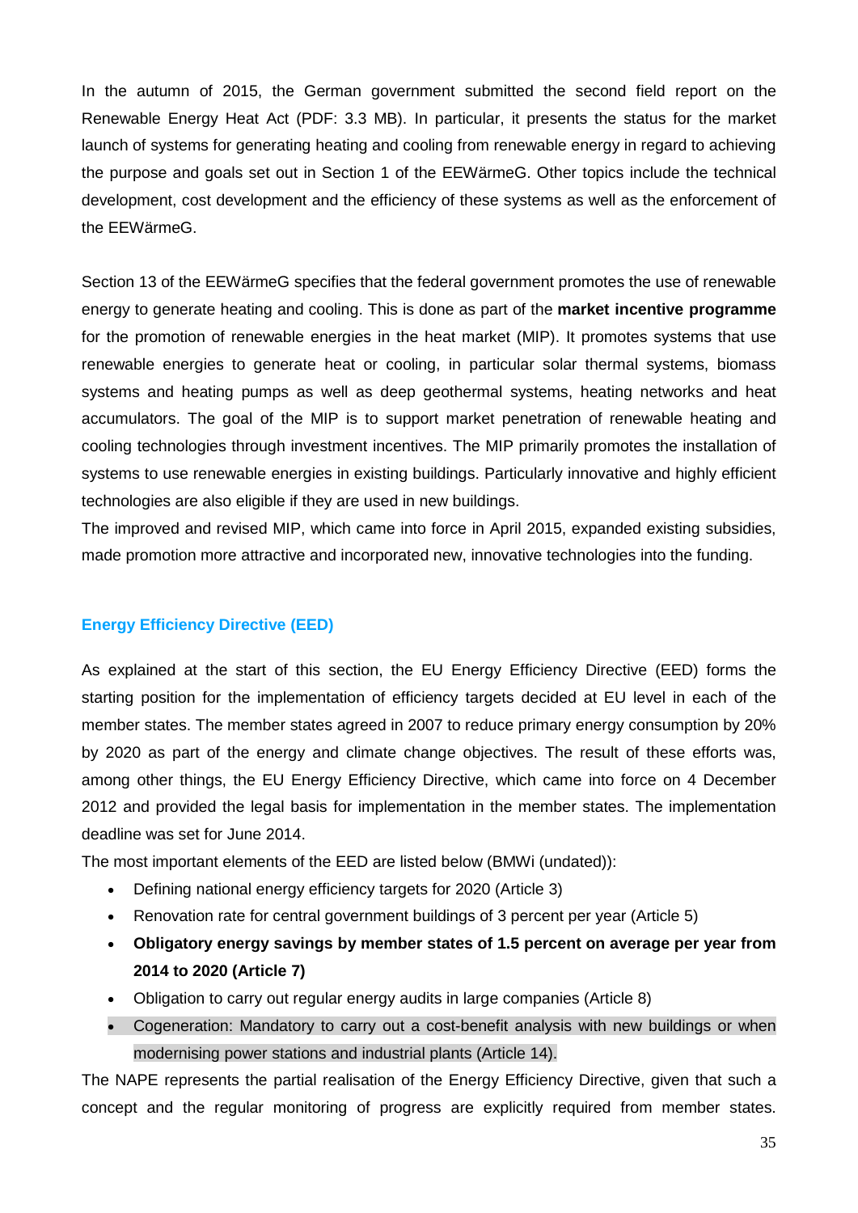In the autumn of 2015, the German government submitted the second field report on the Renewable Energy Heat Act (PDF: 3.3 MB). In particular, it presents the status for the market launch of systems for generating heating and cooling from renewable energy in regard to achieving the purpose and goals set out in Section 1 of the EEWärmeG. Other topics include the technical development, cost development and the efficiency of these systems as well as the enforcement of the EEWärmeG.

Section 13 of the EEWärmeG specifies that the federal government promotes the use of renewable energy to generate heating and cooling. This is done as part of the **market incentive programme** for the promotion of renewable energies in the heat market (MIP). It promotes systems that use renewable energies to generate heat or cooling, in particular solar thermal systems, biomass systems and heating pumps as well as deep geothermal systems, heating networks and heat accumulators. The goal of the MIP is to support market penetration of renewable heating and cooling technologies through investment incentives. The MIP primarily promotes the installation of systems to use renewable energies in existing buildings. Particularly innovative and highly efficient technologies are also eligible if they are used in new buildings.

The improved and revised MIP, which came into force in April 2015, expanded existing subsidies, made promotion more attractive and incorporated new, innovative technologies into the funding.

### Energy Efficiency Directive (EED)

As explained at the start of this section, the EU Energy Efficiency Directive (EED) forms the starting position for the implementation of efficiency targets decided at EU level in each of the member states. The member states agreed in 2007 to reduce primary energy consumption by 20% by 2020 as part of the energy and climate change objectives. The result of these efforts was, among other things, the EU Energy Efficiency Directive, which came into force on 4 December 2012 and provided the legal basis for implementation in the member states. The implementation deadline was set for June 2014.

The most important elements of the EED are listed below (BMWi (undated)):

- Defining national energy efficiency targets for 2020 (Article 3)
- Renovation rate for central government buildings of 3 percent per year (Article 5)
- **Obligatory energy savings by member states of 1.5 percent on average per year from 2014 to 2020 (Article 7)**
- Obligation to carry out regular energy audits in large companies (Article 8)
- Cogeneration: Mandatory to carry out a cost-benefit analysis with new buildings or when modernising power stations and industrial plants (Article 14).

The NAPE represents the partial realisation of the Energy Efficiency Directive, given that such a concept and the regular monitoring of progress are explicitly required from member states.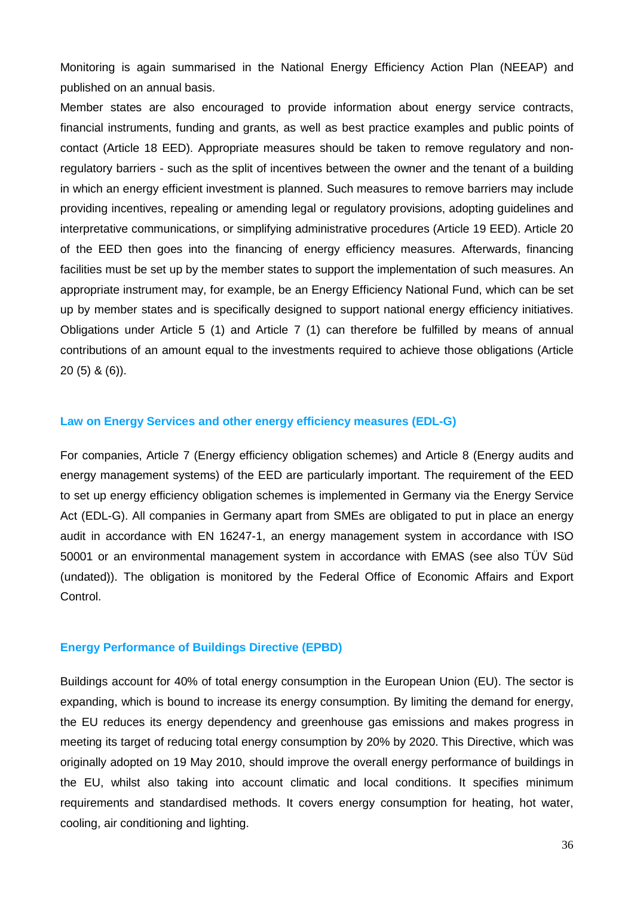Monitoring is again summarised in the National Energy Efficiency Action Plan (NEEAP) and published on an annual basis.

Member states are also encouraged to provide information about energy service contracts, financial instruments, funding and grants, as well as best practice examples and public points of contact (Article 18 EED). Appropriate measures should be taken to remove regulatory and non-regulatory barriers - such as the split of incentives between the owner and the tenant of a building in which an energy efficient investment is planned. Such measures to remove barriers may include providing incentives, repealing or amending legal or regulatory provisions, adopting guidelines and interpretative communications, or simplifying administrative procedures (Article 19 EED). Article 20 of the EED then goes into the financing of energy efficiency measures. Afterwards, financing facilities must be set up by the member states to support the implementation of such measures. An appropriate instrument may, for example, be an Energy Efficiency National Fund, which can be set up by member states and is specifically designed to support national energy efficiency initiatives. Obligations under Article 5 (1) and Article 7 (1) can therefore be fulfilled by means of annual contributions of an amount equal to the investments required to achieve those obligations (Article 20 (5) & (6)).

### Law on Energy Services and other energy efficiency measures (EDL-G)

For companies, Article 7 (Energy efficiency obligation schemes) and Article 8 (Energy audits and energy management systems) of the EED are particularly important. The requirement of the EED to set up energy efficiency obligation schemes is implemented in Germany via the Energy Service Act (EDL-G). All companies in Germany apart from SMEs are obligated to put in place an energy audit in accordance with EN 16247-1, an energy management system in accordance with ISO 50001 or an environmental management system in accordance with EMAS (see also TÜV Süd (undated)). The obligation is monitored by the Federal Office of Economic Affairs and Export Control.

### Energy Performance of Buildings Directive (EPBD)

Buildings account for 40% of total energy consumption in the European Union (EU). The sector is expanding, which is bound to increase its energy consumption. By limiting the demand for energy, the EU reduces its energy dependency and greenhouse gas emissions and makes progress in meeting its target of reducing total energy consumption by 20% by 2020. This Directive, which was originally adopted on 19 May 2010, should improve the overall energy performance of buildings in the EU, whilst also taking into account climatic and local conditions. It specifies minimum requirements and standardised methods. It covers energy consumption for heating, hot water, cooling, air conditioning and lighting.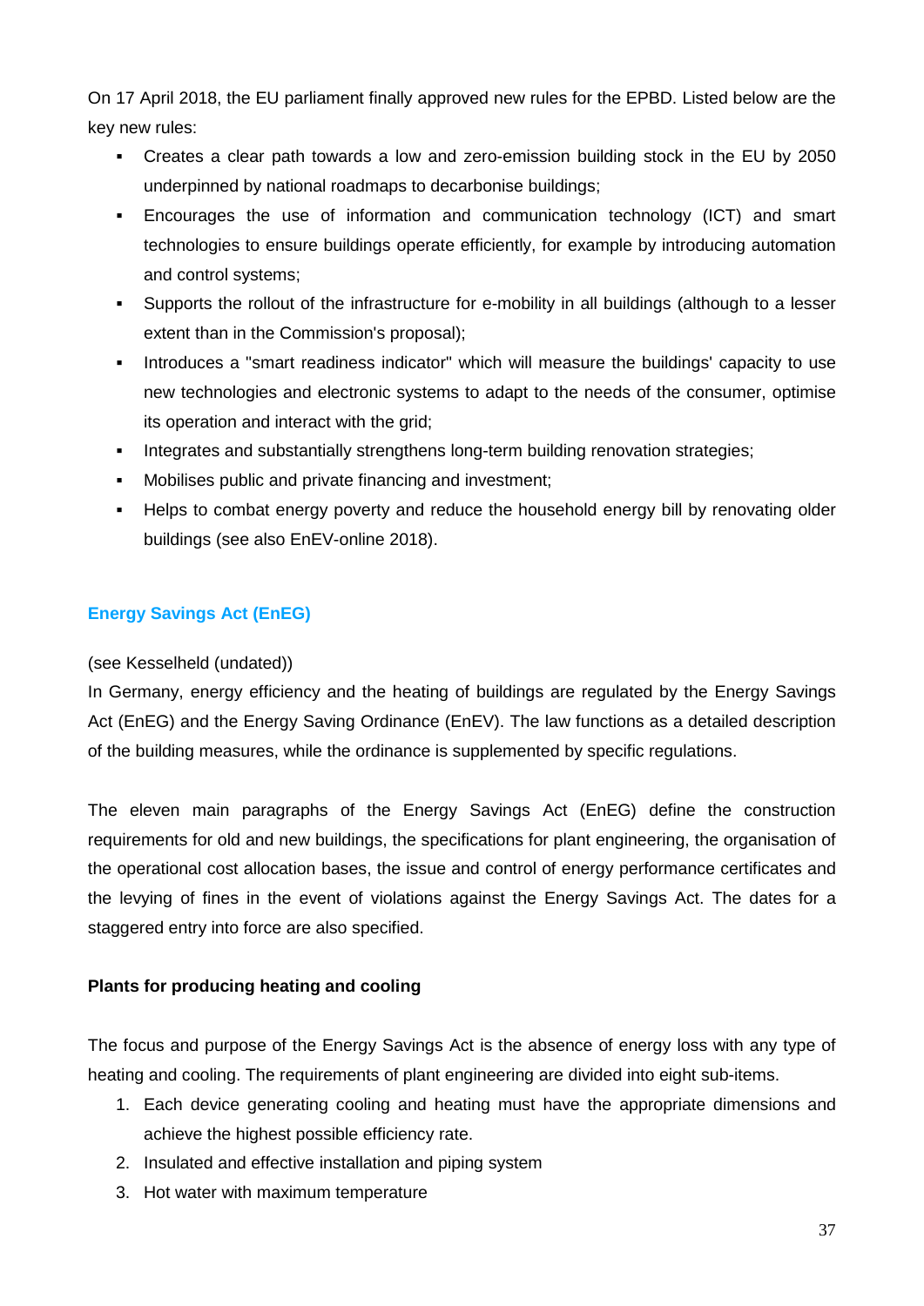On 17 April 2018, the EU parliament finally approved new rules for the EPBD. Listed below are the key new rules:

- Creates a clear path towards a low and zero-emission building stock in the EU by 2050 underpinned by national roadmaps to decarbonise buildings;
- Encourages the use of information and communication technology (ICT) and smart technologies to ensure buildings operate efficiently, for example by introducing automation and control systems;
- Supports the rollout of the infrastructure for e-mobility in all buildings (although to a lesser extent than in the Commission's proposal);
- Introduces a "smart readiness indicator" which will measure the buildings' capacity to use new technologies and electronic systems to adapt to the needs of the consumer, optimise its operation and interact with the grid;
- Integrates and substantially strengthens long-term building renovation strategies;
- Mobilises public and private financing and investment;
- Helps to combat energy poverty and reduce the household energy bill by renovating older buildings (see also EnEV-online 2018).

## Energy Savings Act (EnEG)

(see Kesselheld (undated))

In Germany, energy efficiency and the heating of buildings are regulated by the Energy Savings Act (EnEG) and the Energy Saving Ordinance (EnEV). The law functions as a detailed description of the building measures, while the ordinance is supplemented by specific regulations.

The eleven main paragraphs of the Energy Savings Act (EnEG) define the construction requirements for old and new buildings, the specifications for plant engineering, the organisation of the operational cost allocation bases, the issue and control of energy performance certificates and the levying of fines in the event of violations against the Energy Savings Act. The dates for a staggered entry into force are also specified.

### Plants for producing heating and cooling

The focus and purpose of the Energy Savings Act is the absence of energy loss with any type of heating and cooling. The requirements of plant engineering are divided into eight sub-items.

1. Each device generating cooling and heating must have the appropriate dimensions and achieve the highest possible efficiency rate.
2. Insulated and effective installation and piping system
3. Hot water with maximum temperature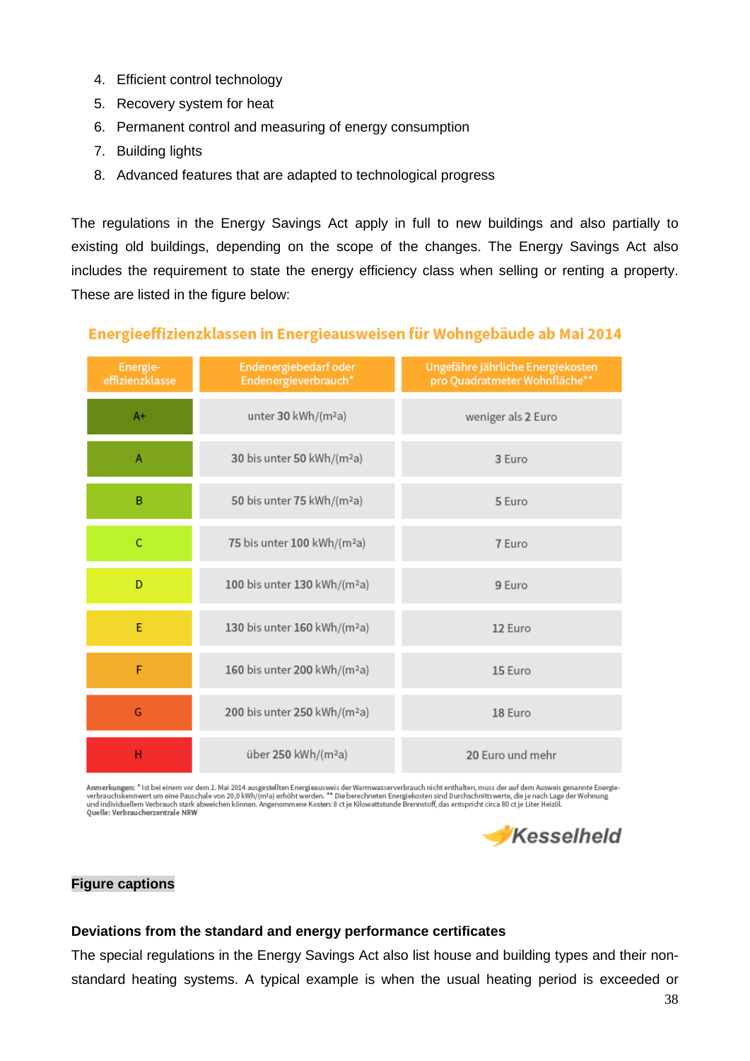4. Efficient control technology
5. Recovery system for heat
6. Permanent control and measuring of energy consumption
7. Building lights
8. Advanced features that are adapted to technological progress

The regulations in the Energy Savings Act apply in full to new buildings and also partially to existing old buildings, depending on the scope of the changes. The Energy Savings Act also includes the requirement to state the energy efficiency class when selling or renting a property. These are listed in the figure below:

**Energieeffizienzklassen in Energieausweisen für Wohngebäude ab Mai 2014**

| Energie-effizienzklasse | Endenergiebedarf oder Endenergieverbrauch* | Ungefähre jährliche Energiekosten pro Quadratmeter Wohnfläche** |
|---|---|---|
| A+ | unter 30 kWh/(m²a) | weniger als 2 Euro |
| A | 30 bis unter 50 kWh/(m²a) | 3 Euro |
| B | 50 bis unter 75 kWh/(m²a) | 5 Euro |
| C | 75 bis unter 100 kWh/(m²a) | 7 Euro |
| D | 100 bis unter 130 kWh/(m²a) | 9 Euro |
| E | 130 bis unter 160 kWh/(m²a) | 12 Euro |
| F | 160 bis unter 200 kWh/(m²a) | 15 Euro |
| G | 200 bis unter 250 kWh/(m²a) | 18 Euro |
| H | über 250 kWh/(m²a) | 20 Euro und mehr |

Anmerkungen: * Ist bei einem vor dem 1. Mai 2014 ausgestellten Energieausweis der Warmwasserverbrauch nicht enthalten, muss der auf dem Ausweis genannte Energie-verbrauchskennwert um eine Pauschale von 20,0 kWh/(m²a) erhöht werden. ** Die berechneten Energiekosten sind Durchschnittswerte, die je nach Lage der Wohnung und individuellem Verbrauch stark abweichen können. Angenommene Kosten: 8 ct je Kilowattstunde Brennstoff, das entspricht circa 80 ct je Liter Heizöl.
Quelle: Verbraucherzentrale NRW

Kesselheld

**Figure captions**

**Deviations from the standard and energy performance certificates**

The special regulations in the Energy Savings Act also list house and building types and their non-standard heating systems. A typical example is when the usual heating period is exceeded or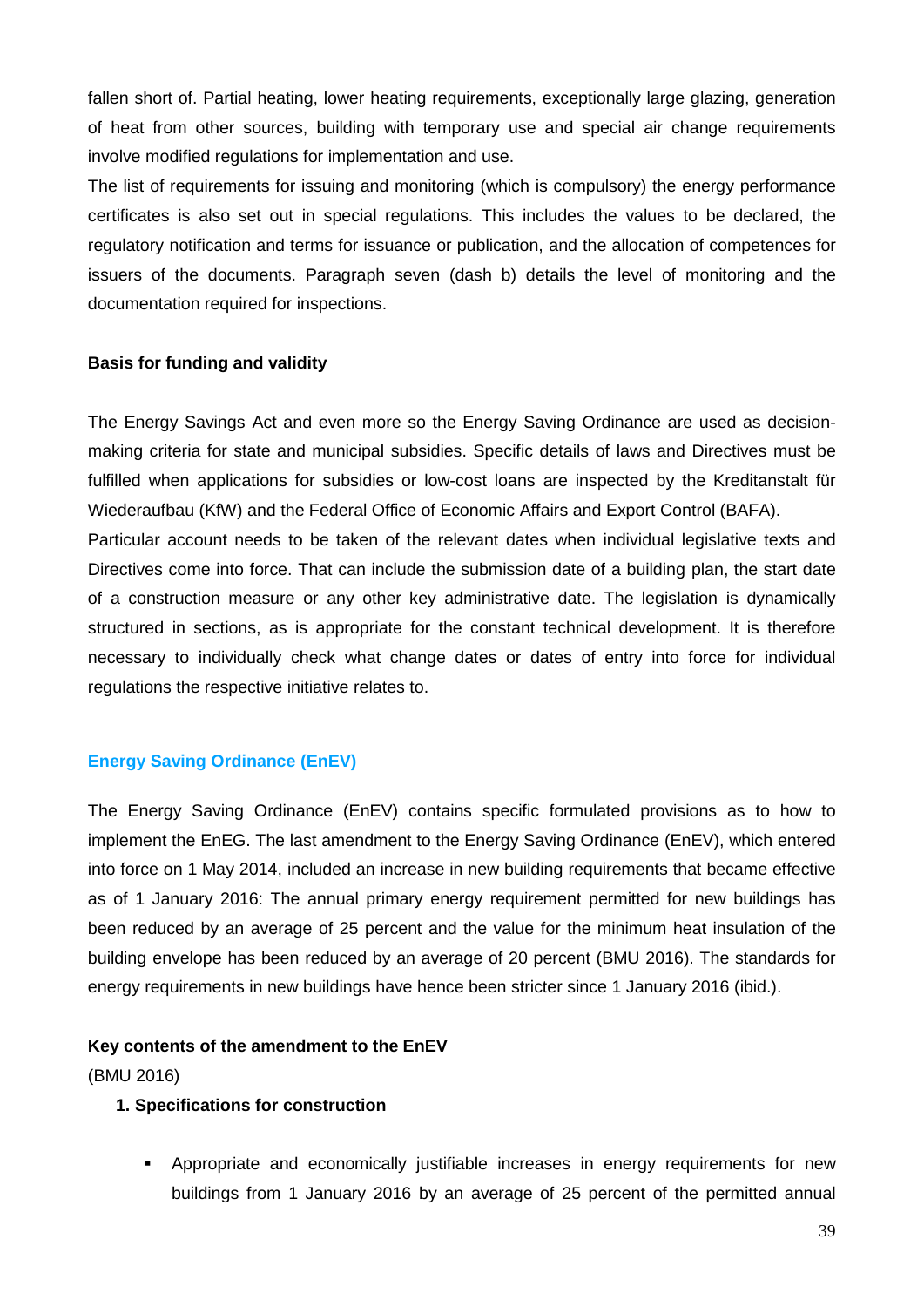fallen short of. Partial heating, lower heating requirements, exceptionally large glazing, generation of heat from other sources, building with temporary use and special air change requirements involve modified regulations for implementation and use.

The list of requirements for issuing and monitoring (which is compulsory) the energy performance certificates is also set out in special regulations. This includes the values to be declared, the regulatory notification and terms for issuance or publication, and the allocation of competences for issuers of the documents. Paragraph seven (dash b) details the level of monitoring and the documentation required for inspections.

**Basis for funding and validity**

The Energy Savings Act and even more so the Energy Saving Ordinance are used as decision-making criteria for state and municipal subsidies. Specific details of laws and Directives must be fulfilled when applications for subsidies or low-cost loans are inspected by the Kreditanstalt für Wiederaufbau (KfW) and the Federal Office of Economic Affairs and Export Control (BAFA).

Particular account needs to be taken of the relevant dates when individual legislative texts and Directives come into force. That can include the submission date of a building plan, the start date of a construction measure or any other key administrative date. The legislation is dynamically structured in sections, as is appropriate for the constant technical development. It is therefore necessary to individually check what change dates or dates of entry into force for individual regulations the respective initiative relates to.

## Energy Saving Ordinance (EnEV)

The Energy Saving Ordinance (EnEV) contains specific formulated provisions as to how to implement the EnEG. The last amendment to the Energy Saving Ordinance (EnEV), which entered into force on 1 May 2014, included an increase in new building requirements that became effective as of 1 January 2016: The annual primary energy requirement permitted for new buildings has been reduced by an average of 25 percent and the value for the minimum heat insulation of the building envelope has been reduced by an average of 20 percent (BMU 2016). The standards for energy requirements in new buildings have hence been stricter since 1 January 2016 (ibid.).

**Key contents of the amendment to the EnEV**

(BMU 2016)

**1. Specifications for construction**

- Appropriate and economically justifiable increases in energy requirements for new buildings from 1 January 2016 by an average of 25 percent of the permitted annual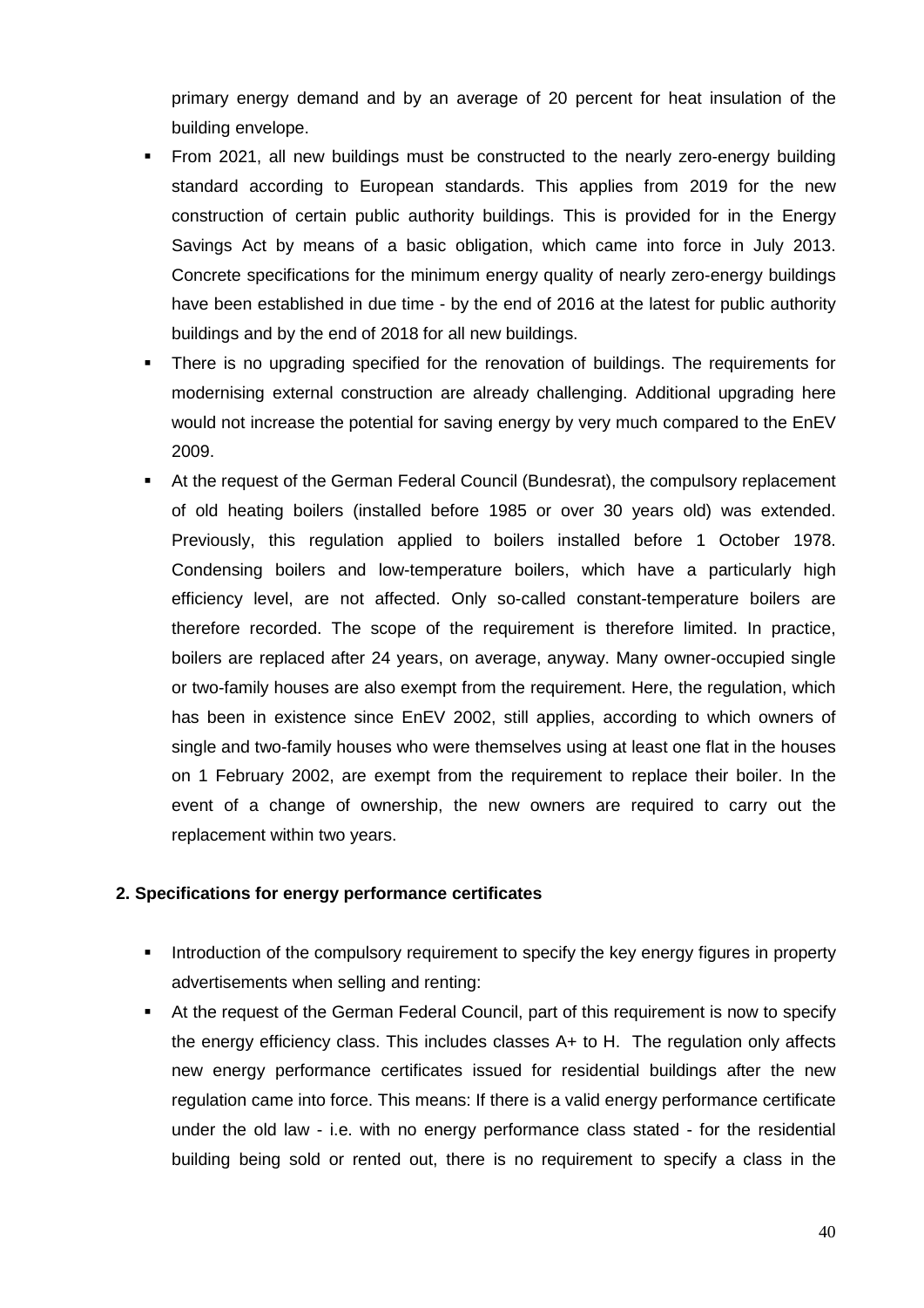primary energy demand and by an average of 20 percent for heat insulation of the building envelope.

- From 2021, all new buildings must be constructed to the nearly zero-energy building standard according to European standards. This applies from 2019 for the new construction of certain public authority buildings. This is provided for in the Energy Savings Act by means of a basic obligation, which came into force in July 2013. Concrete specifications for the minimum energy quality of nearly zero-energy buildings have been established in due time - by the end of 2016 at the latest for public authority buildings and by the end of 2018 for all new buildings.
- There is no upgrading specified for the renovation of buildings. The requirements for modernising external construction are already challenging. Additional upgrading here would not increase the potential for saving energy by very much compared to the EnEV 2009.
- At the request of the German Federal Council (Bundesrat), the compulsory replacement of old heating boilers (installed before 1985 or over 30 years old) was extended. Previously, this regulation applied to boilers installed before 1 October 1978. Condensing boilers and low-temperature boilers, which have a particularly high efficiency level, are not affected. Only so-called constant-temperature boilers are therefore recorded. The scope of the requirement is therefore limited. In practice, boilers are replaced after 24 years, on average, anyway. Many owner-occupied single or two-family houses are also exempt from the requirement. Here, the regulation, which has been in existence since EnEV 2002, still applies, according to which owners of single and two-family houses who were themselves using at least one flat in the houses on 1 February 2002, are exempt from the requirement to replace their boiler. In the event of a change of ownership, the new owners are required to carry out the replacement within two years.

**2. Specifications for energy performance certificates**

- Introduction of the compulsory requirement to specify the key energy figures in property advertisements when selling and renting:
- At the request of the German Federal Council, part of this requirement is now to specify the energy efficiency class. This includes classes A+ to H. The regulation only affects new energy performance certificates issued for residential buildings after the new regulation came into force. This means: If there is a valid energy performance certificate under the old law - i.e. with no energy performance class stated - for the residential building being sold or rented out, there is no requirement to specify a class in the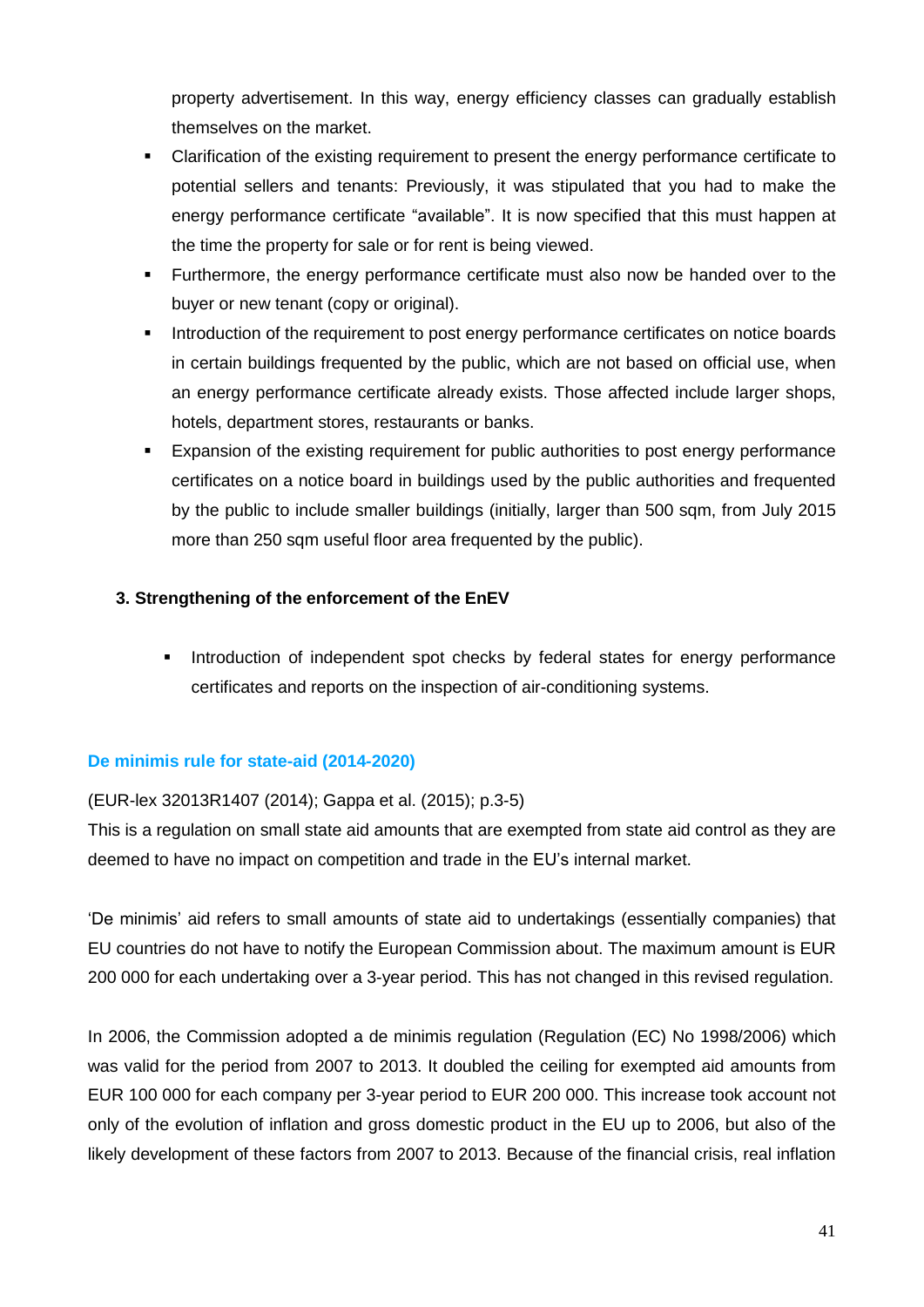property advertisement. In this way, energy efficiency classes can gradually establish themselves on the market.

- Clarification of the existing requirement to present the energy performance certificate to potential sellers and tenants: Previously, it was stipulated that you had to make the energy performance certificate "available". It is now specified that this must happen at the time the property for sale or for rent is being viewed.
- Furthermore, the energy performance certificate must also now be handed over to the buyer or new tenant (copy or original).
- Introduction of the requirement to post energy performance certificates on notice boards in certain buildings frequented by the public, which are not based on official use, when an energy performance certificate already exists. Those affected include larger shops, hotels, department stores, restaurants or banks.
- Expansion of the existing requirement for public authorities to post energy performance certificates on a notice board in buildings used by the public authorities and frequented by the public to include smaller buildings (initially, larger than 500 sqm, from July 2015 more than 250 sqm useful floor area frequented by the public).

**3. Strengthening of the enforcement of the EnEV**

- Introduction of independent spot checks by federal states for energy performance certificates and reports on the inspection of air-conditioning systems.

### De minimis rule for state-aid (2014-2020)

(EUR-lex 32013R1407 (2014); Gappa et al. (2015); p.3-5)
This is a regulation on small state aid amounts that are exempted from state aid control as they are deemed to have no impact on competition and trade in the EU's internal market.

'De minimis' aid refers to small amounts of state aid to undertakings (essentially companies) that EU countries do not have to notify the European Commission about. The maximum amount is EUR 200 000 for each undertaking over a 3-year period. This has not changed in this revised regulation.

In 2006, the Commission adopted a de minimis regulation (Regulation (EC) No 1998/2006) which was valid for the period from 2007 to 2013. It doubled the ceiling for exempted aid amounts from EUR 100 000 for each company per 3-year period to EUR 200 000. This increase took account not only of the evolution of inflation and gross domestic product in the EU up to 2006, but also of the likely development of these factors from 2007 to 2013. Because of the financial crisis, real inflation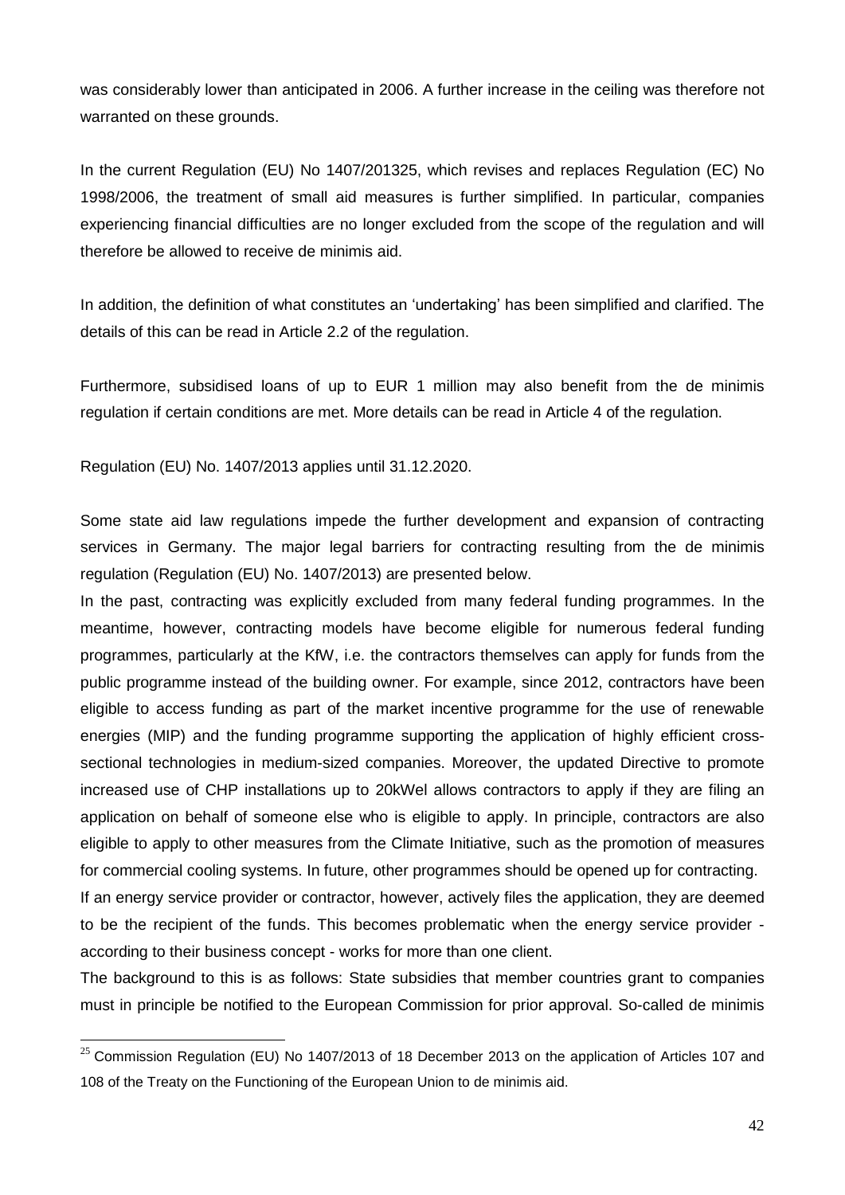was considerably lower than anticipated in 2006. A further increase in the ceiling was therefore not warranted on these grounds.

In the current Regulation (EU) No 1407/2013[25], which revises and replaces Regulation (EC) No 1998/2006, the treatment of small aid measures is further simplified. In particular, companies experiencing financial difficulties are no longer excluded from the scope of the regulation and will therefore be allowed to receive de minimis aid.

In addition, the definition of what constitutes an 'undertaking' has been simplified and clarified. The details of this can be read in Article 2.2 of the regulation.

Furthermore, subsidised loans of up to EUR 1 million may also benefit from the de minimis regulation if certain conditions are met. More details can be read in Article 4 of the regulation.

Regulation (EU) No. 1407/2013 applies until 31.12.2020.

Some state aid law regulations impede the further development and expansion of contracting services in Germany. The major legal barriers for contracting resulting from the de minimis regulation (Regulation (EU) No. 1407/2013) are presented below.

In the past, contracting was explicitly excluded from many federal funding programmes. In the meantime, however, contracting models have become eligible for numerous federal funding programmes, particularly at the KfW, i.e. the contractors themselves can apply for funds from the public programme instead of the building owner. For example, since 2012, contractors have been eligible to access funding as part of the market incentive programme for the use of renewable energies (MIP) and the funding programme supporting the application of highly efficient cross-sectional technologies in medium-sized companies. Moreover, the updated Directive to promote increased use of CHP installations up to 20kWel allows contractors to apply if they are filing an application on behalf of someone else who is eligible to apply. In principle, contractors are also eligible to apply to other measures from the Climate Initiative, such as the promotion of measures for commercial cooling systems. In future, other programmes should be opened up for contracting.

If an energy service provider or contractor, however, actively files the application, they are deemed to be the recipient of the funds. This becomes problematic when the energy service provider - according to their business concept - works for more than one client.

The background to this is as follows: State subsidies that member countries grant to companies must in principle be notified to the European Commission for prior approval. So-called de minimis

[25] Commission Regulation (EU) No 1407/2013 of 18 December 2013 on the application of Articles 107 and 108 of the Treaty on the Functioning of the European Union to de minimis aid.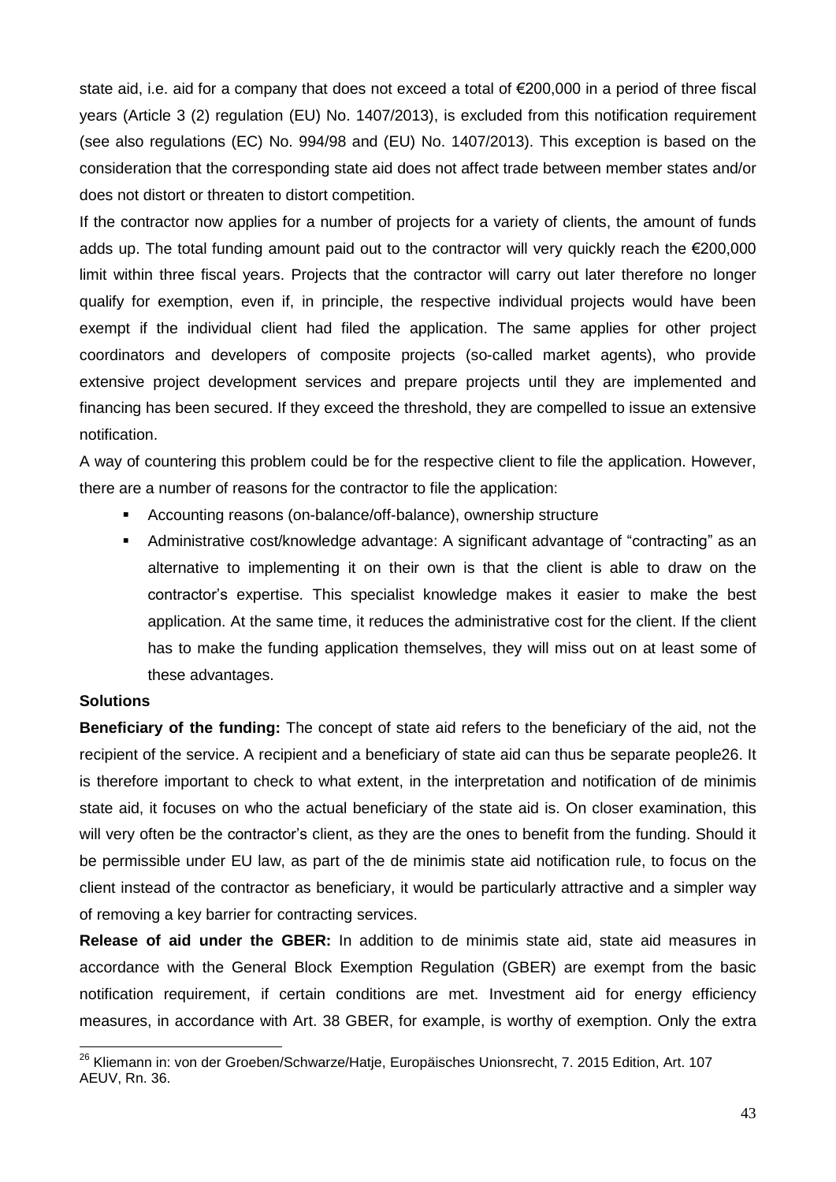state aid, i.e. aid for a company that does not exceed a total of €200,000 in a period of three fiscal years (Article 3 (2) regulation (EU) No. 1407/2013), is excluded from this notification requirement (see also regulations (EC) No. 994/98 and (EU) No. 1407/2013). This exception is based on the consideration that the corresponding state aid does not affect trade between member states and/or does not distort or threaten to distort competition.

If the contractor now applies for a number of projects for a variety of clients, the amount of funds adds up. The total funding amount paid out to the contractor will very quickly reach the €200,000 limit within three fiscal years. Projects that the contractor will carry out later therefore no longer qualify for exemption, even if, in principle, the respective individual projects would have been exempt if the individual client had filed the application. The same applies for other project coordinators and developers of composite projects (so-called market agents), who provide extensive project development services and prepare projects until they are implemented and financing has been secured. If they exceed the threshold, they are compelled to issue an extensive notification.

A way of countering this problem could be for the respective client to file the application. However, there are a number of reasons for the contractor to file the application:

- Accounting reasons (on-balance/off-balance), ownership structure
- Administrative cost/knowledge advantage: A significant advantage of "contracting" as an alternative to implementing it on their own is that the client is able to draw on the contractor's expertise. This specialist knowledge makes it easier to make the best application. At the same time, it reduces the administrative cost for the client. If the client has to make the funding application themselves, they will miss out on at least some of these advantages.

**Solutions**

**Beneficiary of the funding:** The concept of state aid refers to the beneficiary of the aid, not the recipient of the service. A recipient and a beneficiary of state aid can thus be separate people[26]. It is therefore important to check to what extent, in the interpretation and notification of de minimis state aid, it focuses on who the actual beneficiary of the state aid is. On closer examination, this will very often be the contractor's client, as they are the ones to benefit from the funding. Should it be permissible under EU law, as part of the de minimis state aid notification rule, to focus on the client instead of the contractor as beneficiary, it would be particularly attractive and a simpler way of removing a key barrier for contracting services.

**Release of aid under the GBER:** In addition to de minimis state aid, state aid measures in accordance with the General Block Exemption Regulation (GBER) are exempt from the basic notification requirement, if certain conditions are met. Investment aid for energy efficiency measures, in accordance with Art. 38 GBER, for example, is worthy of exemption. Only the extra

[26] Kliemann in: von der Groeben/Schwarze/Hatje, Europäisches Unionsrecht, 7. 2015 Edition, Art. 107 AEUV, Rn. 36.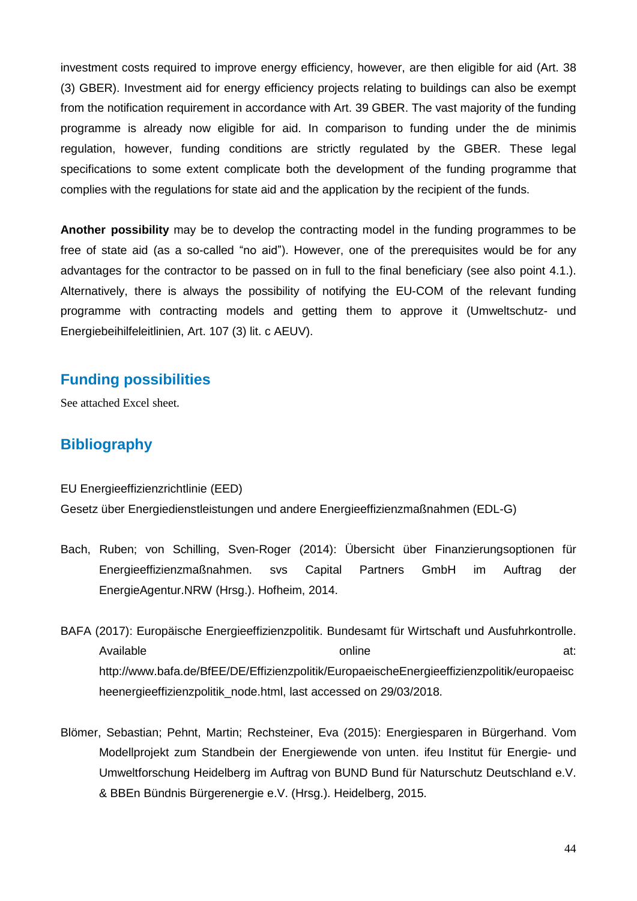investment costs required to improve energy efficiency, however, are then eligible for aid (Art. 38 (3) GBER). Investment aid for energy efficiency projects relating to buildings can also be exempt from the notification requirement in accordance with Art. 39 GBER. The vast majority of the funding programme is already now eligible for aid. In comparison to funding under the de minimis regulation, however, funding conditions are strictly regulated by the GBER. These legal specifications to some extent complicate both the development of the funding programme that complies with the regulations for state aid and the application by the recipient of the funds.

**Another possibility** may be to develop the contracting model in the funding programmes to be free of state aid (as a so-called "no aid"). However, one of the prerequisites would be for any advantages for the contractor to be passed on in full to the final beneficiary (see also point 4.1.). Alternatively, there is always the possibility of notifying the EU-COM of the relevant funding programme with contracting models and getting them to approve it (Umweltschutz- und Energiebeihilfeleitlinien, Art. 107 (3) lit. c AEUV).

## Funding possibilities

See attached Excel sheet.

## Bibliography

EU Energieeffizienzrichtlinie (EED)

Gesetz über Energiedienstleistungen und andere Energieeffizienzmaßnahmen (EDL-G)

Bach, Ruben; von Schilling, Sven-Roger (2014): Übersicht über Finanzierungsoptionen für Energieeffizienzmaßnahmen. svs Capital Partners GmbH im Auftrag der EnergieAgentur.NRW (Hrsg.). Hofheim, 2014.

BAFA (2017): Europäische Energieeffizienzpolitik. Bundesamt für Wirtschaft und Ausfuhrkontrolle. Available online at: http://www.bafa.de/BfEE/DE/Effizienzpolitik/EuropaeischeEnergieeffizienzpolitik/europaeischeenergieeffizienzpolitik_node.html, last accessed on 29/03/2018.

Blömer, Sebastian; Pehnt, Martin; Rechsteiner, Eva (2015): Energiesparen in Bürgerhand. Vom Modellprojekt zum Standbein der Energiewende von unten. ifeu Institut für Energie- und Umweltforschung Heidelberg im Auftrag von BUND Bund für Naturschutz Deutschland e.V. & BBEn Bündnis Bürgerenergie e.V. (Hrsg.). Heidelberg, 2015.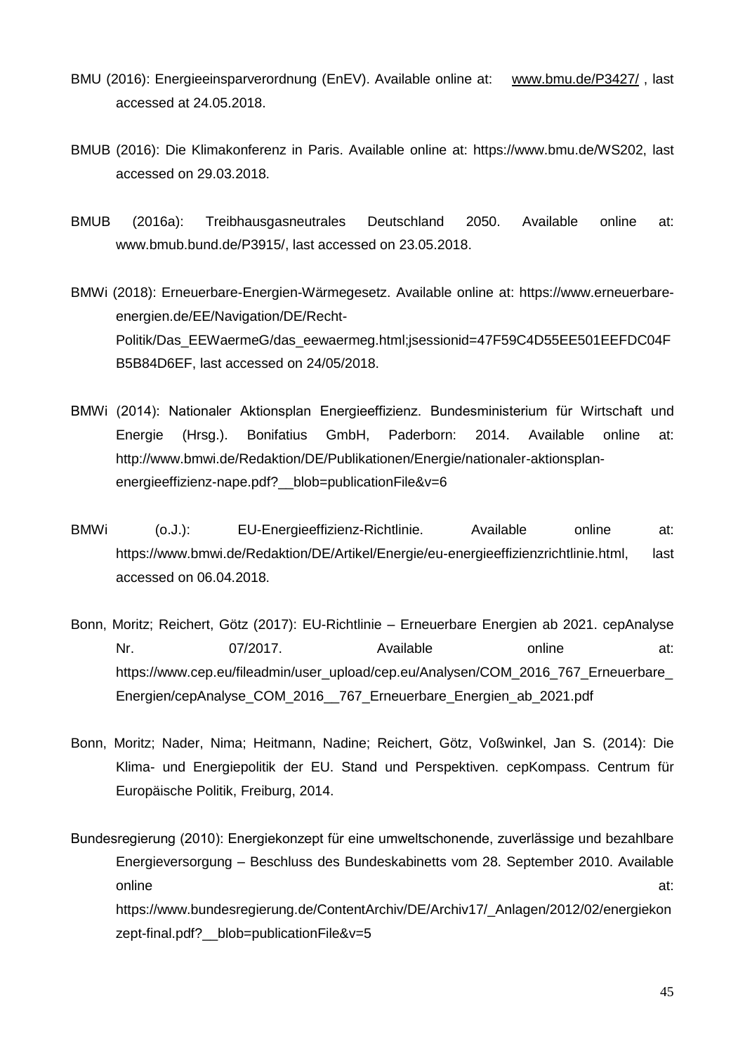BMU (2016): Energieeinsparverordnung (EnEV). Available online at: www.bmu.de/P3427/ , last accessed at 24.05.2018.

BMUB (2016): Die Klimakonferenz in Paris. Available online at: https://www.bmu.de/WS202, last accessed on 29.03.2018.

BMUB (2016a): Treibhausgasneutrales Deutschland 2050. Available online at: www.bmub.bund.de/P3915/, last accessed on 23.05.2018.

BMWi (2018): Erneuerbare-Energien-Wärmegesetz. Available online at: https://www.erneuerbare-energien.de/EE/Navigation/DE/Recht-Politik/Das_EEWaermeG/das_eewaermeg.html;jsessionid=47F59C4D55EE501EEFDC04FB5B84D6EF, last accessed on 24/05/2018.

BMWi (2014): Nationaler Aktionsplan Energieeffizienz. Bundesministerium für Wirtschaft und Energie (Hrsg.). Bonifatius GmbH, Paderborn: 2014. Available online at: http://www.bmwi.de/Redaktion/DE/Publikationen/Energie/nationaler-aktionsplan-energieeffizienz-nape.pdf?__blob=publicationFile&v=6

BMWi (o.J.): EU-Energieeffizienz-Richtlinie. Available online at: https://www.bmwi.de/Redaktion/DE/Artikel/Energie/eu-energieeffizienzrichtlinie.html, last accessed on 06.04.2018.

Bonn, Moritz; Reichert, Götz (2017): EU-Richtlinie – Erneuerbare Energien ab 2021. cepAnalyse Nr. 07/2017. Available online at: https://www.cep.eu/fileadmin/user_upload/cep.eu/Analysen/COM_2016_767_Erneuerbare_Energien/cepAnalyse_COM_2016__767_Erneuerbare_Energien_ab_2021.pdf

Bonn, Moritz; Nader, Nima; Heitmann, Nadine; Reichert, Götz, Voßwinkel, Jan S. (2014): Die Klima- und Energiepolitik der EU. Stand und Perspektiven. cepKompass. Centrum für Europäische Politik, Freiburg, 2014.

Bundesregierung (2010): Energiekonzept für eine umweltschonende, zuverlässige und bezahlbare Energieversorgung – Beschluss des Bundeskabinetts vom 28. September 2010. Available online at: https://www.bundesregierung.de/ContentArchiv/DE/Archiv17/_Anlagen/2012/02/energiekonzept-final.pdf?__blob=publicationFile&v=5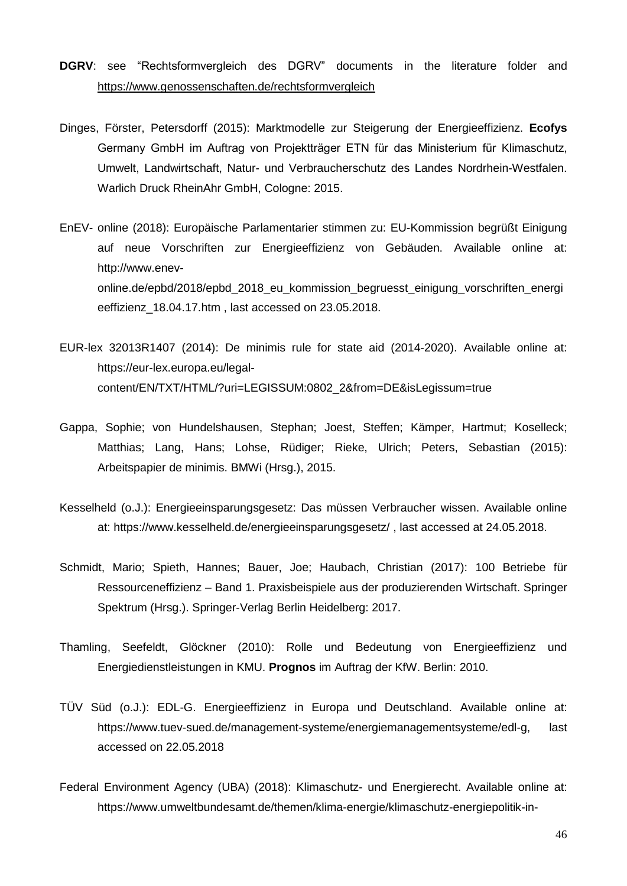**DGRV**: see “Rechtsformvergleich des DGRV” documents in the literature folder and https://www.genossenschaften.de/rechtsformvergleich

Dinges, Förster, Petersdorff (2015): Marktmodelle zur Steigerung der Energieeffizienz. **Ecofys** Germany GmbH im Auftrag von Projektträger ETN für das Ministerium für Klimaschutz, Umwelt, Landwirtschaft, Natur- und Verbraucherschutz des Landes Nordrhein-Westfalen. Warlich Druck RheinAhr GmbH, Cologne: 2015.

EnEV- online (2018): Europäische Parlamentarier stimmen zu: EU-Kommission begrüßt Einigung auf neue Vorschriften zur Energieeffizienz von Gebäuden. Available online at: http://www.enev-online.de/epbd/2018/epbd_2018_eu_kommission_begruesst_einigung_vorschriften_energieeffizienz_18.04.17.htm , last accessed on 23.05.2018.

EUR-lex 32013R1407 (2014): De minimis rule for state aid (2014-2020). Available online at: https://eur-lex.europa.eu/legal-content/EN/TXT/HTML/?uri=LEGISSUM:0802_2&from=DE&isLegissum=true

Gappa, Sophie; von Hundelshausen, Stephan; Joest, Steffen; Kämper, Hartmut; Koselleck; Matthias; Lang, Hans; Lohse, Rüdiger; Rieke, Ulrich; Peters, Sebastian (2015): Arbeitspapier de minimis. BMWi (Hrsg.), 2015.

Kesselheld (o.J.): Energieeinsparungsgesetz: Das müssen Verbraucher wissen. Available online at: https://www.kesselheld.de/energieeinsparungsgesetz/ , last accessed at 24.05.2018.

Schmidt, Mario; Spieth, Hannes; Bauer, Joe; Haubach, Christian (2017): 100 Betriebe für Ressourceneffizienz – Band 1. Praxisbeispiele aus der produzierenden Wirtschaft. Springer Spektrum (Hrsg.). Springer-Verlag Berlin Heidelberg: 2017.

Thamling, Seefeldt, Glöckner (2010): Rolle und Bedeutung von Energieeffizienz und Energiedienstleistungen in KMU. **Prognos** im Auftrag der KfW. Berlin: 2010.

TÜV Süd (o.J.): EDL-G. Energieeffizienz in Europa und Deutschland. Available online at: https://www.tuev-sued.de/management-systeme/energiemanagementsysteme/edl-g, last accessed on 22.05.2018

Federal Environment Agency (UBA) (2018): Klimaschutz- und Energierecht. Available online at: https://www.umweltbundesamt.de/themen/klima-energie/klimaschutz-energiepolitik-in-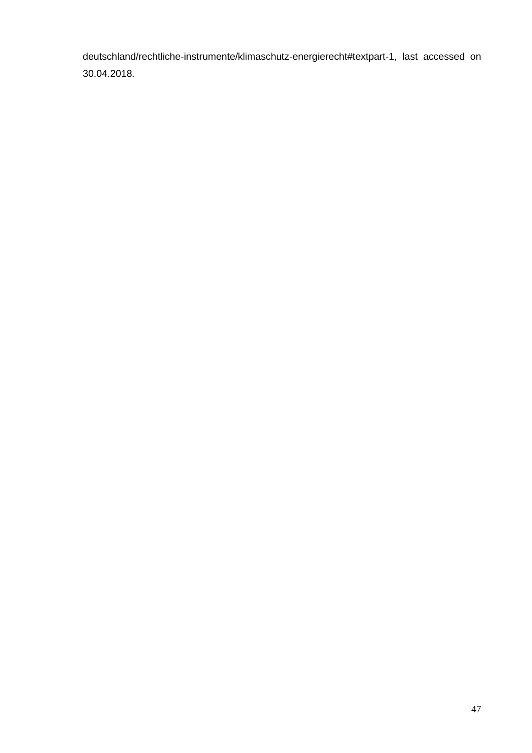deutschland/rechtliche-instrumente/klimaschutz-energierecht#textpart-1, last accessed on 30.04.2018.